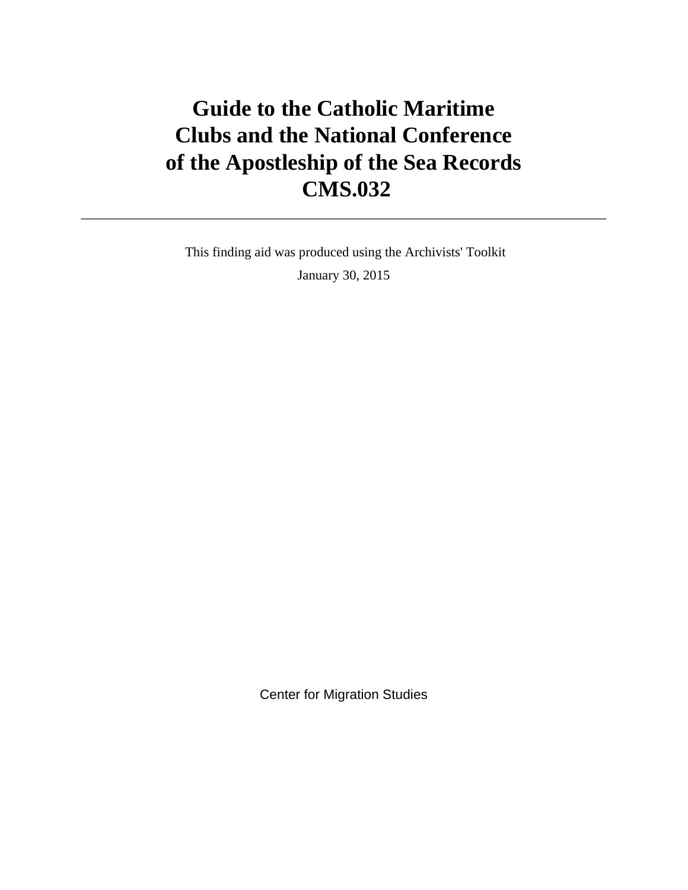# Guide to the Catholic Maritime Clubs and the National Conference of the Apostleship of the Sea Records CMS.032

---

This finding aid was produced using the Archivists' Toolkit

January 30, 2015

Center for Migration Studies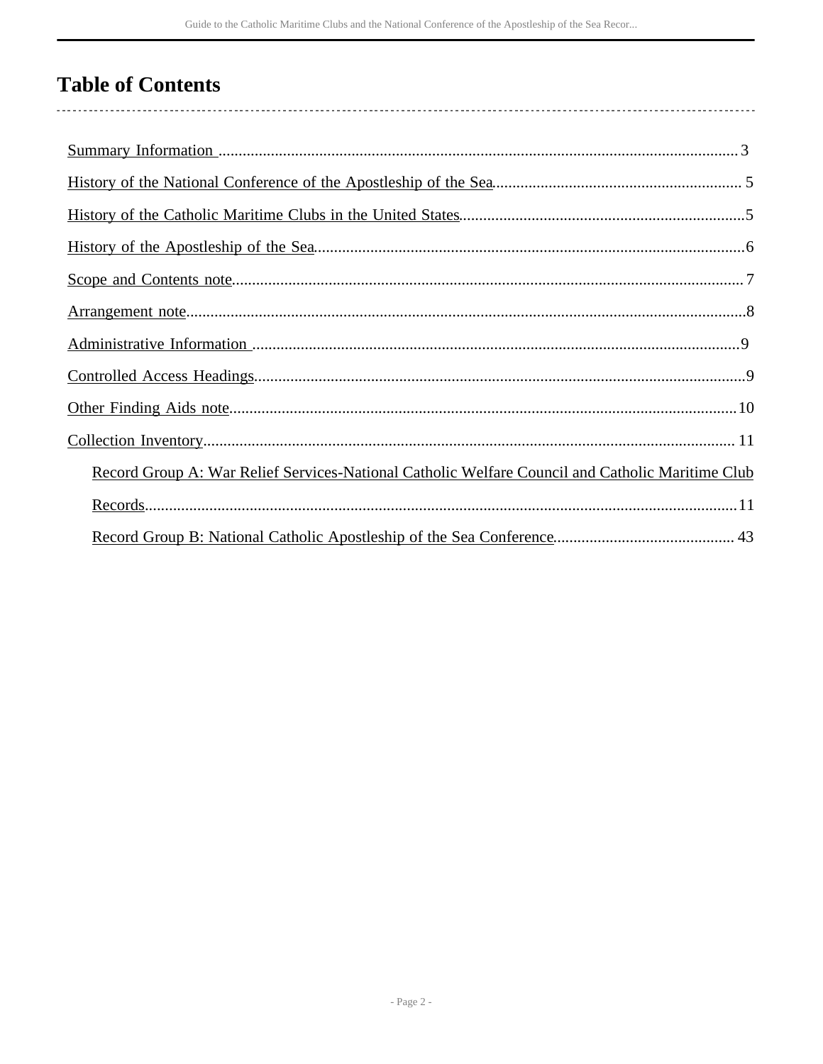# Table of Contents

- Summary Information ........ 3
- History of the National Conference of the Apostleship of the Sea........ 5
- History of the Catholic Maritime Clubs in the United States........ 5
- History of the Apostleship of the Sea........ 6
- Scope and Contents note........ 7
- Arrangement note........ 8
- Administrative Information ........ 9
- Controlled Access Headings........ 9
- Other Finding Aids note........ 10
- Collection Inventory........ 11
  - Record Group A: War Relief Services-National Catholic Welfare Council and Catholic Maritime Club Records........ 11
  - Record Group B: National Catholic Apostleship of the Sea Conference........ 43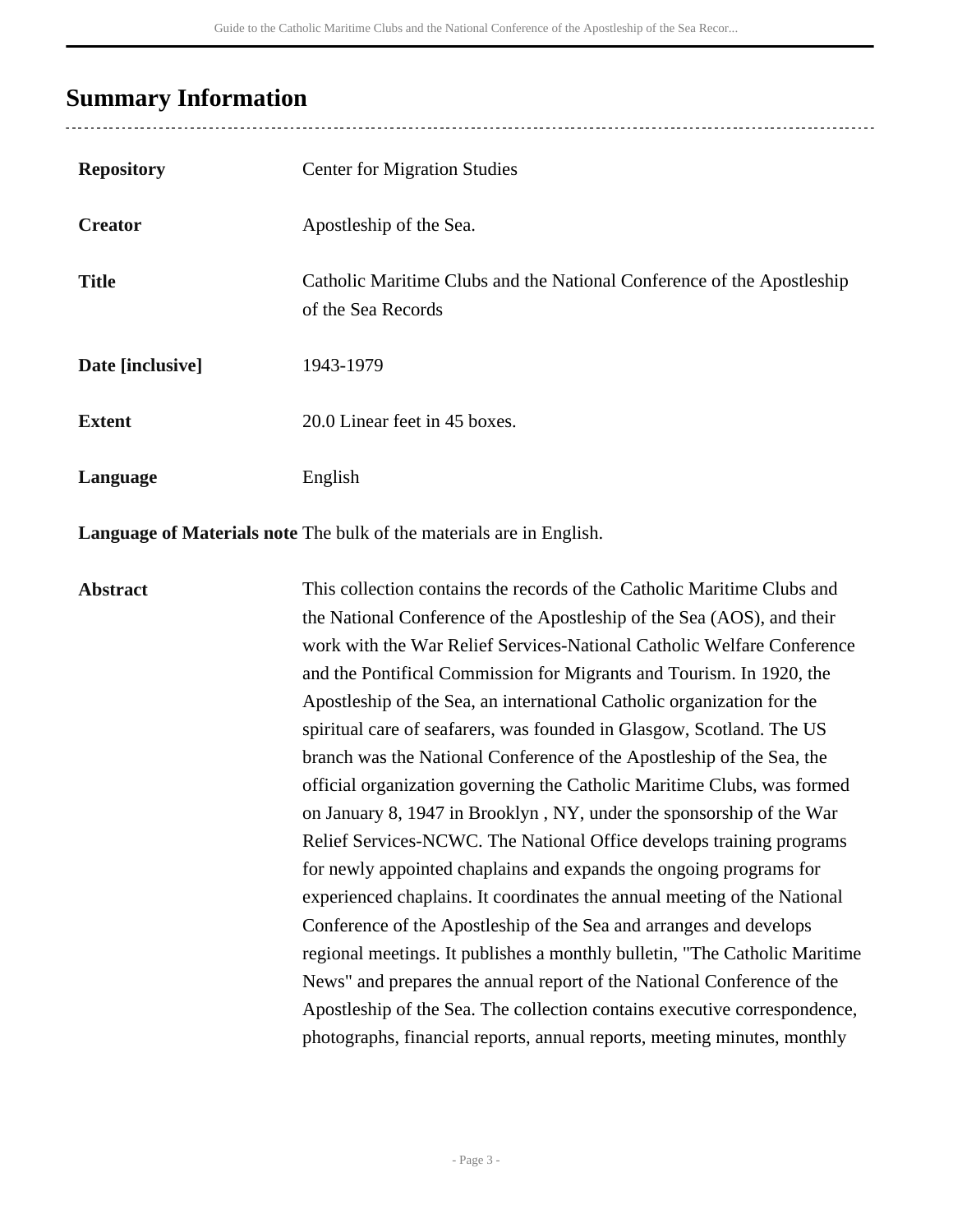## Summary Information

| | |
|---|---|
| **Repository** | Center for Migration Studies |
| **Creator** | Apostleship of the Sea. |
| **Title** | Catholic Maritime Clubs and the National Conference of the Apostleship of the Sea Records |
| **Date [inclusive]** | 1943-1979 |
| **Extent** | 20.0 Linear feet in 45 boxes. |
| **Language** | English |
| **Language of Materials note** | The bulk of the materials are in English. |
| **Abstract** | This collection contains the records of the Catholic Maritime Clubs and the National Conference of the Apostleship of the Sea (AOS), and their work with the War Relief Services-National Catholic Welfare Conference and the Pontifical Commission for Migrants and Tourism. In 1920, the Apostleship of the Sea, an international Catholic organization for the spiritual care of seafarers, was founded in Glasgow, Scotland. The US branch was the National Conference of the Apostleship of the Sea, the official organization governing the Catholic Maritime Clubs, was formed on January 8, 1947 in Brooklyn , NY, under the sponsorship of the War Relief Services-NCWC. The National Office develops training programs for newly appointed chaplains and expands the ongoing programs for experienced chaplains. It coordinates the annual meeting of the National Conference of the Apostleship of the Sea and arranges and develops regional meetings. It publishes a monthly bulletin, "The Catholic Maritime News" and prepares the annual report of the National Conference of the Apostleship of the Sea. The collection contains executive correspondence, photographs, financial reports, annual reports, meeting minutes, monthly |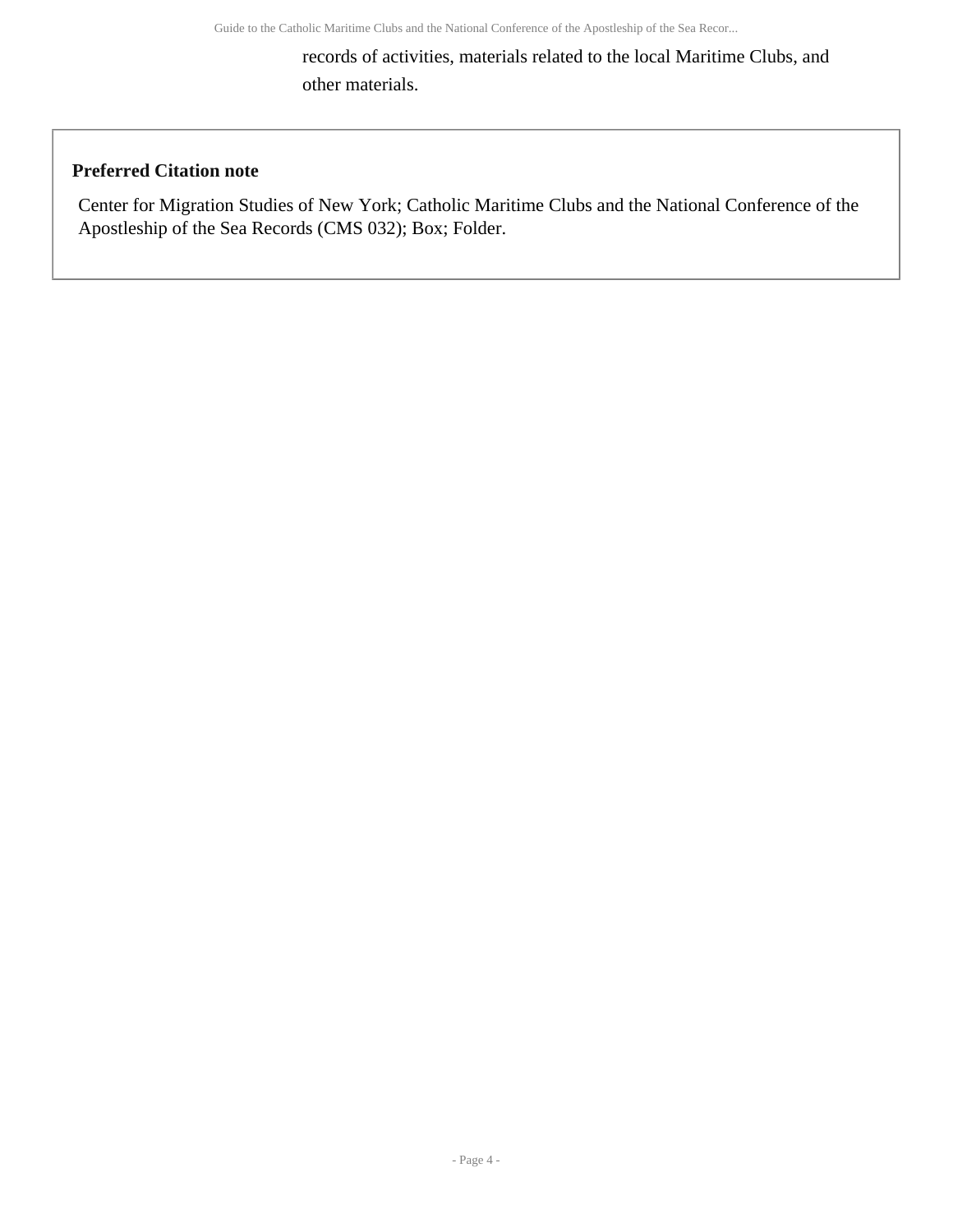records of activities, materials related to the local Maritime Clubs, and other materials.

**Preferred Citation note**

Center for Migration Studies of New York; Catholic Maritime Clubs and the National Conference of the Apostleship of the Sea Records (CMS 032); Box; Folder.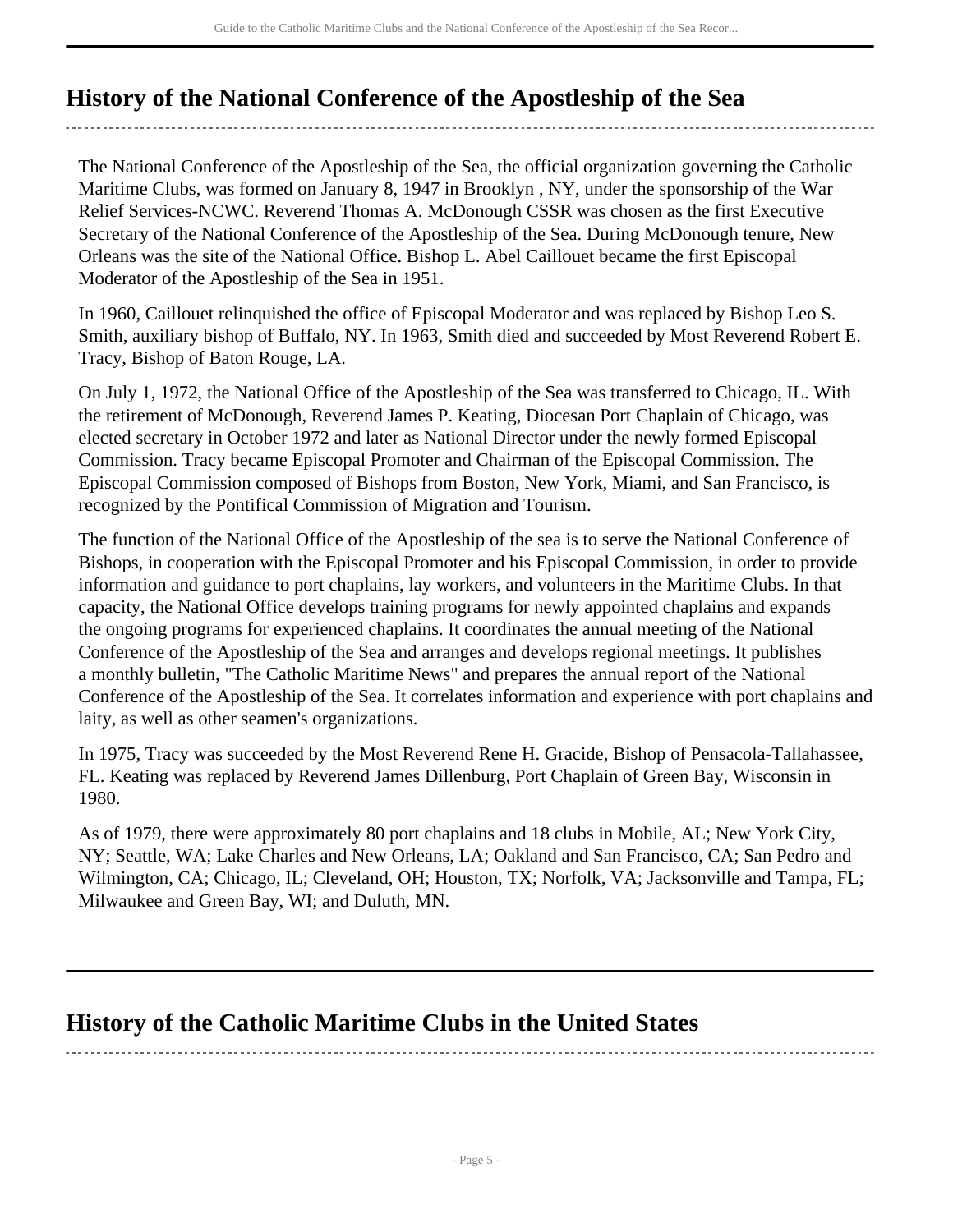## History of the National Conference of the Apostleship of the Sea

The National Conference of the Apostleship of the Sea, the official organization governing the Catholic Maritime Clubs, was formed on January 8, 1947 in Brooklyn , NY, under the sponsorship of the War Relief Services-NCWC. Reverend Thomas A. McDonough CSSR was chosen as the first Executive Secretary of the National Conference of the Apostleship of the Sea. During McDonough tenure, New Orleans was the site of the National Office. Bishop L. Abel Caillouet became the first Episcopal Moderator of the Apostleship of the Sea in 1951.

In 1960, Caillouet relinquished the office of Episcopal Moderator and was replaced by Bishop Leo S. Smith, auxiliary bishop of Buffalo, NY. In 1963, Smith died and succeeded by Most Reverend Robert E. Tracy, Bishop of Baton Rouge, LA.

On July 1, 1972, the National Office of the Apostleship of the Sea was transferred to Chicago, IL. With the retirement of McDonough, Reverend James P. Keating, Diocesan Port Chaplain of Chicago, was elected secretary in October 1972 and later as National Director under the newly formed Episcopal Commission. Tracy became Episcopal Promoter and Chairman of the Episcopal Commission. The Episcopal Commission composed of Bishops from Boston, New York, Miami, and San Francisco, is recognized by the Pontifical Commission of Migration and Tourism.

The function of the National Office of the Apostleship of the sea is to serve the National Conference of Bishops, in cooperation with the Episcopal Promoter and his Episcopal Commission, in order to provide information and guidance to port chaplains, lay workers, and volunteers in the Maritime Clubs. In that capacity, the National Office develops training programs for newly appointed chaplains and expands the ongoing programs for experienced chaplains. It coordinates the annual meeting of the National Conference of the Apostleship of the Sea and arranges and develops regional meetings. It publishes a monthly bulletin, "The Catholic Maritime News" and prepares the annual report of the National Conference of the Apostleship of the Sea. It correlates information and experience with port chaplains and laity, as well as other seamen's organizations.

In 1975, Tracy was succeeded by the Most Reverend Rene H. Gracide, Bishop of Pensacola-Tallahassee, FL. Keating was replaced by Reverend James Dillenburg, Port Chaplain of Green Bay, Wisconsin in 1980.

As of 1979, there were approximately 80 port chaplains and 18 clubs in Mobile, AL; New York City, NY; Seattle, WA; Lake Charles and New Orleans, LA; Oakland and San Francisco, CA; San Pedro and Wilmington, CA; Chicago, IL; Cleveland, OH; Houston, TX; Norfolk, VA; Jacksonville and Tampa, FL; Milwaukee and Green Bay, WI; and Duluth, MN.

## History of the Catholic Maritime Clubs in the United States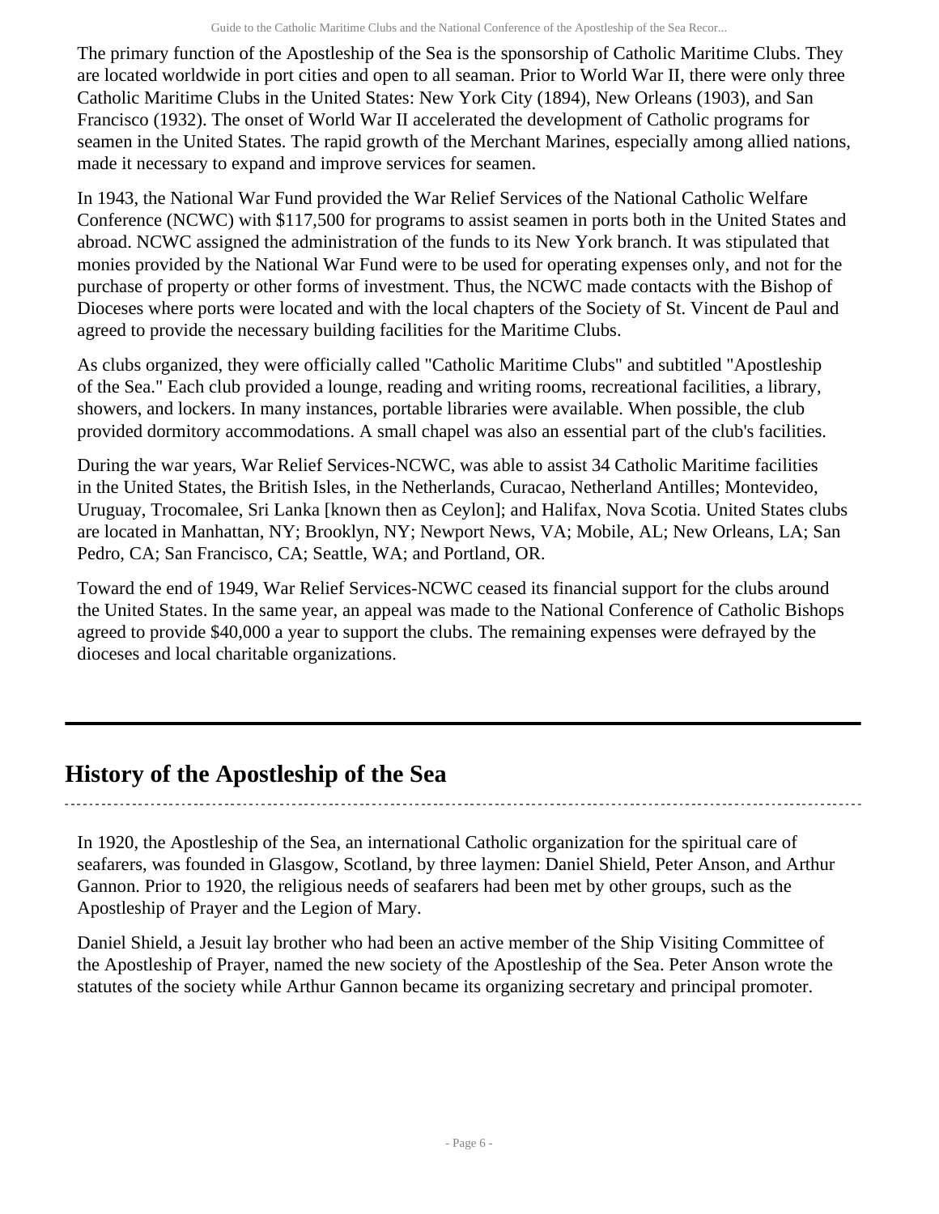The primary function of the Apostleship of the Sea is the sponsorship of Catholic Maritime Clubs. They are located worldwide in port cities and open to all seaman. Prior to World War II, there were only three Catholic Maritime Clubs in the United States: New York City (1894), New Orleans (1903), and San Francisco (1932). The onset of World War II accelerated the development of Catholic programs for seamen in the United States. The rapid growth of the Merchant Marines, especially among allied nations, made it necessary to expand and improve services for seamen.

In 1943, the National War Fund provided the War Relief Services of the National Catholic Welfare Conference (NCWC) with $117,500 for programs to assist seamen in ports both in the United States and abroad. NCWC assigned the administration of the funds to its New York branch. It was stipulated that monies provided by the National War Fund were to be used for operating expenses only, and not for the purchase of property or other forms of investment. Thus, the NCWC made contacts with the Bishop of Dioceses where ports were located and with the local chapters of the Society of St. Vincent de Paul and agreed to provide the necessary building facilities for the Maritime Clubs.

As clubs organized, they were officially called "Catholic Maritime Clubs" and subtitled "Apostleship of the Sea." Each club provided a lounge, reading and writing rooms, recreational facilities, a library, showers, and lockers. In many instances, portable libraries were available. When possible, the club provided dormitory accommodations. A small chapel was also an essential part of the club's facilities.

During the war years, War Relief Services-NCWC, was able to assist 34 Catholic Maritime facilities in the United States, the British Isles, in the Netherlands, Curacao, Netherland Antilles; Montevideo, Uruguay, Trocomalee, Sri Lanka [known then as Ceylon]; and Halifax, Nova Scotia. United States clubs are located in Manhattan, NY; Brooklyn, NY; Newport News, VA; Mobile, AL; New Orleans, LA; San Pedro, CA; San Francisco, CA; Seattle, WA; and Portland, OR.

Toward the end of 1949, War Relief Services-NCWC ceased its financial support for the clubs around the United States. In the same year, an appeal was made to the National Conference of Catholic Bishops agreed to provide $40,000 a year to support the clubs. The remaining expenses were defrayed by the dioceses and local charitable organizations.

## History of the Apostleship of the Sea

In 1920, the Apostleship of the Sea, an international Catholic organization for the spiritual care of seafarers, was founded in Glasgow, Scotland, by three laymen: Daniel Shield, Peter Anson, and Arthur Gannon. Prior to 1920, the religious needs of seafarers had been met by other groups, such as the Apostleship of Prayer and the Legion of Mary.

Daniel Shield, a Jesuit lay brother who had been an active member of the Ship Visiting Committee of the Apostleship of Prayer, named the new society of the Apostleship of the Sea. Peter Anson wrote the statutes of the society while Arthur Gannon became its organizing secretary and principal promoter.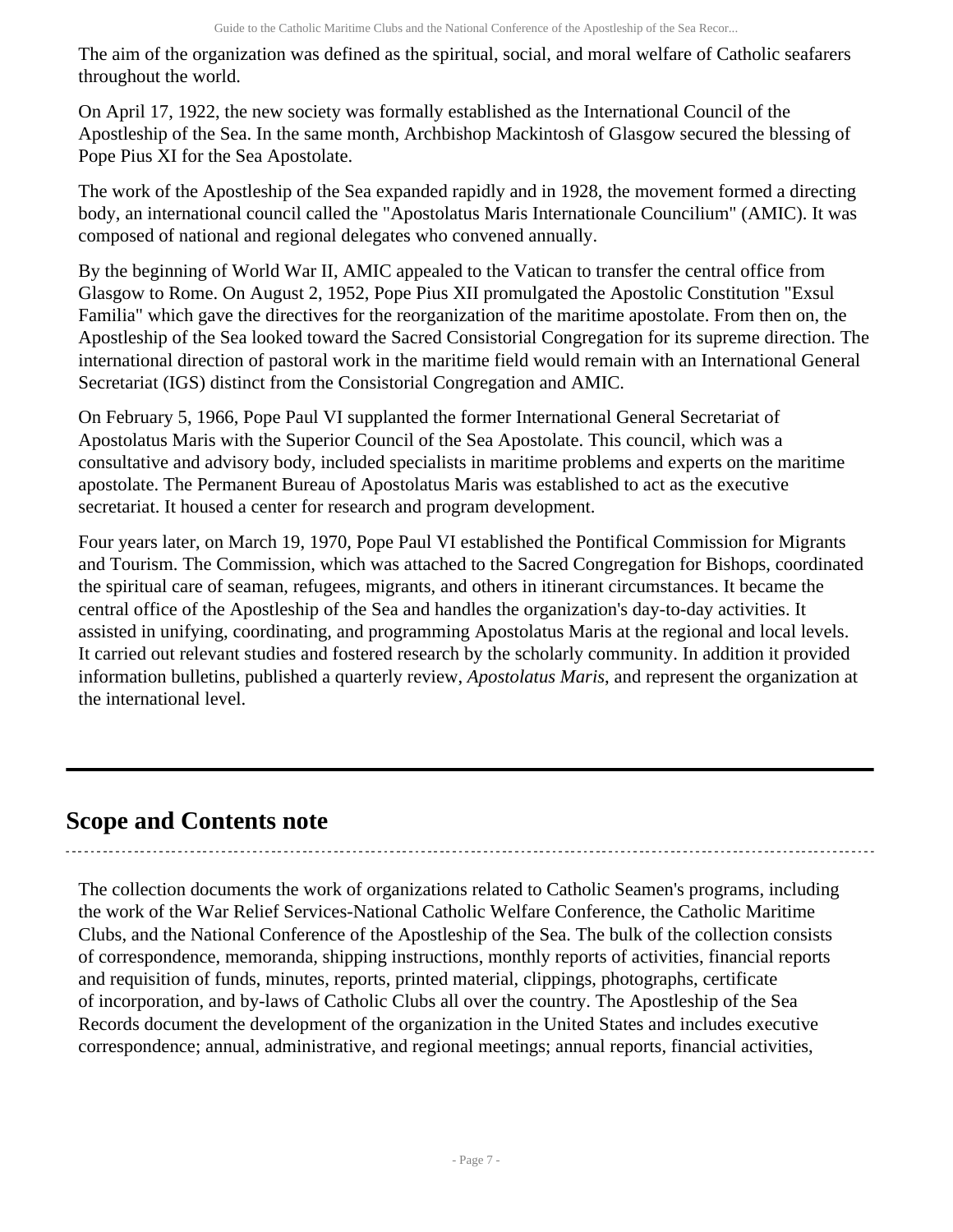The aim of the organization was defined as the spiritual, social, and moral welfare of Catholic seafarers throughout the world.

On April 17, 1922, the new society was formally established as the International Council of the Apostleship of the Sea. In the same month, Archbishop Mackintosh of Glasgow secured the blessing of Pope Pius XI for the Sea Apostolate.

The work of the Apostleship of the Sea expanded rapidly and in 1928, the movement formed a directing body, an international council called the "Apostolatus Maris Internationale Councilium" (AMIC). It was composed of national and regional delegates who convened annually.

By the beginning of World War II, AMIC appealed to the Vatican to transfer the central office from Glasgow to Rome. On August 2, 1952, Pope Pius XII promulgated the Apostolic Constitution "Exsul Familia" which gave the directives for the reorganization of the maritime apostolate. From then on, the Apostleship of the Sea looked toward the Sacred Consistorial Congregation for its supreme direction. The international direction of pastoral work in the maritime field would remain with an International General Secretariat (IGS) distinct from the Consistorial Congregation and AMIC.

On February 5, 1966, Pope Paul VI supplanted the former International General Secretariat of Apostolatus Maris with the Superior Council of the Sea Apostolate. This council, which was a consultative and advisory body, included specialists in maritime problems and experts on the maritime apostolate. The Permanent Bureau of Apostolatus Maris was established to act as the executive secretariat. It housed a center for research and program development.

Four years later, on March 19, 1970, Pope Paul VI established the Pontifical Commission for Migrants and Tourism. The Commission, which was attached to the Sacred Congregation for Bishops, coordinated the spiritual care of seaman, refugees, migrants, and others in itinerant circumstances. It became the central office of the Apostleship of the Sea and handles the organization's day-to-day activities. It assisted in unifying, coordinating, and programming Apostolatus Maris at the regional and local levels. It carried out relevant studies and fostered research by the scholarly community. In addition it provided information bulletins, published a quarterly review, *Apostolatus Maris*, and represent the organization at the international level.

## Scope and Contents note

The collection documents the work of organizations related to Catholic Seamen's programs, including the work of the War Relief Services-National Catholic Welfare Conference, the Catholic Maritime Clubs, and the National Conference of the Apostleship of the Sea. The bulk of the collection consists of correspondence, memoranda, shipping instructions, monthly reports of activities, financial reports and requisition of funds, minutes, reports, printed material, clippings, photographs, certificate of incorporation, and by-laws of Catholic Clubs all over the country. The Apostleship of the Sea Records document the development of the organization in the United States and includes executive correspondence; annual, administrative, and regional meetings; annual reports, financial activities,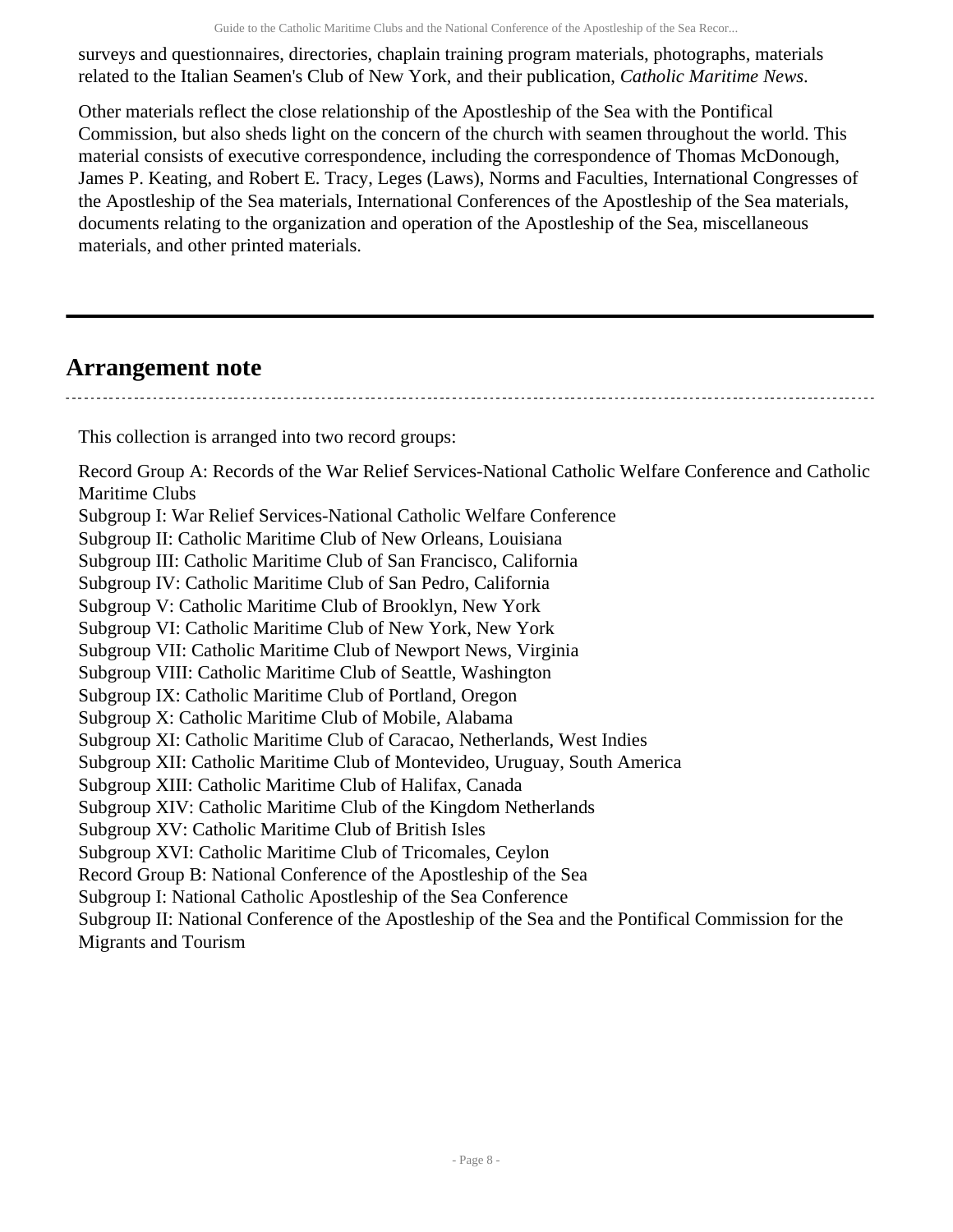surveys and questionnaires, directories, chaplain training program materials, photographs, materials related to the Italian Seamen's Club of New York, and their publication, *Catholic Maritime News*.

Other materials reflect the close relationship of the Apostleship of the Sea with the Pontifical Commission, but also sheds light on the concern of the church with seamen throughout the world. This material consists of executive correspondence, including the correspondence of Thomas McDonough, James P. Keating, and Robert E. Tracy, Leges (Laws), Norms and Faculties, International Congresses of the Apostleship of the Sea materials, International Conferences of the Apostleship of the Sea materials, documents relating to the organization and operation of the Apostleship of the Sea, miscellaneous materials, and other printed materials.

## Arrangement note

This collection is arranged into two record groups:

Record Group A: Records of the War Relief Services-National Catholic Welfare Conference and Catholic Maritime Clubs  
Subgroup I: War Relief Services-National Catholic Welfare Conference  
Subgroup II: Catholic Maritime Club of New Orleans, Louisiana  
Subgroup III: Catholic Maritime Club of San Francisco, California  
Subgroup IV: Catholic Maritime Club of San Pedro, California  
Subgroup V: Catholic Maritime Club of Brooklyn, New York  
Subgroup VI: Catholic Maritime Club of New York, New York  
Subgroup VII: Catholic Maritime Club of Newport News, Virginia  
Subgroup VIII: Catholic Maritime Club of Seattle, Washington  
Subgroup IX: Catholic Maritime Club of Portland, Oregon  
Subgroup X: Catholic Maritime Club of Mobile, Alabama  
Subgroup XI: Catholic Maritime Club of Caracao, Netherlands, West Indies  
Subgroup XII: Catholic Maritime Club of Montevideo, Uruguay, South America  
Subgroup XIII: Catholic Maritime Club of Halifax, Canada  
Subgroup XIV: Catholic Maritime Club of the Kingdom Netherlands  
Subgroup XV: Catholic Maritime Club of British Isles  
Subgroup XVI: Catholic Maritime Club of Tricomales, Ceylon  
Record Group B: National Conference of the Apostleship of the Sea  
Subgroup I: National Catholic Apostleship of the Sea Conference  
Subgroup II: National Conference of the Apostleship of the Sea and the Pontifical Commission for the Migrants and Tourism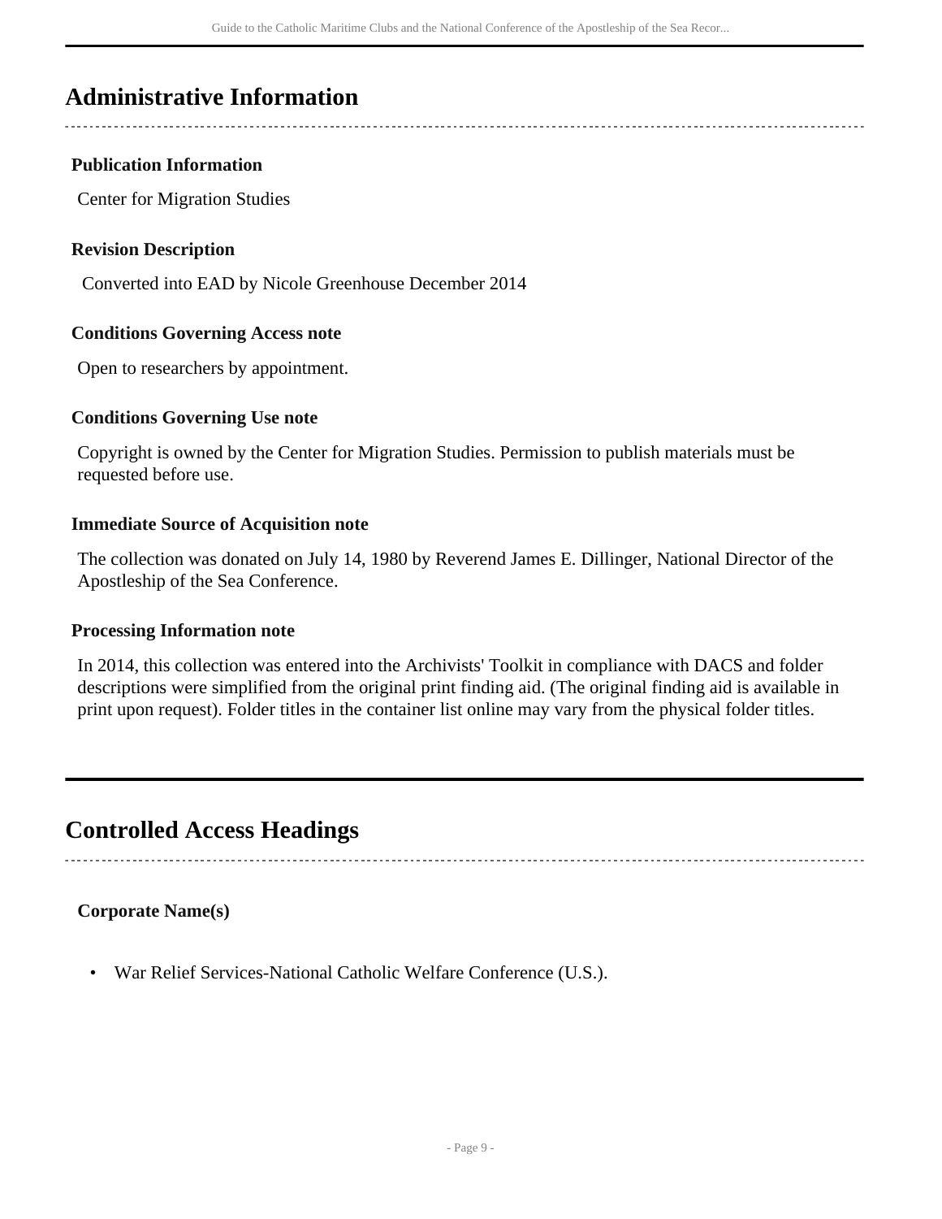## Administrative Information

### Publication Information

Center for Migration Studies

### Revision Description

Converted into EAD by Nicole Greenhouse December 2014

### Conditions Governing Access note

Open to researchers by appointment.

### Conditions Governing Use note

Copyright is owned by the Center for Migration Studies. Permission to publish materials must be requested before use.

### Immediate Source of Acquisition note

The collection was donated on July 14, 1980 by Reverend James E. Dillinger, National Director of the Apostleship of the Sea Conference.

### Processing Information note

In 2014, this collection was entered into the Archivists' Toolkit in compliance with DACS and folder descriptions were simplified from the original print finding aid. (The original finding aid is available in print upon request). Folder titles in the container list online may vary from the physical folder titles.

## Controlled Access Headings

### Corporate Name(s)

- War Relief Services-National Catholic Welfare Conference (U.S.).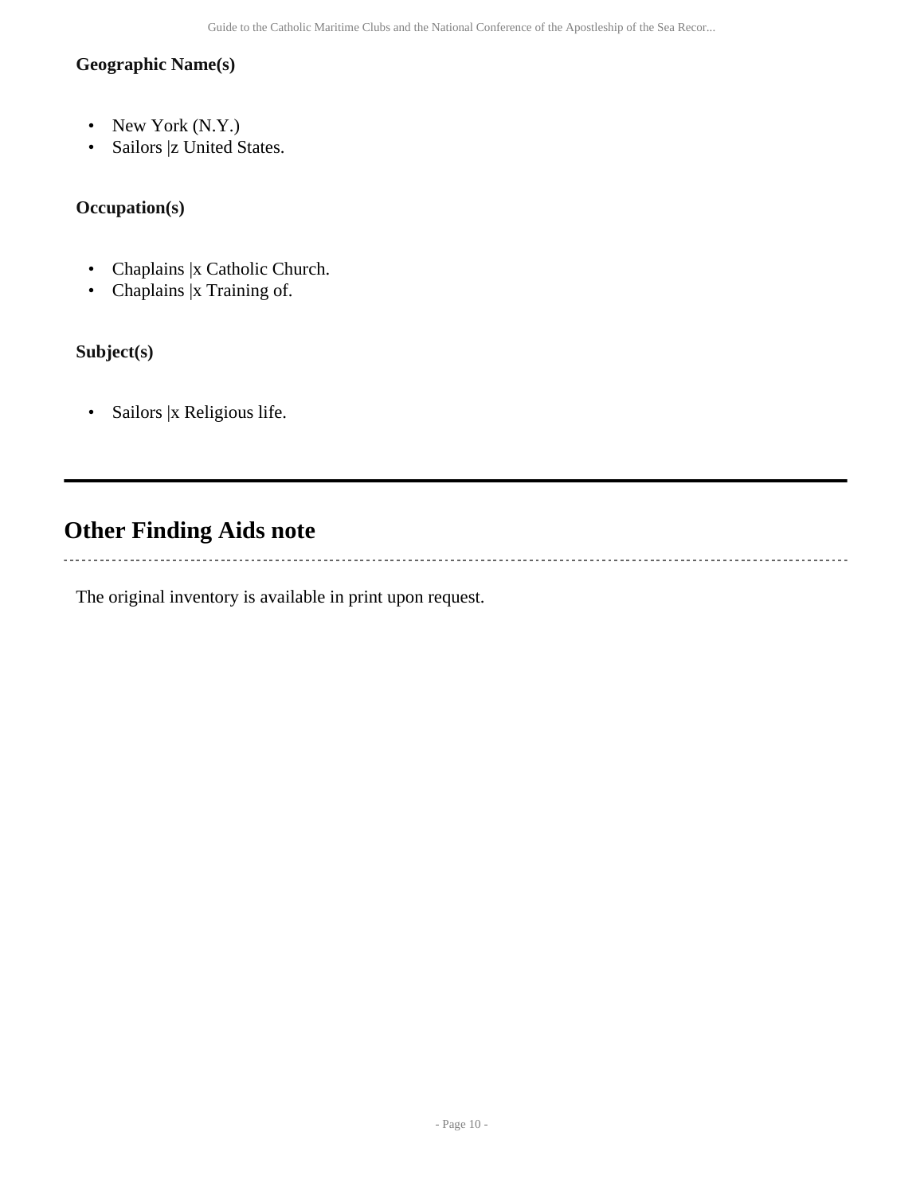### Geographic Name(s)

- New York (N.Y.)
- Sailors |z United States.

### Occupation(s)

- Chaplains |x Catholic Church.
- Chaplains |x Training of.

### Subject(s)

- Sailors |x Religious life.

## Other Finding Aids note

The original inventory is available in print upon request.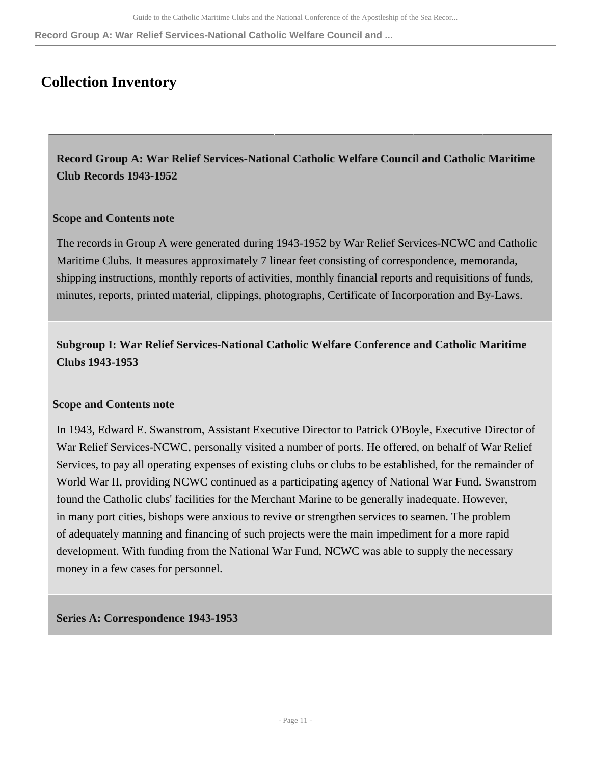# Collection Inventory

## Record Group A: War Relief Services-National Catholic Welfare Council and Catholic Maritime Club Records 1943-1952

### Scope and Contents note

The records in Group A were generated during 1943-1952 by War Relief Services-NCWC and Catholic Maritime Clubs. It measures approximately 7 linear feet consisting of correspondence, memoranda, shipping instructions, monthly reports of activities, monthly financial reports and requisitions of funds, minutes, reports, printed material, clippings, photographs, Certificate of Incorporation and By-Laws.

## Subgroup I: War Relief Services-National Catholic Welfare Conference and Catholic Maritime Clubs 1943-1953

### Scope and Contents note

In 1943, Edward E. Swanstrom, Assistant Executive Director to Patrick O'Boyle, Executive Director of War Relief Services-NCWC, personally visited a number of ports. He offered, on behalf of War Relief Services, to pay all operating expenses of existing clubs or clubs to be established, for the remainder of World War II, providing NCWC continued as a participating agency of National War Fund. Swanstrom found the Catholic clubs' facilities for the Merchant Marine to be generally inadequate. However, in many port cities, bishops were anxious to revive or strengthen services to seamen. The problem of adequately manning and financing of such projects were the main impediment for a more rapid development. With funding from the National War Fund, NCWC was able to supply the necessary money in a few cases for personnel.

## Series A: Correspondence 1943-1953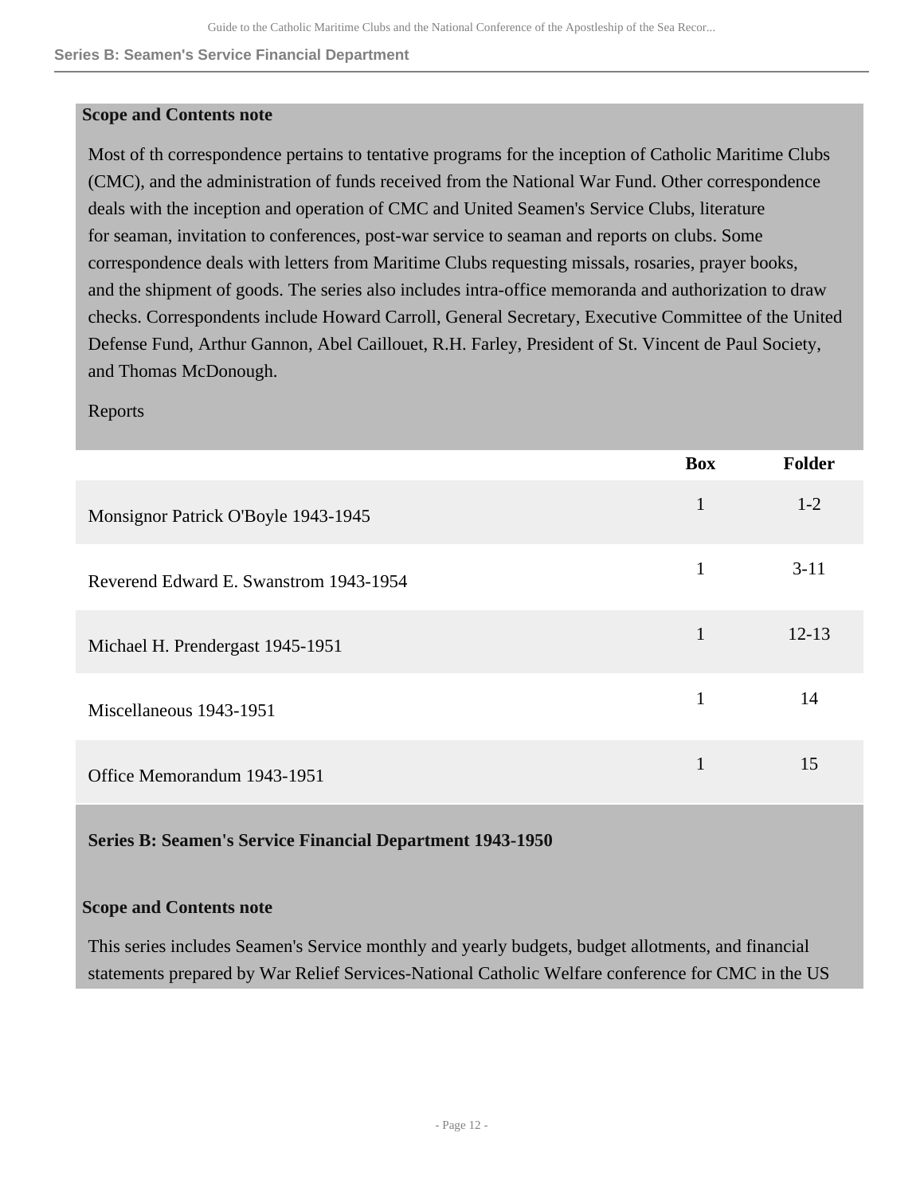**Scope and Contents note**

Most of th correspondence pertains to tentative programs for the inception of Catholic Maritime Clubs (CMC), and the administration of funds received from the National War Fund. Other correspondence deals with the inception and operation of CMC and United Seamen's Service Clubs, literature for seaman, invitation to conferences, post-war service to seaman and reports on clubs. Some correspondence deals with letters from Maritime Clubs requesting missals, rosaries, prayer books, and the shipment of goods. The series also includes intra-office memoranda and authorization to draw checks. Correspondents include Howard Carroll, General Secretary, Executive Committee of the United Defense Fund, Arthur Gannon, Abel Caillouet, R.H. Farley, President of St. Vincent de Paul Society, and Thomas McDonough.

Reports

| | Box | Folder |
|---|---|---|
| Monsignor Patrick O'Boyle 1943-1945 | 1 | 1-2 |
| Reverend Edward E. Swanstrom 1943-1954 | 1 | 3-11 |
| Michael H. Prendergast 1945-1951 | 1 | 12-13 |
| Miscellaneous 1943-1951 | 1 | 14 |
| Office Memorandum 1943-1951 | 1 | 15 |

## Series B: Seamen's Service Financial Department 1943-1950

**Scope and Contents note**

This series includes Seamen's Service monthly and yearly budgets, budget allotments, and financial statements prepared by War Relief Services-National Catholic Welfare conference for CMC in the US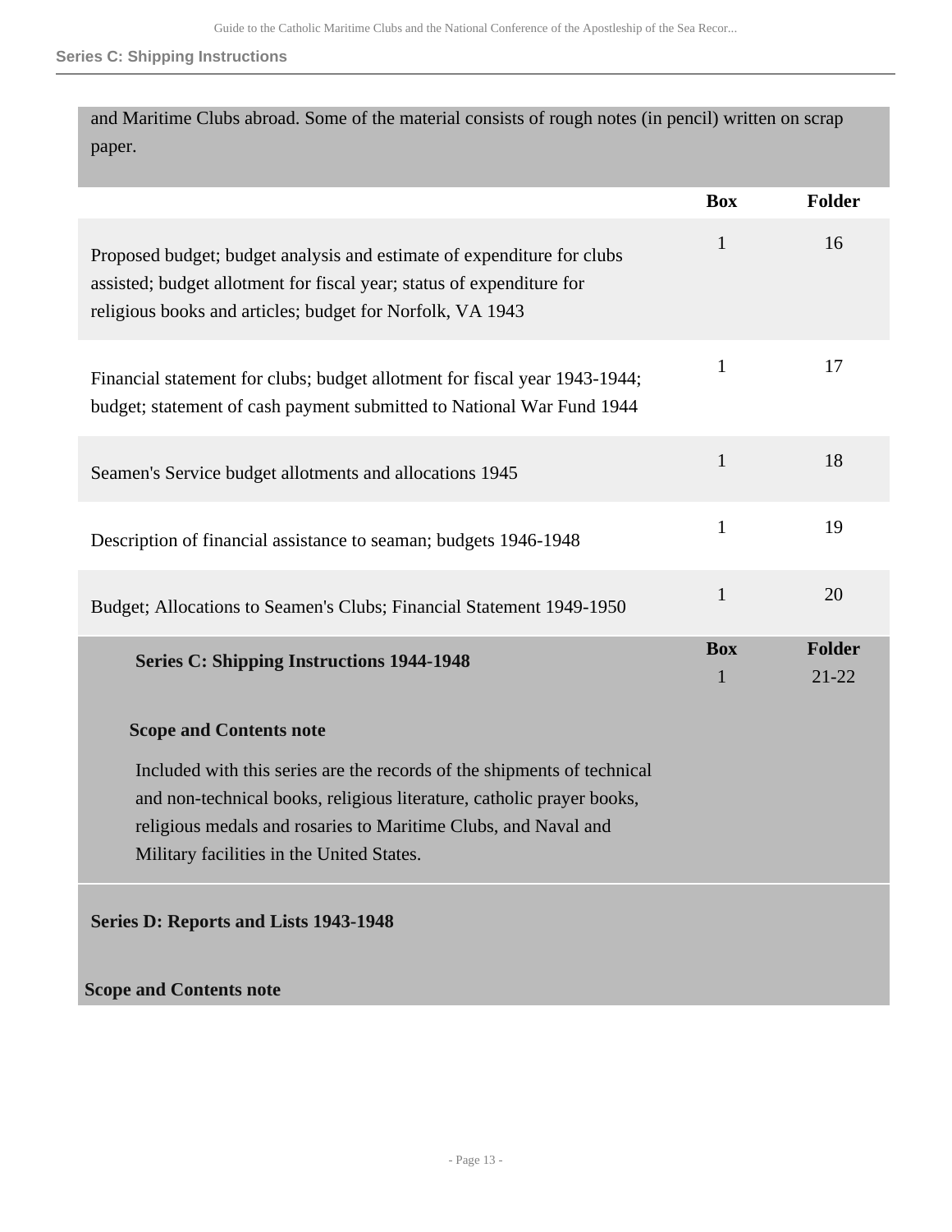and Maritime Clubs abroad. Some of the material consists of rough notes (in pencil) written on scrap paper.

| | Box | Folder |
|---|---|---|
| Proposed budget; budget analysis and estimate of expenditure for clubs assisted; budget allotment for fiscal year; status of expenditure for religious books and articles; budget for Norfolk, VA 1943 | 1 | 16 |
| Financial statement for clubs; budget allotment for fiscal year 1943-1944; budget; statement of cash payment submitted to National War Fund 1944 | 1 | 17 |
| Seamen's Service budget allotments and allocations 1945 | 1 | 18 |
| Description of financial assistance to seaman; budgets 1946-1948 | 1 | 19 |
| Budget; Allocations to Seamen's Clubs; Financial Statement 1949-1950 | 1 | 20 |

## Series C: Shipping Instructions 1944-1948

| Box | Folder |
|---|---|
| 1 | 21-22 |

### Scope and Contents note

Included with this series are the records of the shipments of technical and non-technical books, religious literature, catholic prayer books, religious medals and rosaries to Maritime Clubs, and Naval and Military facilities in the United States.

## Series D: Reports and Lists 1943-1948

### Scope and Contents note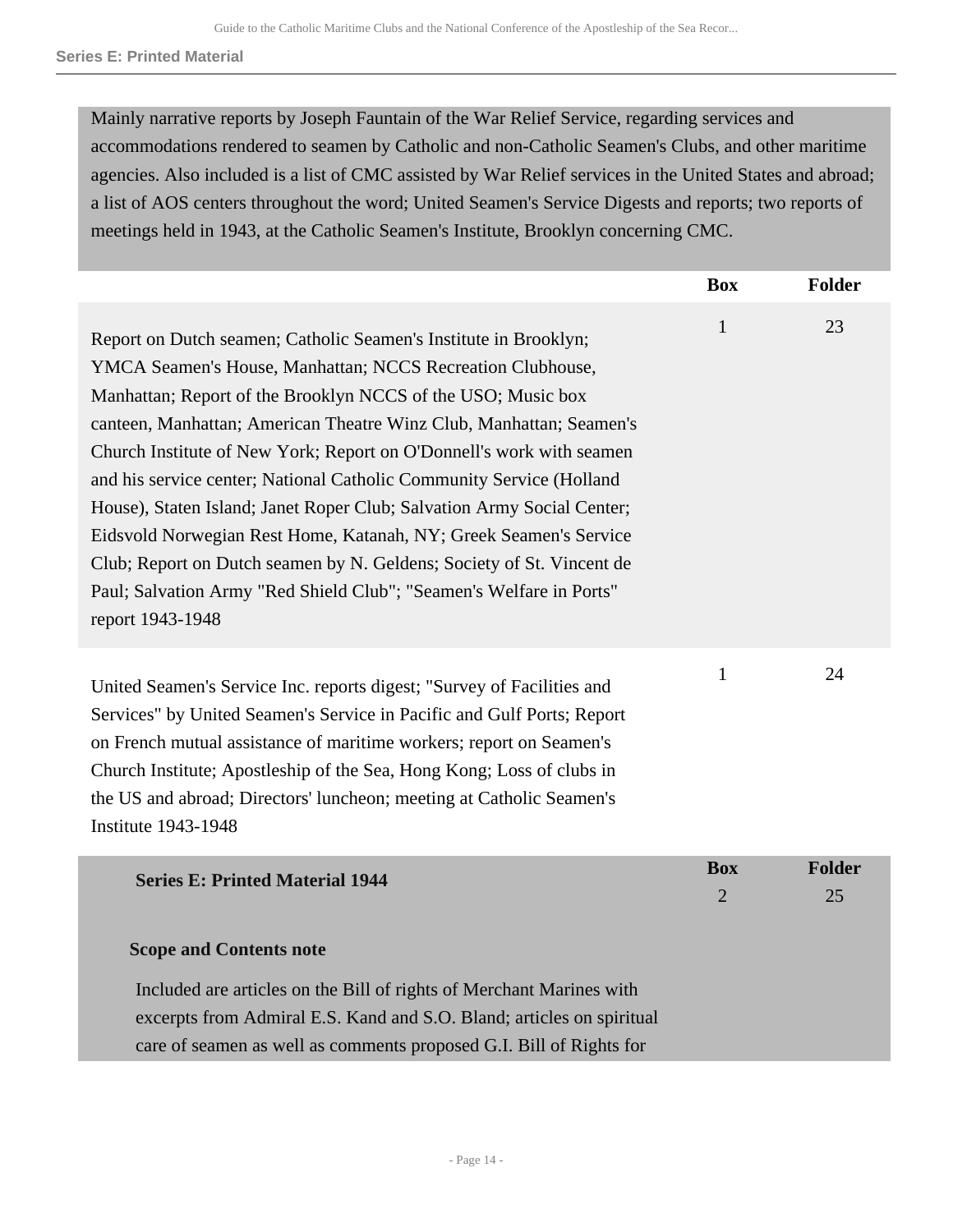Mainly narrative reports by Joseph Fauntain of the War Relief Service, regarding services and accommodations rendered to seamen by Catholic and non-Catholic Seamen's Clubs, and other maritime agencies. Also included is a list of CMC assisted by War Relief services in the United States and abroad; a list of AOS centers throughout the word; United Seamen's Service Digests and reports; two reports of meetings held in 1943, at the Catholic Seamen's Institute, Brooklyn concerning CMC.

| | Box | Folder |
|---|---|---|
| Report on Dutch seamen; Catholic Seamen's Institute in Brooklyn; YMCA Seamen's House, Manhattan; NCCS Recreation Clubhouse, Manhattan; Report of the Brooklyn NCCS of the USO; Music box canteen, Manhattan; American Theatre Winz Club, Manhattan; Seamen's Church Institute of New York; Report on O'Donnell's work with seamen and his service center; National Catholic Community Service (Holland House), Staten Island; Janet Roper Club; Salvation Army Social Center; Eidsvold Norwegian Rest Home, Katanah, NY; Greek Seamen's Service Club; Report on Dutch seamen by N. Geldens; Society of St. Vincent de Paul; Salvation Army "Red Shield Club"; "Seamen's Welfare in Ports" report 1943-1948 | 1 | 23 |
| United Seamen's Service Inc. reports digest; "Survey of Facilities and Services" by United Seamen's Service in Pacific and Gulf Ports; Report on French mutual assistance of maritime workers; report on Seamen's Church Institute; Apostleship of the Sea, Hong Kong; Loss of clubs in the US and abroad; Directors' luncheon; meeting at Catholic Seamen's Institute 1943-1948 | 1 | 24 |

| | Box | Folder |
|---|---|---|
| **Series E: Printed Material 1944** | 2 | 25 |

**Scope and Contents note**

Included are articles on the Bill of rights of Merchant Marines with excerpts from Admiral E.S. Kand and S.O. Bland; articles on spiritual care of seamen as well as comments proposed G.I. Bill of Rights for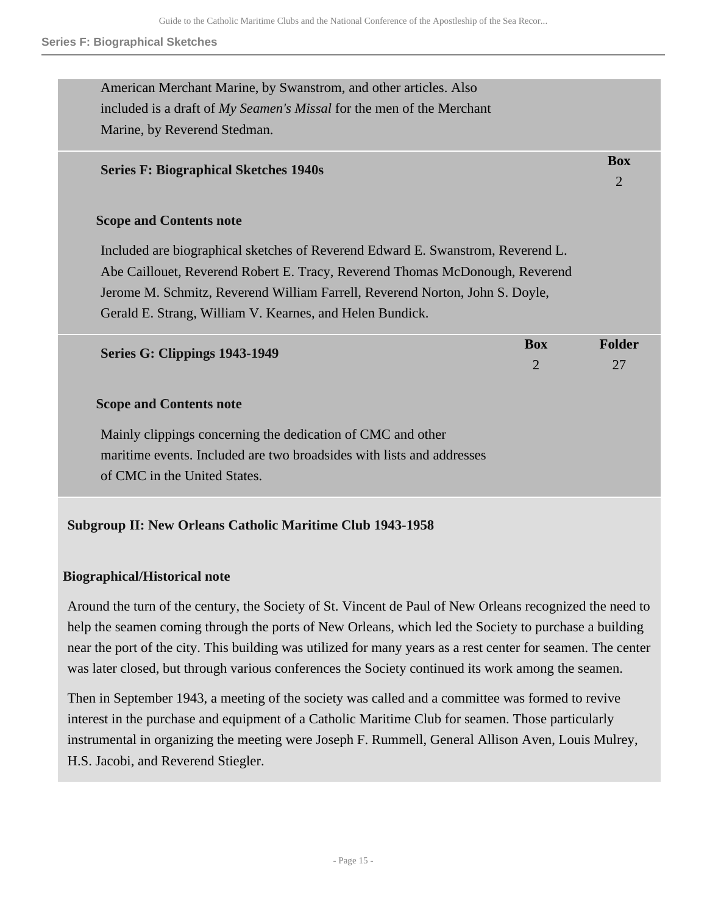American Merchant Marine, by Swanstrom, and other articles. Also included is a draft of *My Seamen's Missal* for the men of the Merchant Marine, by Reverend Stedman.

| Series F: Biographical Sketches 1940s | Box |
| --- | --- |
| | 2 |

**Scope and Contents note**

Included are biographical sketches of Reverend Edward E. Swanstrom, Reverend L. Abe Caillouet, Reverend Robert E. Tracy, Reverend Thomas McDonough, Reverend Jerome M. Schmitz, Reverend William Farrell, Reverend Norton, John S. Doyle, Gerald E. Strang, William V. Kearnes, and Helen Bundick.

| Series G: Clippings 1943-1949 | Box | Folder |
| --- | --- | --- |
| | 2 | 27 |

**Scope and Contents note**

Mainly clippings concerning the dedication of CMC and other maritime events. Included are two broadsides with lists and addresses of CMC in the United States.

## Subgroup II: New Orleans Catholic Maritime Club 1943-1958

### Biographical/Historical note

Around the turn of the century, the Society of St. Vincent de Paul of New Orleans recognized the need to help the seamen coming through the ports of New Orleans, which led the Society to purchase a building near the port of the city. This building was utilized for many years as a rest center for seamen. The center was later closed, but through various conferences the Society continued its work among the seamen.

Then in September 1943, a meeting of the society was called and a committee was formed to revive interest in the purchase and equipment of a Catholic Maritime Club for seamen. Those particularly instrumental in organizing the meeting were Joseph F. Rummell, General Allison Aven, Louis Mulrey, H.S. Jacobi, and Reverend Stiegler.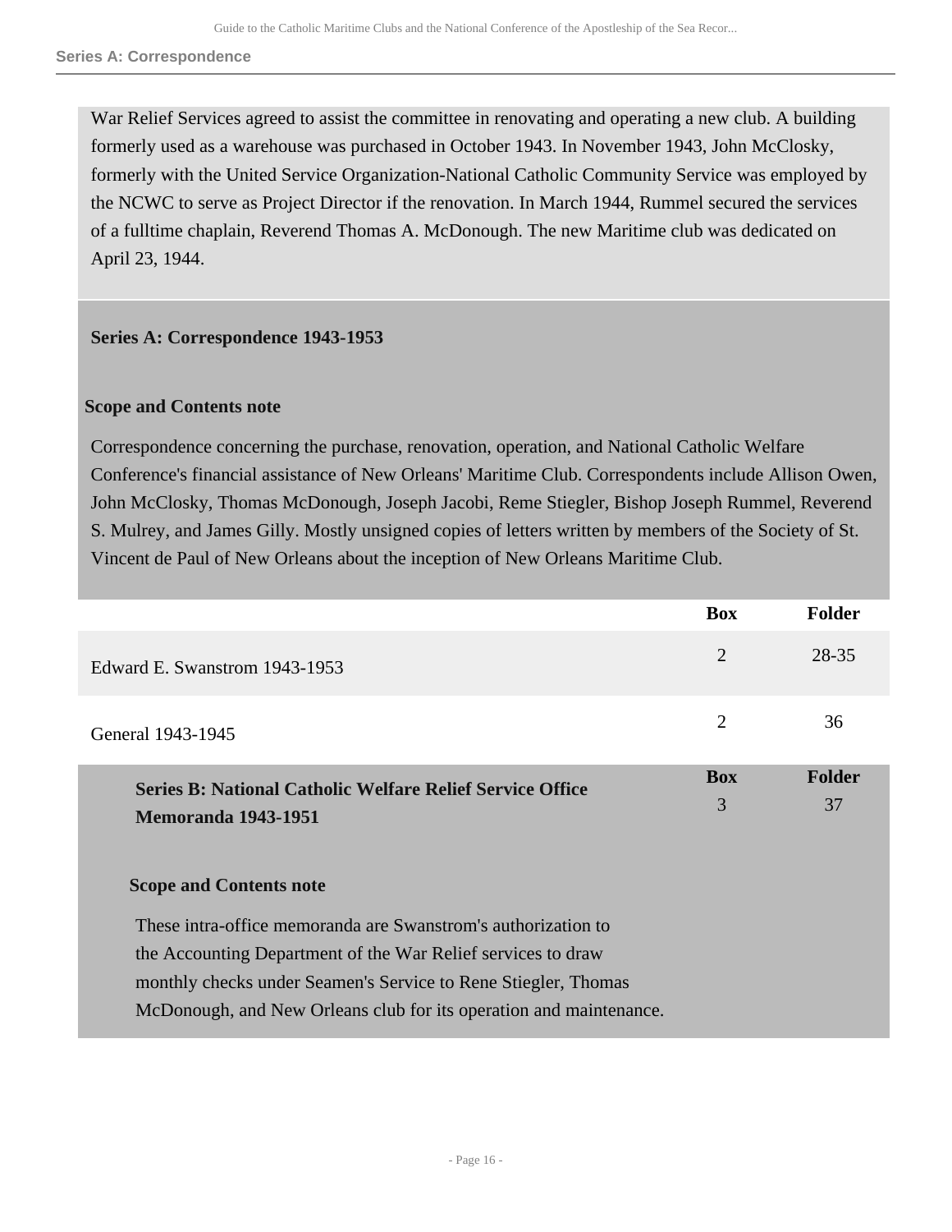War Relief Services agreed to assist the committee in renovating and operating a new club. A building formerly used as a warehouse was purchased in October 1943. In November 1943, John McClosky, formerly with the United Service Organization-National Catholic Community Service was employed by the NCWC to serve as Project Director if the renovation. In March 1944, Rummel secured the services of a fulltime chaplain, Reverend Thomas A. McDonough. The new Maritime club was dedicated on April 23, 1944.

## Series A: Correspondence 1943-1953

### Scope and Contents note

Correspondence concerning the purchase, renovation, operation, and National Catholic Welfare Conference's financial assistance of New Orleans' Maritime Club. Correspondents include Allison Owen, John McClosky, Thomas McDonough, Joseph Jacobi, Reme Stiegler, Bishop Joseph Rummel, Reverend S. Mulrey, and James Gilly. Mostly unsigned copies of letters written by members of the Society of St. Vincent de Paul of New Orleans about the inception of New Orleans Maritime Club.

| | Box | Folder |
|---|---|---|
| Edward E. Swanstrom 1943-1953 | 2 | 28-35 |
| General 1943-1945 | 2 | 36 |

## Series B: National Catholic Welfare Relief Service Office Memoranda 1943-1951

| Box | Folder |
|---|---|
| 3 | 37 |

### Scope and Contents note

These intra-office memoranda are Swanstrom's authorization to the Accounting Department of the War Relief services to draw monthly checks under Seamen's Service to Rene Stiegler, Thomas McDonough, and New Orleans club for its operation and maintenance.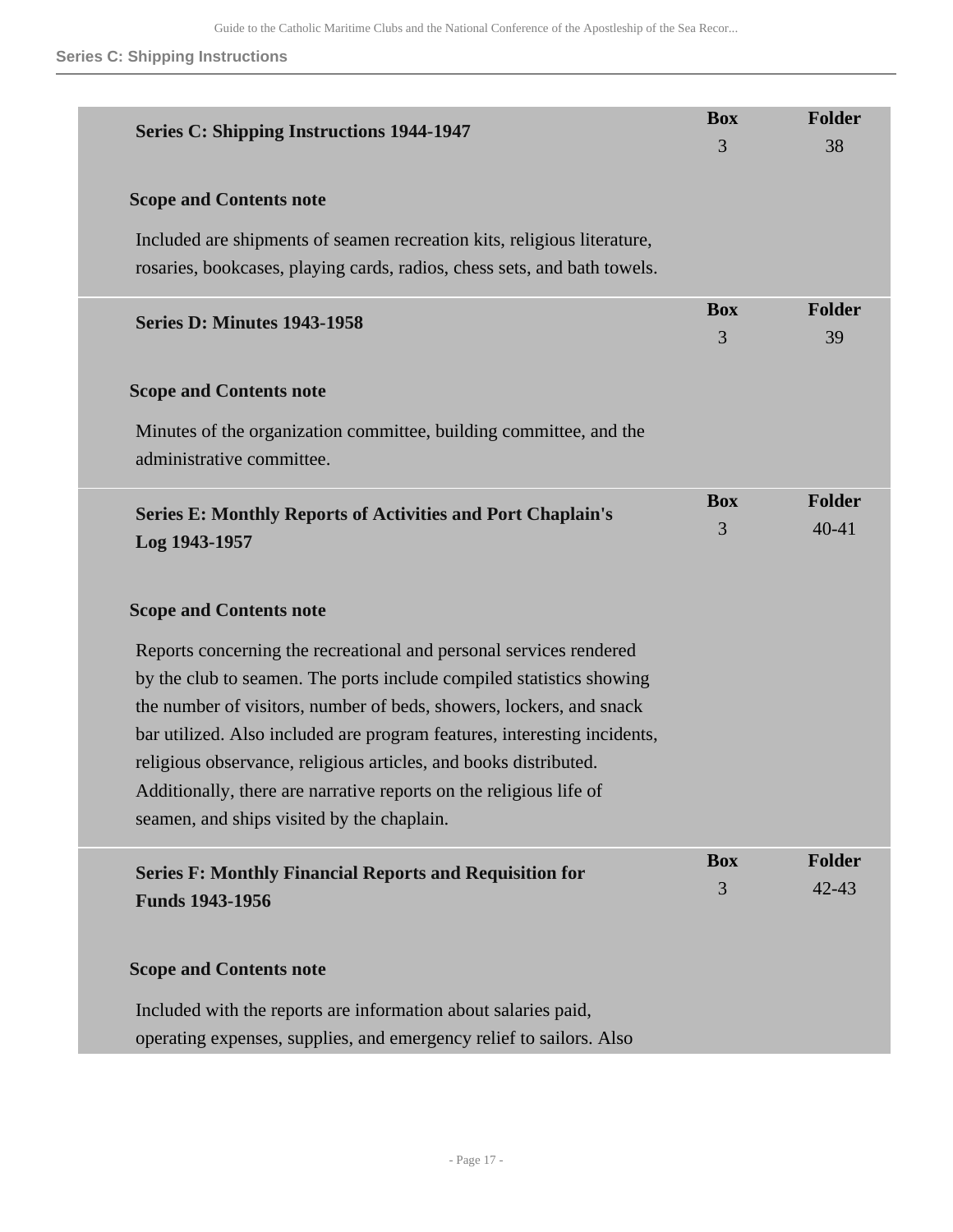| Series C: Shipping Instructions 1944-1947 | Box | Folder |
|---|---|---|
| | 3 | 38 |

**Scope and Contents note**

Included are shipments of seamen recreation kits, religious literature, rosaries, bookcases, playing cards, radios, chess sets, and bath towels.

| Series D: Minutes 1943-1958 | Box | Folder |
|---|---|---|
| | 3 | 39 |

**Scope and Contents note**

Minutes of the organization committee, building committee, and the administrative committee.

| Series E: Monthly Reports of Activities and Port Chaplain's Log 1943-1957 | Box | Folder |
|---|---|---|
| | 3 | 40-41 |

**Scope and Contents note**

Reports concerning the recreational and personal services rendered by the club to seamen. The ports include compiled statistics showing the number of visitors, number of beds, showers, lockers, and snack bar utilized. Also included are program features, interesting incidents, religious observance, religious articles, and books distributed. Additionally, there are narrative reports on the religious life of seamen, and ships visited by the chaplain.

| Series F: Monthly Financial Reports and Requisition for Funds 1943-1956 | Box | Folder |
|---|---|---|
| | 3 | 42-43 |

**Scope and Contents note**

Included with the reports are information about salaries paid, operating expenses, supplies, and emergency relief to sailors. Also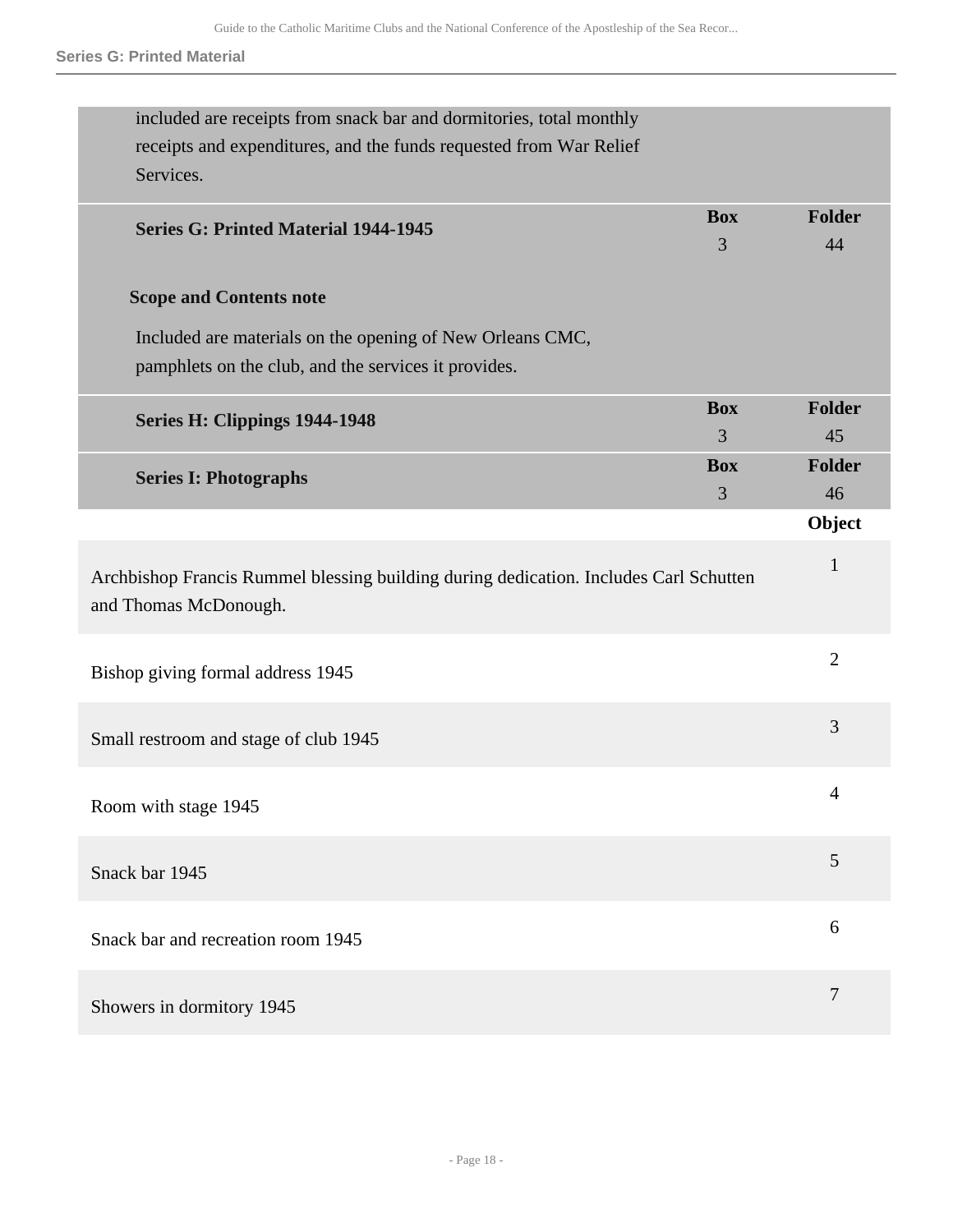included are receipts from snack bar and dormitories, total monthly receipts and expenditures, and the funds requested from War Relief Services.

| | Box | Folder |
|---|---|---|
| **Series G: Printed Material 1944-1945** | 3 | 44 |

**Scope and Contents note**

Included are materials on the opening of New Orleans CMC, pamphlets on the club, and the services it provides.

| | Box | Folder |
|---|---|---|
| **Series H: Clippings 1944-1948** | 3 | 45 |
| **Series I: Photographs** | 3 | 46 |

| | Object |
|---|---|
| Archbishop Francis Rummel blessing building during dedication. Includes Carl Schutten and Thomas McDonough. | 1 |
| Bishop giving formal address 1945 | 2 |
| Small restroom and stage of club 1945 | 3 |
| Room with stage 1945 | 4 |
| Snack bar 1945 | 5 |
| Snack bar and recreation room 1945 | 6 |
| Showers in dormitory 1945 | 7 |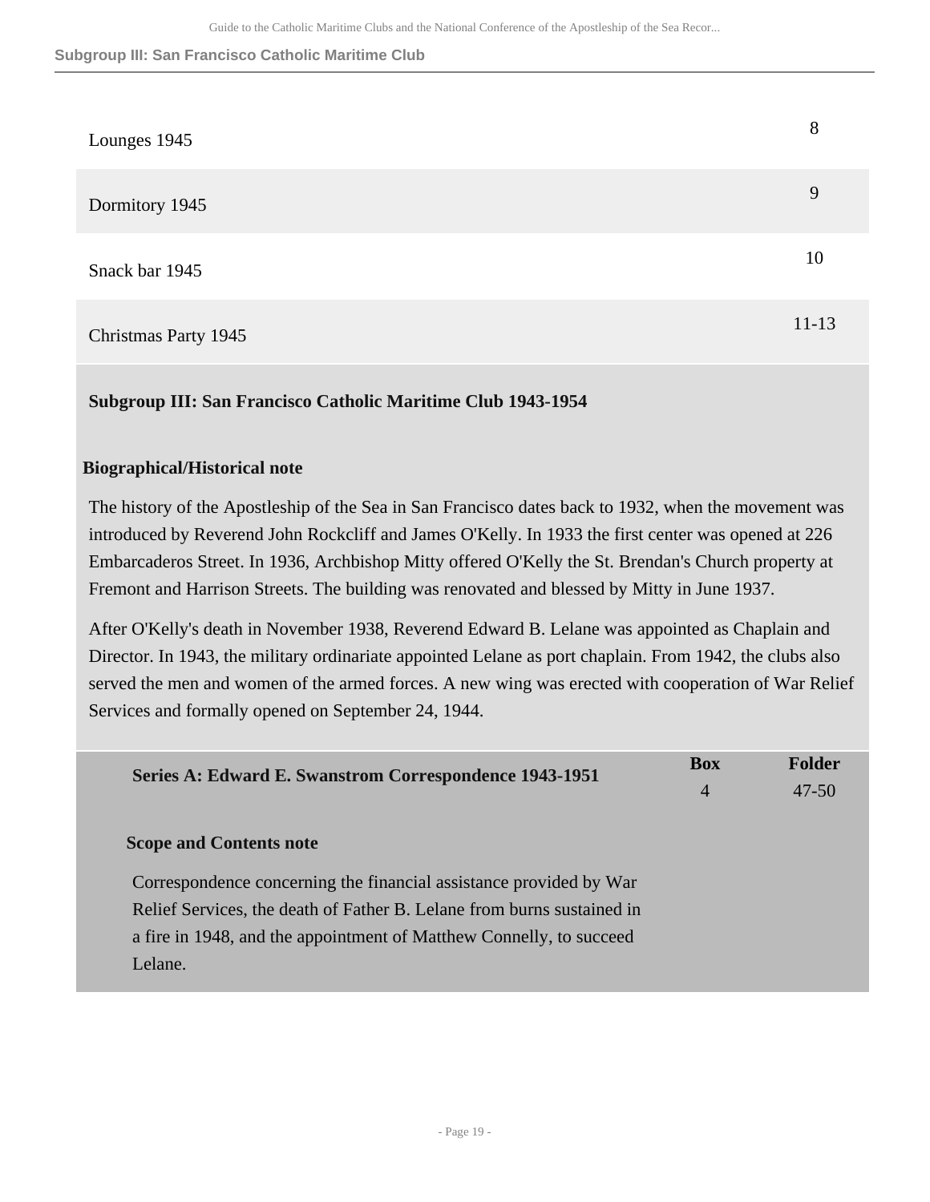| | |
|---|---|
| Lounges 1945 | 8 |
| Dormitory 1945 | 9 |
| Snack bar 1945 | 10 |
| Christmas Party 1945 | 11-13 |

## Subgroup III: San Francisco Catholic Maritime Club 1943-1954

### Biographical/Historical note

The history of the Apostleship of the Sea in San Francisco dates back to 1932, when the movement was introduced by Reverend John Rockcliff and James O'Kelly. In 1933 the first center was opened at 226 Embarcaderos Street. In 1936, Archbishop Mitty offered O'Kelly the St. Brendan's Church property at Fremont and Harrison Streets. The building was renovated and blessed by Mitty in June 1937.

After O'Kelly's death in November 1938, Reverend Edward B. Lelane was appointed as Chaplain and Director. In 1943, the military ordinariate appointed Lelane as port chaplain. From 1942, the clubs also served the men and women of the armed forces. A new wing was erected with cooperation of War Relief Services and formally opened on September 24, 1944.

| Series A: Edward E. Swanstrom Correspondence 1943-1951 | Box | Folder |
|---|---|---|
| | 4 | 47-50 |

#### Scope and Contents note

Correspondence concerning the financial assistance provided by War Relief Services, the death of Father B. Lelane from burns sustained in a fire in 1948, and the appointment of Matthew Connelly, to succeed Lelane.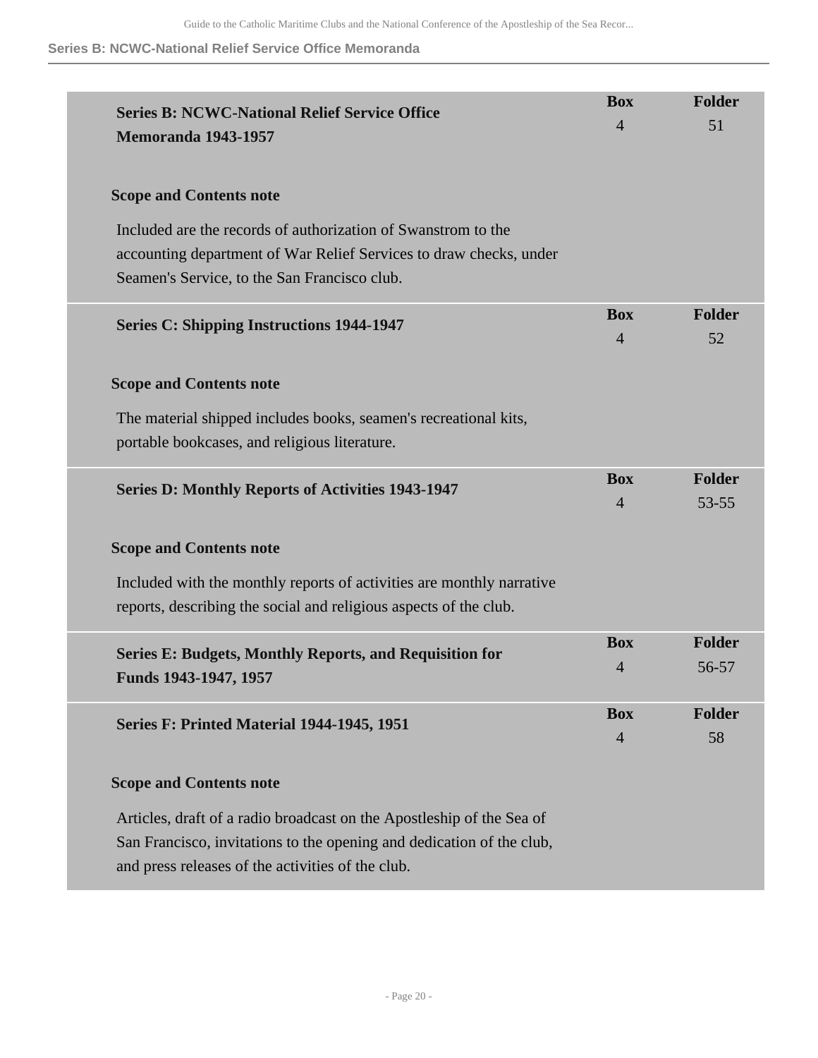### Series B: NCWC-National Relief Service Office Memoranda 1943-1957

| Box | Folder |
|---|---|
| 4 | 51 |

**Scope and Contents note**

Included are the records of authorization of Swanstrom to the accounting department of War Relief Services to draw checks, under Seamen's Service, to the San Francisco club.

### Series C: Shipping Instructions 1944-1947

| Box | Folder |
|---|---|
| 4 | 52 |

**Scope and Contents note**

The material shipped includes books, seamen's recreational kits, portable bookcases, and religious literature.

### Series D: Monthly Reports of Activities 1943-1947

| Box | Folder |
|---|---|
| 4 | 53-55 |

**Scope and Contents note**

Included with the monthly reports of activities are monthly narrative reports, describing the social and religious aspects of the club.

### Series E: Budgets, Monthly Reports, and Requisition for Funds 1943-1947, 1957

| Box | Folder |
|---|---|
| 4 | 56-57 |

### Series F: Printed Material 1944-1945, 1951

| Box | Folder |
|---|---|
| 4 | 58 |

**Scope and Contents note**

Articles, draft of a radio broadcast on the Apostleship of the Sea of San Francisco, invitations to the opening and dedication of the club, and press releases of the activities of the club.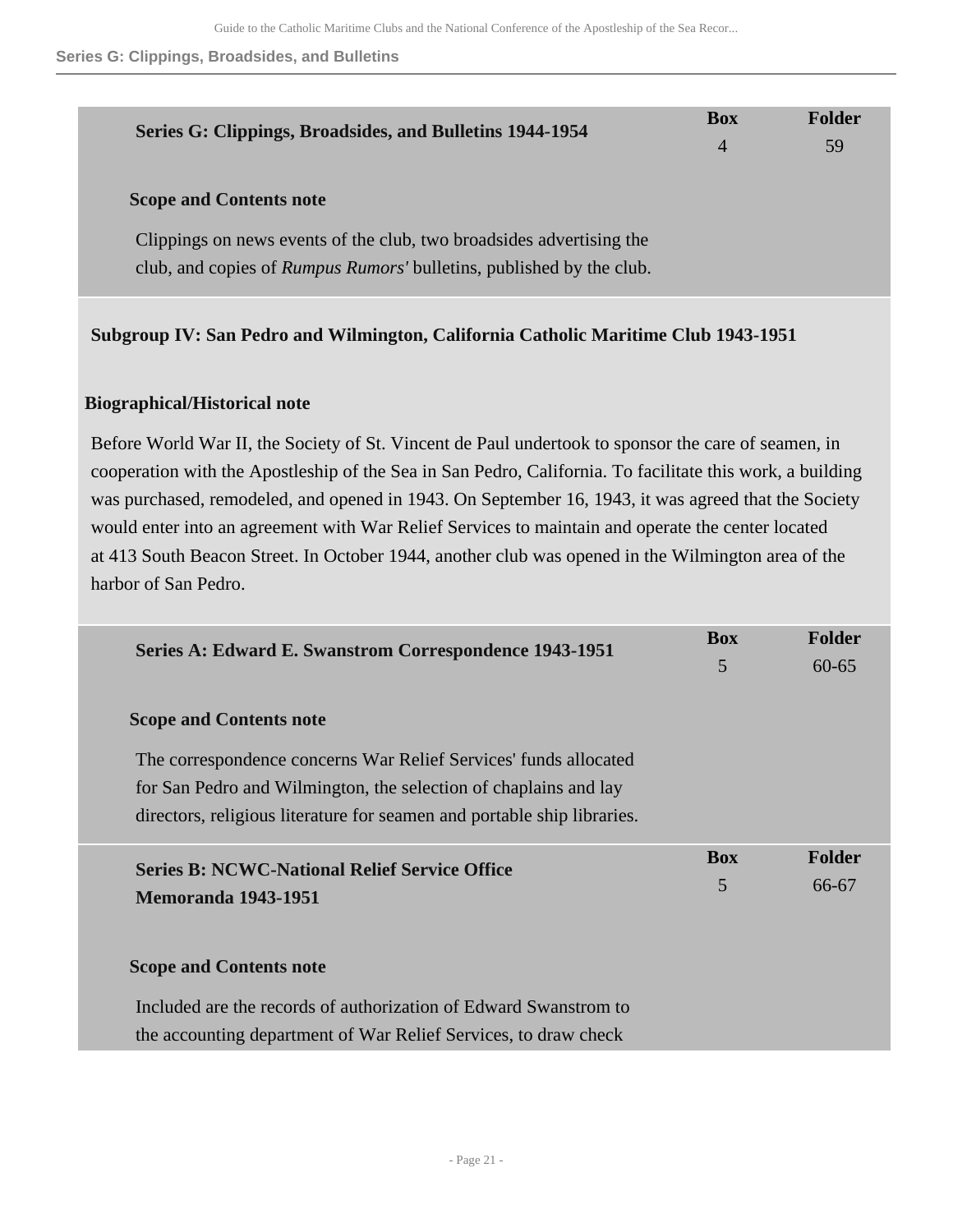| Series G: Clippings, Broadsides, and Bulletins 1944-1954 | Box | Folder |
| --- | --- | --- |
| | 4 | 59 |

**Scope and Contents note**

Clippings on news events of the club, two broadsides advertising the club, and copies of *Rumpus Rumors'* bulletins, published by the club.

## Subgroup IV: San Pedro and Wilmington, California Catholic Maritime Club 1943-1951

### Biographical/Historical note

Before World War II, the Society of St. Vincent de Paul undertook to sponsor the care of seamen, in cooperation with the Apostleship of the Sea in San Pedro, California. To facilitate this work, a building was purchased, remodeled, and opened in 1943. On September 16, 1943, it was agreed that the Society would enter into an agreement with War Relief Services to maintain and operate the center located at 413 South Beacon Street. In October 1944, another club was opened in the Wilmington area of the harbor of San Pedro.

| Series A: Edward E. Swanstrom Correspondence 1943-1951 | Box | Folder |
| --- | --- | --- |
| | 5 | 60-65 |

**Scope and Contents note**

The correspondence concerns War Relief Services' funds allocated for San Pedro and Wilmington, the selection of chaplains and lay directors, religious literature for seamen and portable ship libraries.

| Series B: NCWC-National Relief Service Office Memoranda 1943-1951 | Box | Folder |
| --- | --- | --- |
| | 5 | 66-67 |

**Scope and Contents note**

Included are the records of authorization of Edward Swanstrom to the accounting department of War Relief Services, to draw check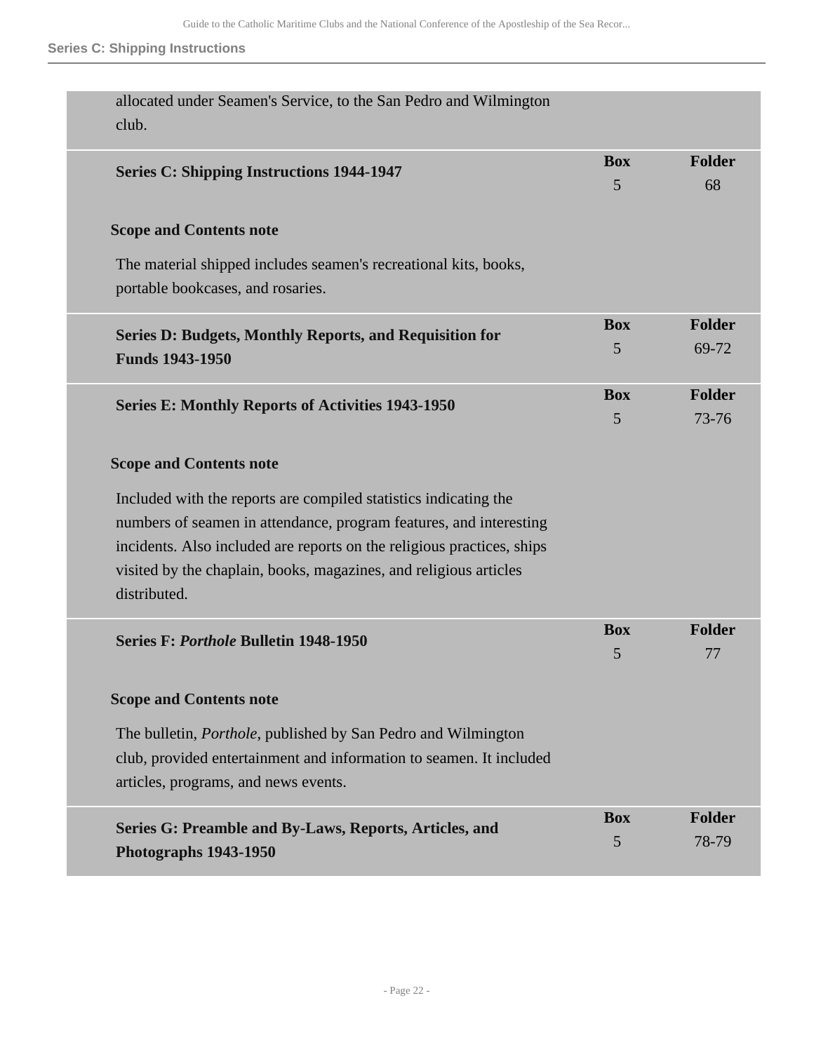allocated under Seamen's Service, to the San Pedro and Wilmington club.

| | Box | Folder |
|---|---|---|
| **Series C: Shipping Instructions 1944-1947** | 5 | 68 |

**Scope and Contents note**

The material shipped includes seamen's recreational kits, books, portable bookcases, and rosaries.

| | Box | Folder |
|---|---|---|
| **Series D: Budgets, Monthly Reports, and Requisition for Funds 1943-1950** | 5 | 69-72 |
| **Series E: Monthly Reports of Activities 1943-1950** | 5 | 73-76 |

**Scope and Contents note**

Included with the reports are compiled statistics indicating the numbers of seamen in attendance, program features, and interesting incidents. Also included are reports on the religious practices, ships visited by the chaplain, books, magazines, and religious articles distributed.

| | Box | Folder |
|---|---|---|
| **Series F: *Porthole* Bulletin 1948-1950** | 5 | 77 |

**Scope and Contents note**

The bulletin, *Porthole*, published by San Pedro and Wilmington club, provided entertainment and information to seamen. It included articles, programs, and news events.

| | Box | Folder |
|---|---|---|
| **Series G: Preamble and By-Laws, Reports, Articles, and Photographs 1943-1950** | 5 | 78-79 |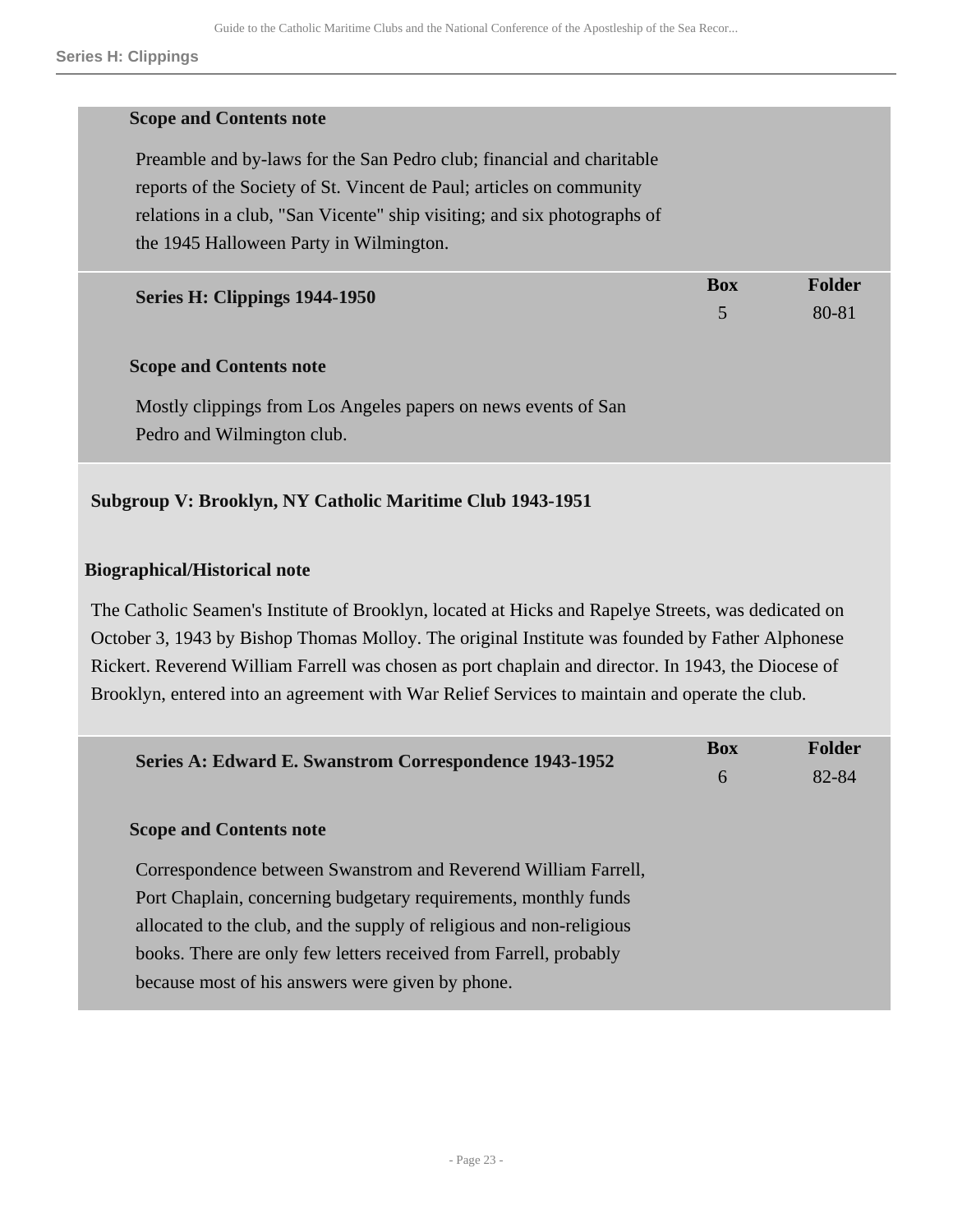#### Scope and Contents note

Preamble and by-laws for the San Pedro club; financial and charitable reports of the Society of St. Vincent de Paul; articles on community relations in a club, "San Vicente" ship visiting; and six photographs of the 1945 Halloween Party in Wilmington.

| Series H: Clippings 1944-1950 | Box | Folder |
|---|---|---|
| | 5 | 80-81 |

#### Scope and Contents note

Mostly clippings from Los Angeles papers on news events of San Pedro and Wilmington club.

## Subgroup V: Brooklyn, NY Catholic Maritime Club 1943-1951

### Biographical/Historical note

The Catholic Seamen's Institute of Brooklyn, located at Hicks and Rapelye Streets, was dedicated on October 3, 1943 by Bishop Thomas Molloy. The original Institute was founded by Father Alphonese Rickert. Reverend William Farrell was chosen as port chaplain and director. In 1943, the Diocese of Brooklyn, entered into an agreement with War Relief Services to maintain and operate the club.

| Series A: Edward E. Swanstrom Correspondence 1943-1952 | Box | Folder |
|---|---|---|
| | 6 | 82-84 |

#### Scope and Contents note

Correspondence between Swanstrom and Reverend William Farrell, Port Chaplain, concerning budgetary requirements, monthly funds allocated to the club, and the supply of religious and non-religious books. There are only few letters received from Farrell, probably because most of his answers were given by phone.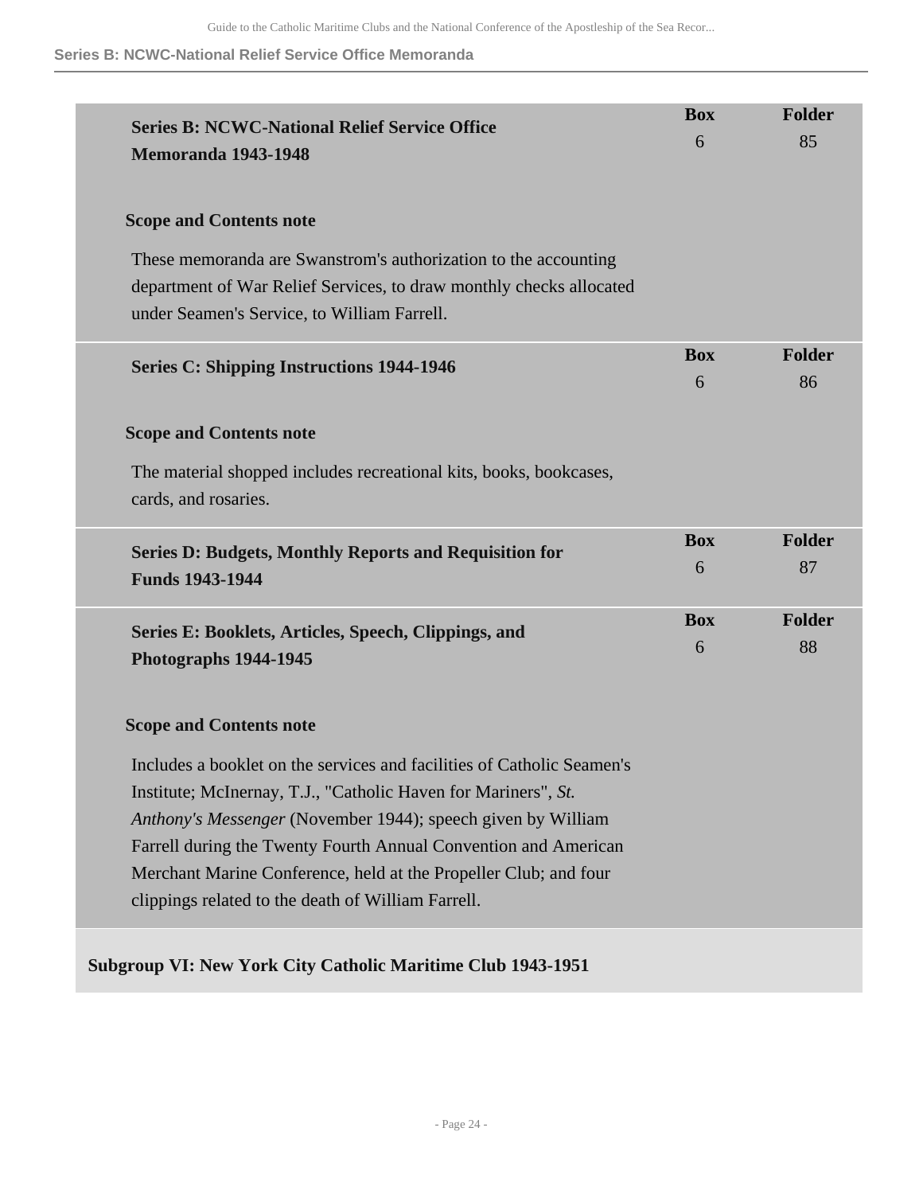**Series B: NCWC-National Relief Service Office Memoranda 1943-1948**

Box 6, Folder 85

**Scope and Contents note**

These memoranda are Swanstrom's authorization to the accounting department of War Relief Services, to draw monthly checks allocated under Seamen's Service, to William Farrell.

**Series C: Shipping Instructions 1944-1946**

Box 6, Folder 86

**Scope and Contents note**

The material shopped includes recreational kits, books, bookcases, cards, and rosaries.

**Series D: Budgets, Monthly Reports and Requisition for Funds 1943-1944**

Box 6, Folder 87

**Series E: Booklets, Articles, Speech, Clippings, and Photographs 1944-1945**

Box 6, Folder 88

**Scope and Contents note**

Includes a booklet on the services and facilities of Catholic Seamen's Institute; McInernay, T.J., "Catholic Haven for Mariners", *St. Anthony's Messenger* (November 1944); speech given by William Farrell during the Twenty Fourth Annual Convention and American Merchant Marine Conference, held at the Propeller Club; and four clippings related to the death of William Farrell.

**Subgroup VI: New York City Catholic Maritime Club 1943-1951**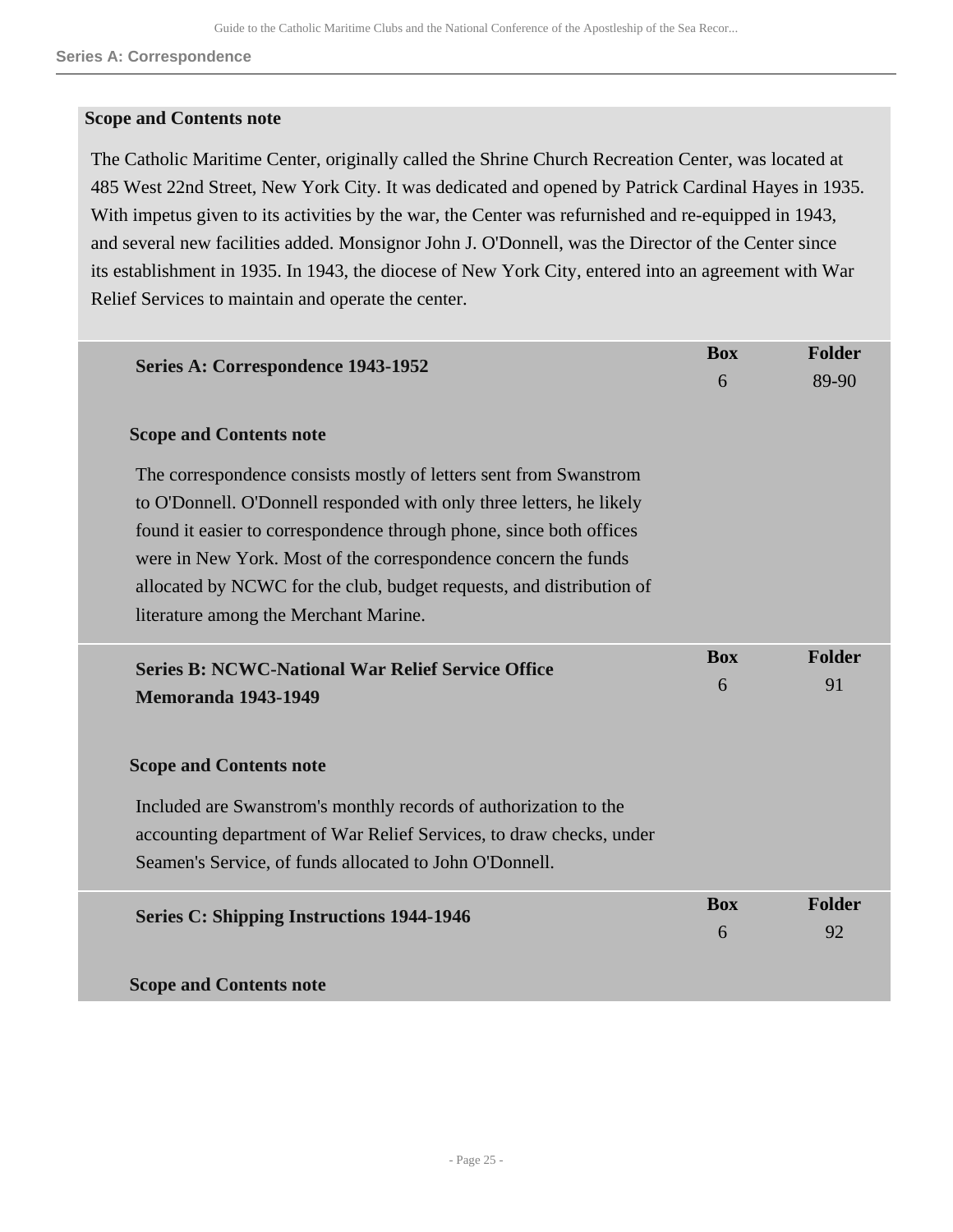**Series A: Correspondence**

### Scope and Contents note

The Catholic Maritime Center, originally called the Shrine Church Recreation Center, was located at 485 West 22nd Street, New York City. It was dedicated and opened by Patrick Cardinal Hayes in 1935. With impetus given to its activities by the war, the Center was refurnished and re-equipped in 1943, and several new facilities added. Monsignor John J. O'Donnell, was the Director of the Center since its establishment in 1935. In 1943, the diocese of New York City, entered into an agreement with War Relief Services to maintain and operate the center.

| | Box | Folder |
| --- | --- | --- |
| **Series A: Correspondence 1943-1952** | 6 | 89-90 |

#### Scope and Contents note

The correspondence consists mostly of letters sent from Swanstrom to O'Donnell. O'Donnell responded with only three letters, he likely found it easier to correspondence through phone, since both offices were in New York. Most of the correspondence concern the funds allocated by NCWC for the club, budget requests, and distribution of literature among the Merchant Marine.

| | Box | Folder |
| --- | --- | --- |
| **Series B: NCWC-National War Relief Service Office Memoranda 1943-1949** | 6 | 91 |

#### Scope and Contents note

Included are Swanstrom's monthly records of authorization to the accounting department of War Relief Services, to draw checks, under Seamen's Service, of funds allocated to John O'Donnell.

| | Box | Folder |
| --- | --- | --- |
| **Series C: Shipping Instructions 1944-1946** | 6 | 92 |

#### Scope and Contents note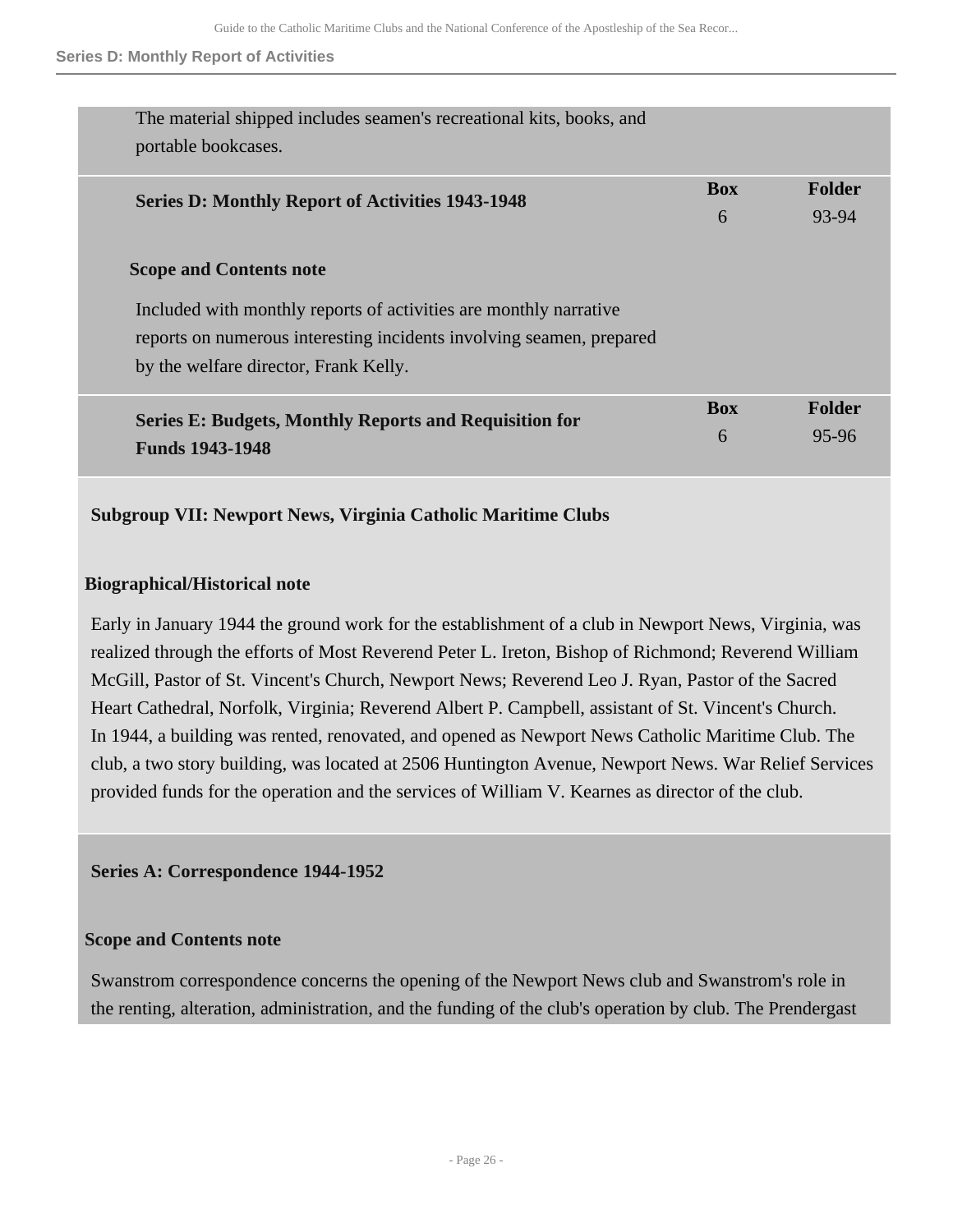The material shipped includes seamen's recreational kits, books, and portable bookcases.

| Series D: Monthly Report of Activities 1943-1948 | Box | Folder |
| --- | --- | --- |
| | 6 | 93-94 |

**Scope and Contents note**

Included with monthly reports of activities are monthly narrative reports on numerous interesting incidents involving seamen, prepared by the welfare director, Frank Kelly.

| Series E: Budgets, Monthly Reports and Requisition for Funds 1943-1948 | Box | Folder |
| --- | --- | --- |
| | 6 | 95-96 |

## Subgroup VII: Newport News, Virginia Catholic Maritime Clubs

**Biographical/Historical note**

Early in January 1944 the ground work for the establishment of a club in Newport News, Virginia, was realized through the efforts of Most Reverend Peter L. Ireton, Bishop of Richmond; Reverend William McGill, Pastor of St. Vincent's Church, Newport News; Reverend Leo J. Ryan, Pastor of the Sacred Heart Cathedral, Norfolk, Virginia; Reverend Albert P. Campbell, assistant of St. Vincent's Church. In 1944, a building was rented, renovated, and opened as Newport News Catholic Maritime Club. The club, a two story building, was located at 2506 Huntington Avenue, Newport News. War Relief Services provided funds for the operation and the services of William V. Kearnes as director of the club.

### Series A: Correspondence 1944-1952

**Scope and Contents note**

Swanstrom correspondence concerns the opening of the Newport News club and Swanstrom's role in the renting, alteration, administration, and the funding of the club's operation by club. The Prendergast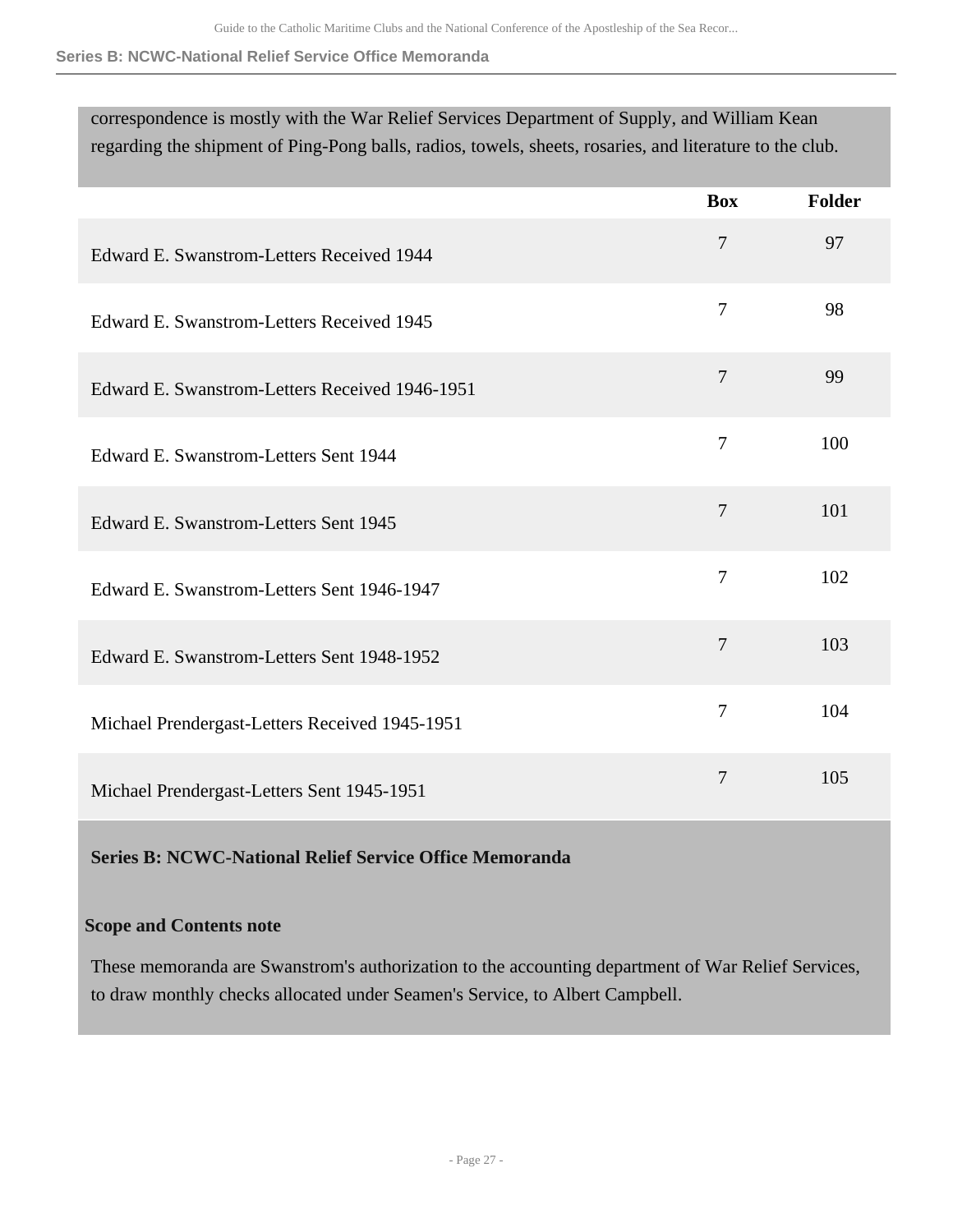correspondence is mostly with the War Relief Services Department of Supply, and William Kean regarding the shipment of Ping-Pong balls, radios, towels, sheets, rosaries, and literature to the club.

| | Box | Folder |
|---|---|---|
| Edward E. Swanstrom-Letters Received 1944 | 7 | 97 |
| Edward E. Swanstrom-Letters Received 1945 | 7 | 98 |
| Edward E. Swanstrom-Letters Received 1946-1951 | 7 | 99 |
| Edward E. Swanstrom-Letters Sent 1944 | 7 | 100 |
| Edward E. Swanstrom-Letters Sent 1945 | 7 | 101 |
| Edward E. Swanstrom-Letters Sent 1946-1947 | 7 | 102 |
| Edward E. Swanstrom-Letters Sent 1948-1952 | 7 | 103 |
| Michael Prendergast-Letters Received 1945-1951 | 7 | 104 |
| Michael Prendergast-Letters Sent 1945-1951 | 7 | 105 |

### Series B: NCWC-National Relief Service Office Memoranda

**Scope and Contents note**

These memoranda are Swanstrom's authorization to the accounting department of War Relief Services, to draw monthly checks allocated under Seamen's Service, to Albert Campbell.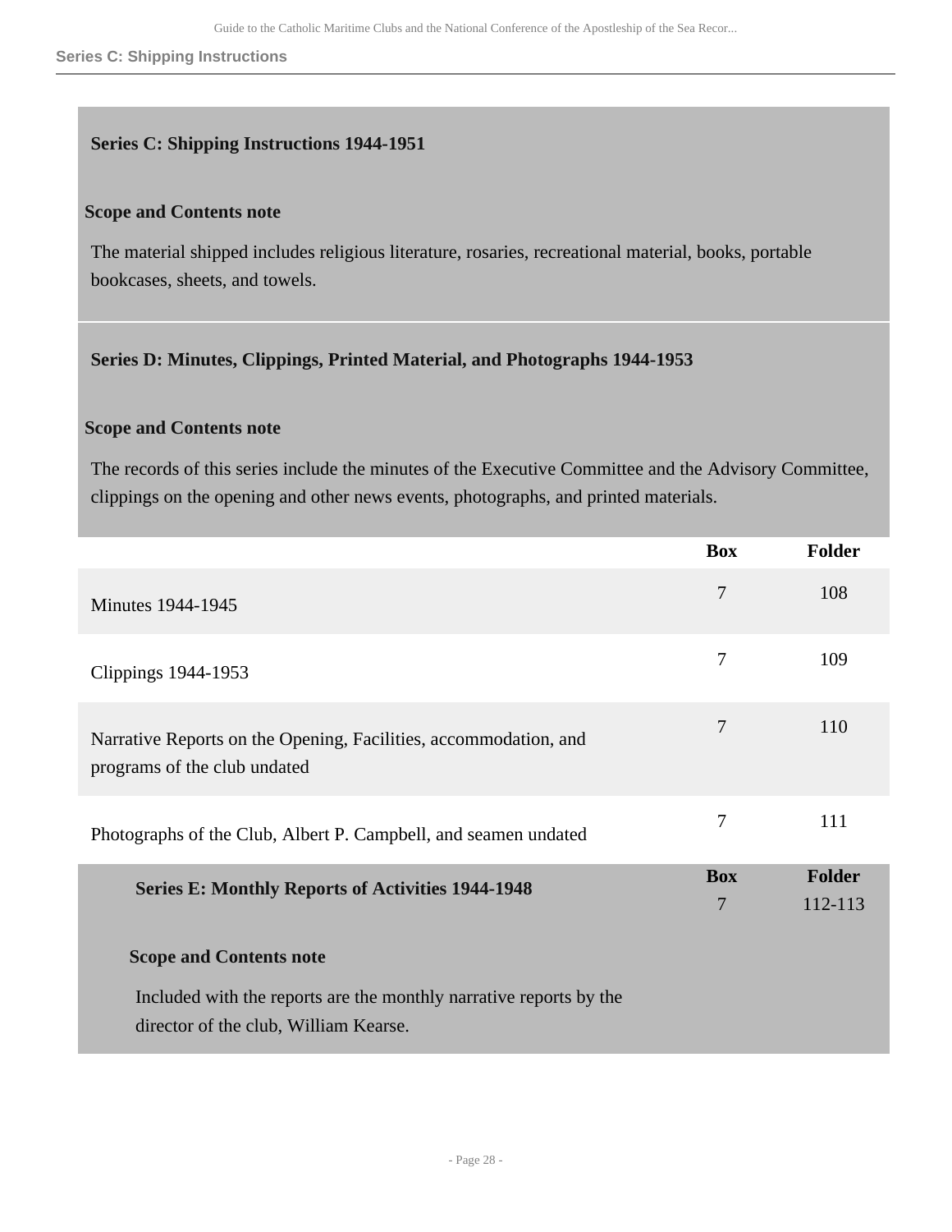## Series C: Shipping Instructions 1944-1951

**Scope and Contents note**

The material shipped includes religious literature, rosaries, recreational material, books, portable bookcases, sheets, and towels.

## Series D: Minutes, Clippings, Printed Material, and Photographs 1944-1953

**Scope and Contents note**

The records of this series include the minutes of the Executive Committee and the Advisory Committee, clippings on the opening and other news events, photographs, and printed materials.

| | Box | Folder |
|---|---|---|
| Minutes 1944-1945 | 7 | 108 |
| Clippings 1944-1953 | 7 | 109 |
| Narrative Reports on the Opening, Facilities, accommodation, and programs of the club undated | 7 | 110 |
| Photographs of the Club, Albert P. Campbell, and seamen undated | 7 | 111 |

## Series E: Monthly Reports of Activities 1944-1948

| Box | Folder |
|---|---|
| 7 | 112-113 |

**Scope and Contents note**

Included with the reports are the monthly narrative reports by the director of the club, William Kearse.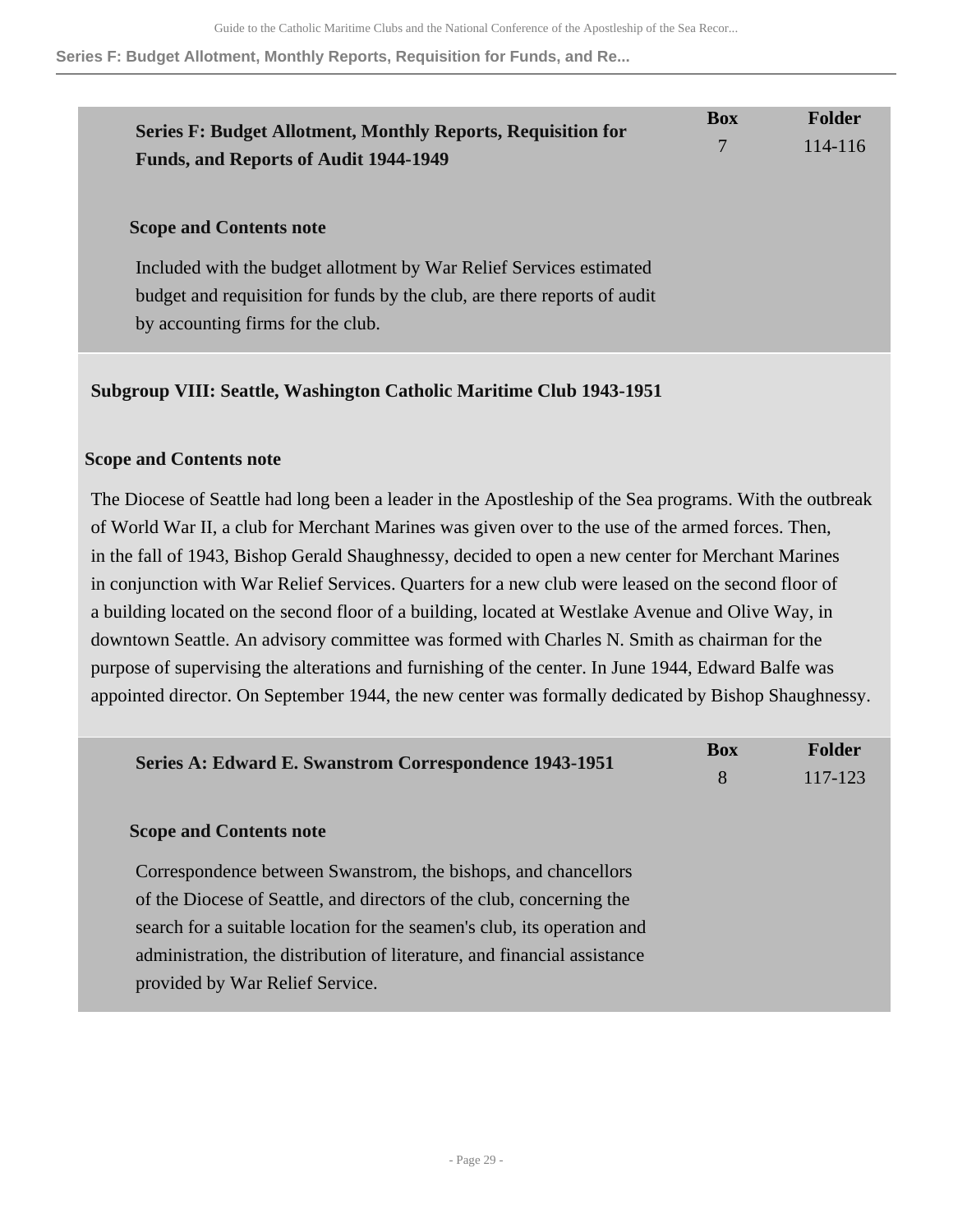### Series F: Budget Allotment, Monthly Reports, Requisition for Funds, and Reports of Audit 1944-1949

| Box | Folder |
| --- | --- |
| 7 | 114-116 |

**Scope and Contents note**

Included with the budget allotment by War Relief Services estimated budget and requisition for funds by the club, are there reports of audit by accounting firms for the club.

## Subgroup VIII: Seattle, Washington Catholic Maritime Club 1943-1951

**Scope and Contents note**

The Diocese of Seattle had long been a leader in the Apostleship of the Sea programs. With the outbreak of World War II, a club for Merchant Marines was given over to the use of the armed forces. Then, in the fall of 1943, Bishop Gerald Shaughnessy, decided to open a new center for Merchant Marines in conjunction with War Relief Services. Quarters for a new club were leased on the second floor of a building located on the second floor of a building, located at Westlake Avenue and Olive Way, in downtown Seattle. An advisory committee was formed with Charles N. Smith as chairman for the purpose of supervising the alterations and furnishing of the center. In June 1944, Edward Balfe was appointed director. On September 1944, the new center was formally dedicated by Bishop Shaughnessy.

### Series A: Edward E. Swanstrom Correspondence 1943-1951

| Box | Folder |
| --- | --- |
| 8 | 117-123 |

**Scope and Contents note**

Correspondence between Swanstrom, the bishops, and chancellors of the Diocese of Seattle, and directors of the club, concerning the search for a suitable location for the seamen's club, its operation and administration, the distribution of literature, and financial assistance provided by War Relief Service.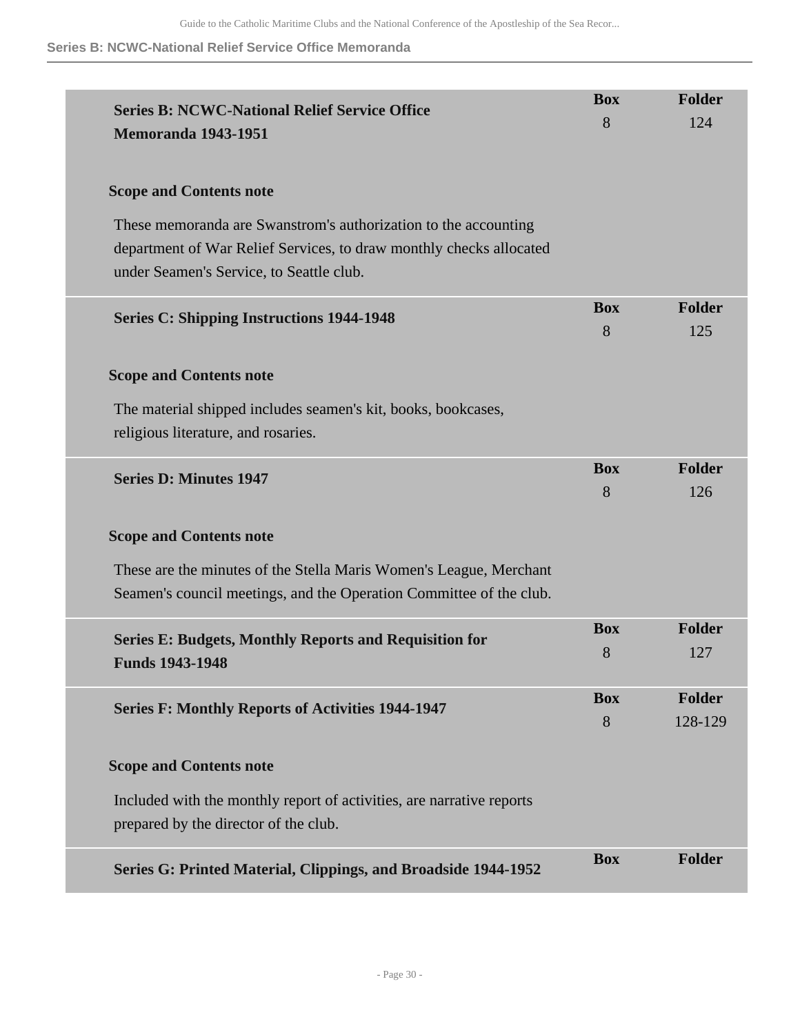| Series B: NCWC-National Relief Service Office Memoranda 1943-1951 | Box | Folder |
|---|---|---|
| | 8 | 124 |

**Scope and Contents note**

These memoranda are Swanstrom's authorization to the accounting department of War Relief Services, to draw monthly checks allocated under Seamen's Service, to Seattle club.

| Series C: Shipping Instructions 1944-1948 | Box | Folder |
|---|---|---|
| | 8 | 125 |

**Scope and Contents note**

The material shipped includes seamen's kit, books, bookcases, religious literature, and rosaries.

| Series D: Minutes 1947 | Box | Folder |
|---|---|---|
| | 8 | 126 |

**Scope and Contents note**

These are the minutes of the Stella Maris Women's League, Merchant Seamen's council meetings, and the Operation Committee of the club.

| Series E: Budgets, Monthly Reports and Requisition for Funds 1943-1948 | Box | Folder |
|---|---|---|
| | 8 | 127 |

| Series F: Monthly Reports of Activities 1944-1947 | Box | Folder |
|---|---|---|
| | 8 | 128-129 |

**Scope and Contents note**

Included with the monthly report of activities, are narrative reports prepared by the director of the club.

| Series G: Printed Material, Clippings, and Broadside 1944-1952 | Box | Folder |
|---|---|---|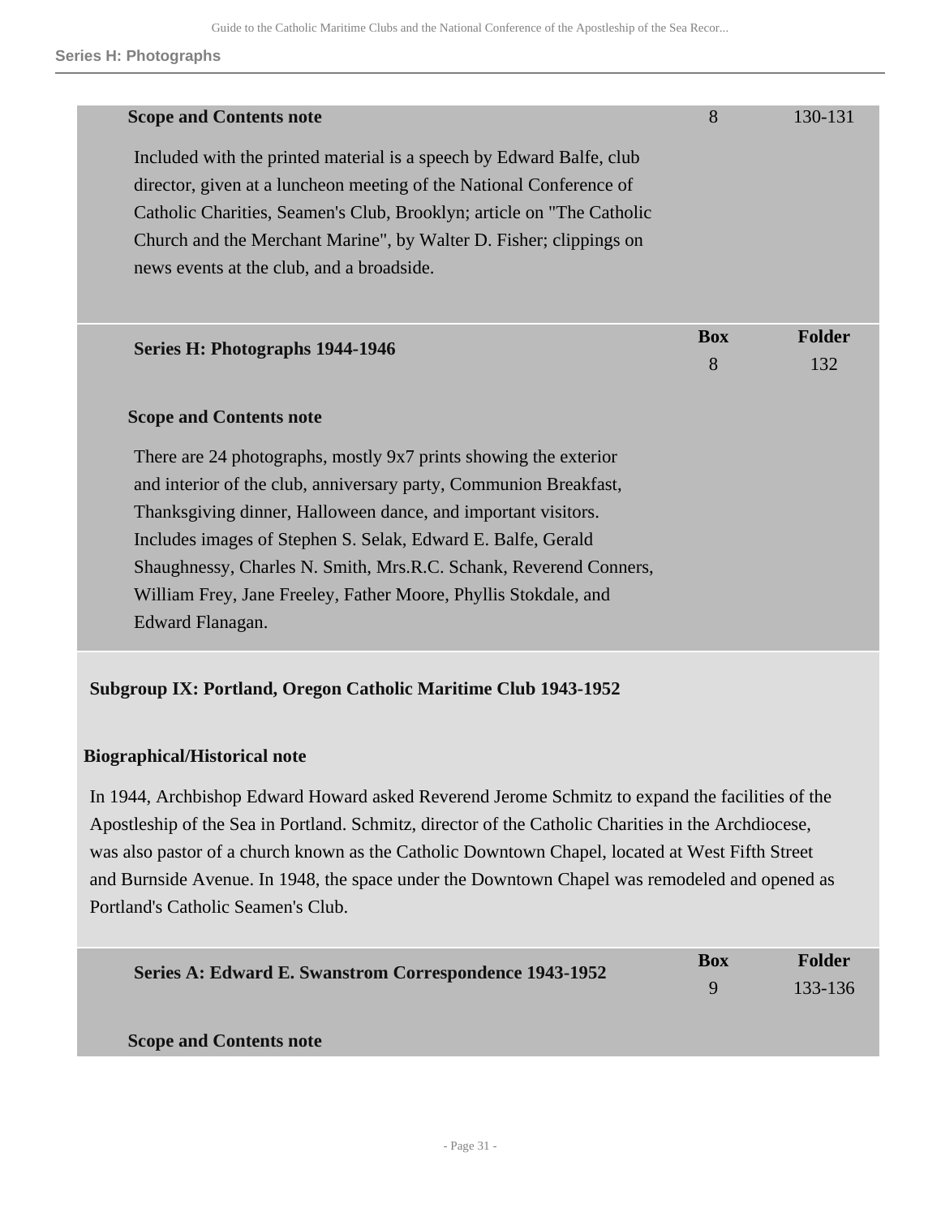**Scope and Contents note**

| | Box | Folder |
|---|---|---|
| | 8 | 130-131 |

Included with the printed material is a speech by Edward Balfe, club director, given at a luncheon meeting of the National Conference of Catholic Charities, Seamen's Club, Brooklyn; article on "The Catholic Church and the Merchant Marine", by Walter D. Fisher; clippings on news events at the club, and a broadside.

| Series H: Photographs 1944-1946 | Box | Folder |
|---|---|---|
| | 8 | 132 |

**Scope and Contents note**

There are 24 photographs, mostly 9x7 prints showing the exterior and interior of the club, anniversary party, Communion Breakfast, Thanksgiving dinner, Halloween dance, and important visitors. Includes images of Stephen S. Selak, Edward E. Balfe, Gerald Shaughnessy, Charles N. Smith, Mrs.R.C. Schank, Reverend Conners, William Frey, Jane Freeley, Father Moore, Phyllis Stokdale, and Edward Flanagan.

## Subgroup IX: Portland, Oregon Catholic Maritime Club 1943-1952

### Biographical/Historical note

In 1944, Archbishop Edward Howard asked Reverend Jerome Schmitz to expand the facilities of the Apostleship of the Sea in Portland. Schmitz, director of the Catholic Charities in the Archdiocese, was also pastor of a church known as the Catholic Downtown Chapel, located at West Fifth Street and Burnside Avenue. In 1948, the space under the Downtown Chapel was remodeled and opened as Portland's Catholic Seamen's Club.

| Series A: Edward E. Swanstrom Correspondence 1943-1952 | Box | Folder |
|---|---|---|
| | 9 | 133-136 |

**Scope and Contents note**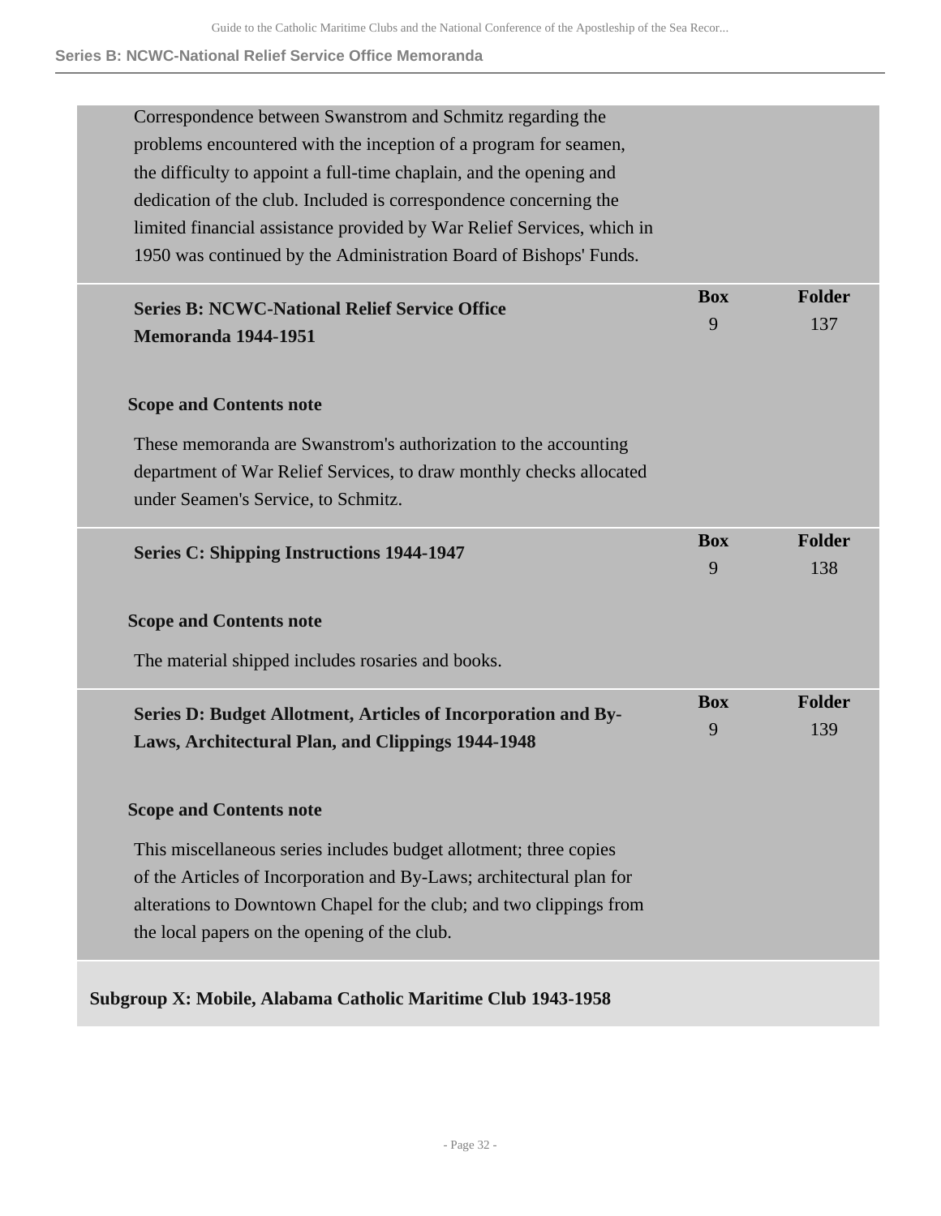Correspondence between Swanstrom and Schmitz regarding the problems encountered with the inception of a program for seamen, the difficulty to appoint a full-time chaplain, and the opening and dedication of the club. Included is correspondence concerning the limited financial assistance provided by War Relief Services, which in 1950 was continued by the Administration Board of Bishops' Funds.

| | Box | Folder |
|---|---|---|
| **Series B: NCWC-National Relief Service Office Memoranda 1944-1951** | 9 | 137 |

**Scope and Contents note**

These memoranda are Swanstrom's authorization to the accounting department of War Relief Services, to draw monthly checks allocated under Seamen's Service, to Schmitz.

| | Box | Folder |
|---|---|---|
| **Series C: Shipping Instructions 1944-1947** | 9 | 138 |

**Scope and Contents note**

The material shipped includes rosaries and books.

| | Box | Folder |
|---|---|---|
| **Series D: Budget Allotment, Articles of Incorporation and By-Laws, Architectural Plan, and Clippings 1944-1948** | 9 | 139 |

**Scope and Contents note**

This miscellaneous series includes budget allotment; three copies of the Articles of Incorporation and By-Laws; architectural plan for alterations to Downtown Chapel for the club; and two clippings from the local papers on the opening of the club.

## Subgroup X: Mobile, Alabama Catholic Maritime Club 1943-1958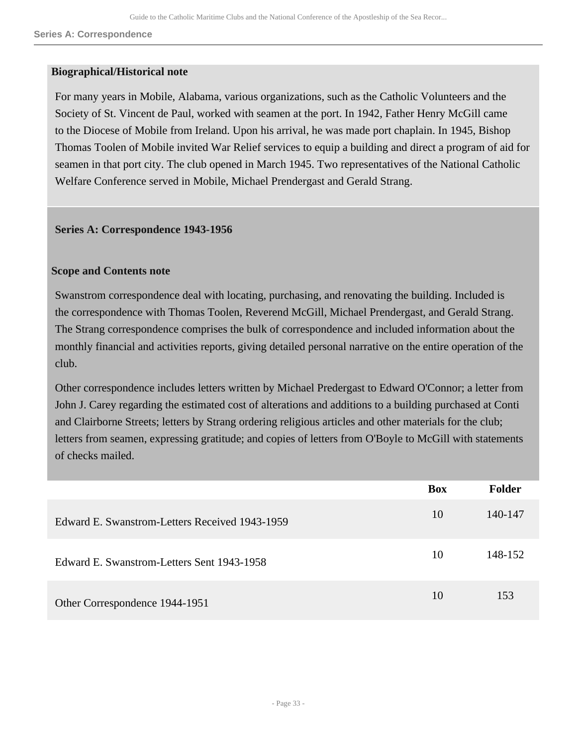#### Biographical/Historical note

For many years in Mobile, Alabama, various organizations, such as the Catholic Volunteers and the Society of St. Vincent de Paul, worked with seamen at the port. In 1942, Father Henry McGill came to the Diocese of Mobile from Ireland. Upon his arrival, he was made port chaplain. In 1945, Bishop Thomas Toolen of Mobile invited War Relief services to equip a building and direct a program of aid for seamen in that port city. The club opened in March 1945. Two representatives of the National Catholic Welfare Conference served in Mobile, Michael Prendergast and Gerald Strang.

### Series A: Correspondence 1943-1956

#### Scope and Contents note

Swanstrom correspondence deal with locating, purchasing, and renovating the building. Included is the correspondence with Thomas Toolen, Reverend McGill, Michael Prendergast, and Gerald Strang. The Strang correspondence comprises the bulk of correspondence and included information about the monthly financial and activities reports, giving detailed personal narrative on the entire operation of the club.

Other correspondence includes letters written by Michael Predergast to Edward O'Connor; a letter from John J. Carey regarding the estimated cost of alterations and additions to a building purchased at Conti and Clairborne Streets; letters by Strang ordering religious articles and other materials for the club; letters from seamen, expressing gratitude; and copies of letters from O'Boyle to McGill with statements of checks mailed.

| | Box | Folder |
|---|---|---|
| Edward E. Swanstrom-Letters Received 1943-1959 | 10 | 140-147 |
| Edward E. Swanstrom-Letters Sent 1943-1958 | 10 | 148-152 |
| Other Correspondence 1944-1951 | 10 | 153 |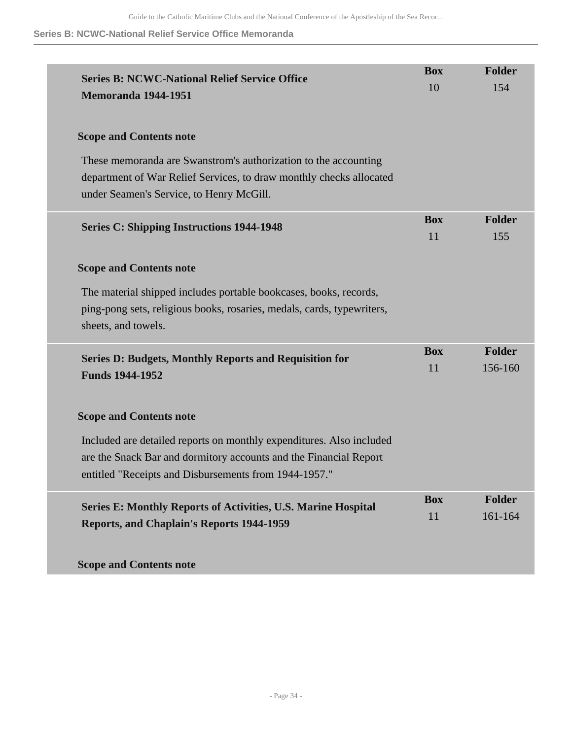**Series B: NCWC-National Relief Service Office Memoranda 1944-1951**

| Box | Folder |
|---|---|
| 10 | 154 |

**Scope and Contents note**

These memoranda are Swanstrom's authorization to the accounting department of War Relief Services, to draw monthly checks allocated under Seamen's Service, to Henry McGill.

**Series C: Shipping Instructions 1944-1948**

| Box | Folder |
|---|---|
| 11 | 155 |

**Scope and Contents note**

The material shipped includes portable bookcases, books, records, ping-pong sets, religious books, rosaries, medals, cards, typewriters, sheets, and towels.

**Series D: Budgets, Monthly Reports and Requisition for Funds 1944-1952**

| Box | Folder |
|---|---|
| 11 | 156-160 |

**Scope and Contents note**

Included are detailed reports on monthly expenditures. Also included are the Snack Bar and dormitory accounts and the Financial Report entitled "Receipts and Disbursements from 1944-1957."

**Series E: Monthly Reports of Activities, U.S. Marine Hospital Reports, and Chaplain's Reports 1944-1959**

| Box | Folder |
|---|---|
| 11 | 161-164 |

**Scope and Contents note**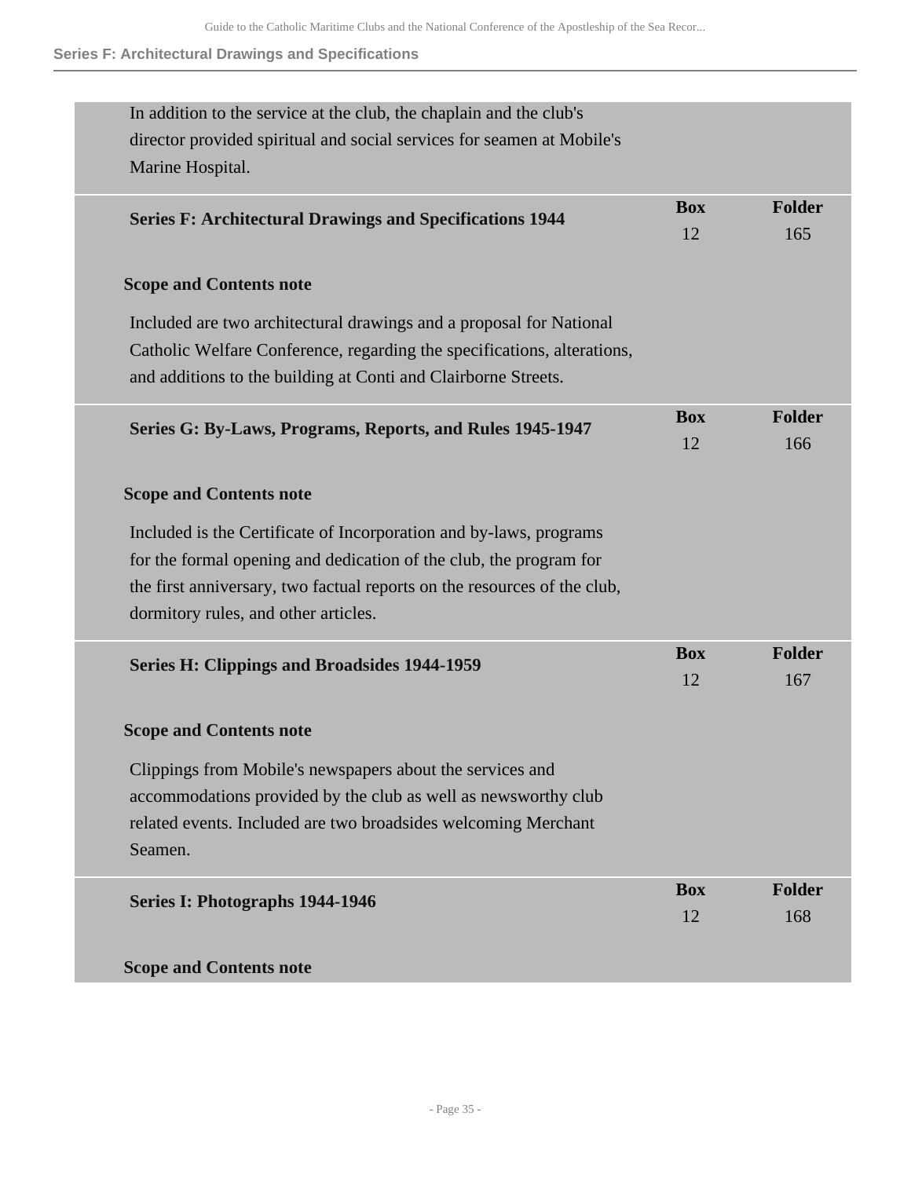In addition to the service at the club, the chaplain and the club's director provided spiritual and social services for seamen at Mobile's Marine Hospital.

| Series F: Architectural Drawings and Specifications 1944 | Box | Folder |
|---|---|---|
| | 12 | 165 |

**Scope and Contents note**

Included are two architectural drawings and a proposal for National Catholic Welfare Conference, regarding the specifications, alterations, and additions to the building at Conti and Clairborne Streets.

| Series G: By-Laws, Programs, Reports, and Rules 1945-1947 | Box | Folder |
|---|---|---|
| | 12 | 166 |

**Scope and Contents note**

Included is the Certificate of Incorporation and by-laws, programs for the formal opening and dedication of the club, the program for the first anniversary, two factual reports on the resources of the club, dormitory rules, and other articles.

| Series H: Clippings and Broadsides 1944-1959 | Box | Folder |
|---|---|---|
| | 12 | 167 |

**Scope and Contents note**

Clippings from Mobile's newspapers about the services and accommodations provided by the club as well as newsworthy club related events. Included are two broadsides welcoming Merchant Seamen.

| Series I: Photographs 1944-1946 | Box | Folder |
|---|---|---|
| | 12 | 168 |

**Scope and Contents note**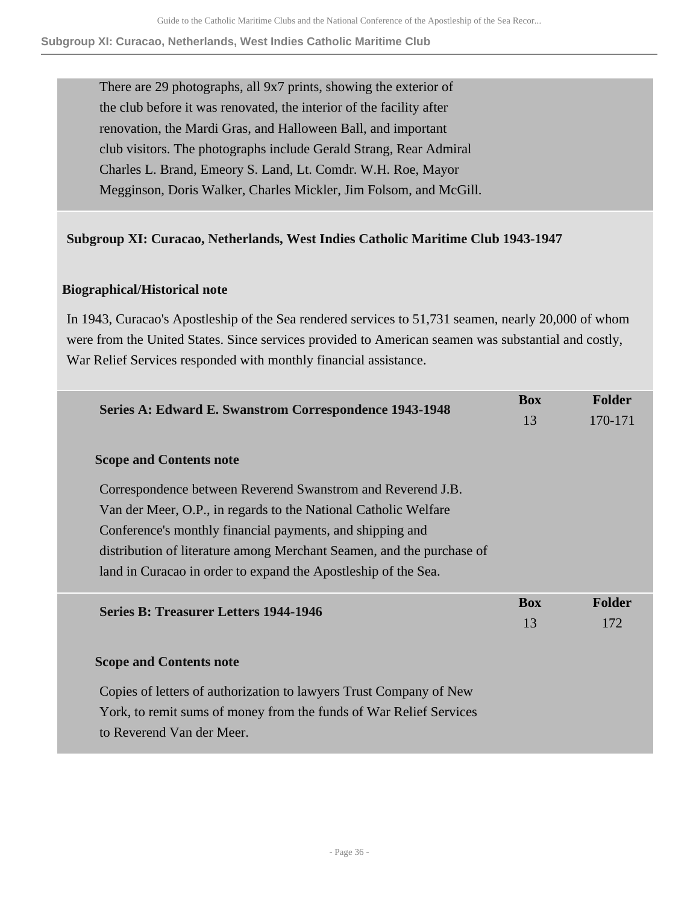There are 29 photographs, all 9x7 prints, showing the exterior of the club before it was renovated, the interior of the facility after renovation, the Mardi Gras, and Halloween Ball, and important club visitors. The photographs include Gerald Strang, Rear Admiral Charles L. Brand, Emeory S. Land, Lt. Comdr. W.H. Roe, Mayor Megginson, Doris Walker, Charles Mickler, Jim Folsom, and McGill.

## Subgroup XI: Curacao, Netherlands, West Indies Catholic Maritime Club 1943-1947

### Biographical/Historical note

In 1943, Curacao's Apostleship of the Sea rendered services to 51,731 seamen, nearly 20,000 of whom were from the United States. Since services provided to American seamen was substantial and costly, War Relief Services responded with monthly financial assistance.

| Series A: Edward E. Swanstrom Correspondence 1943-1948 | Box | Folder |
| --- | --- | --- |
| | 13 | 170-171 |

#### Scope and Contents note

Correspondence between Reverend Swanstrom and Reverend J.B. Van der Meer, O.P., in regards to the National Catholic Welfare Conference's monthly financial payments, and shipping and distribution of literature among Merchant Seamen, and the purchase of land in Curacao in order to expand the Apostleship of the Sea.

| Series B: Treasurer Letters 1944-1946 | Box | Folder |
| --- | --- | --- |
| | 13 | 172 |

#### Scope and Contents note

Copies of letters of authorization to lawyers Trust Company of New York, to remit sums of money from the funds of War Relief Services to Reverend Van der Meer.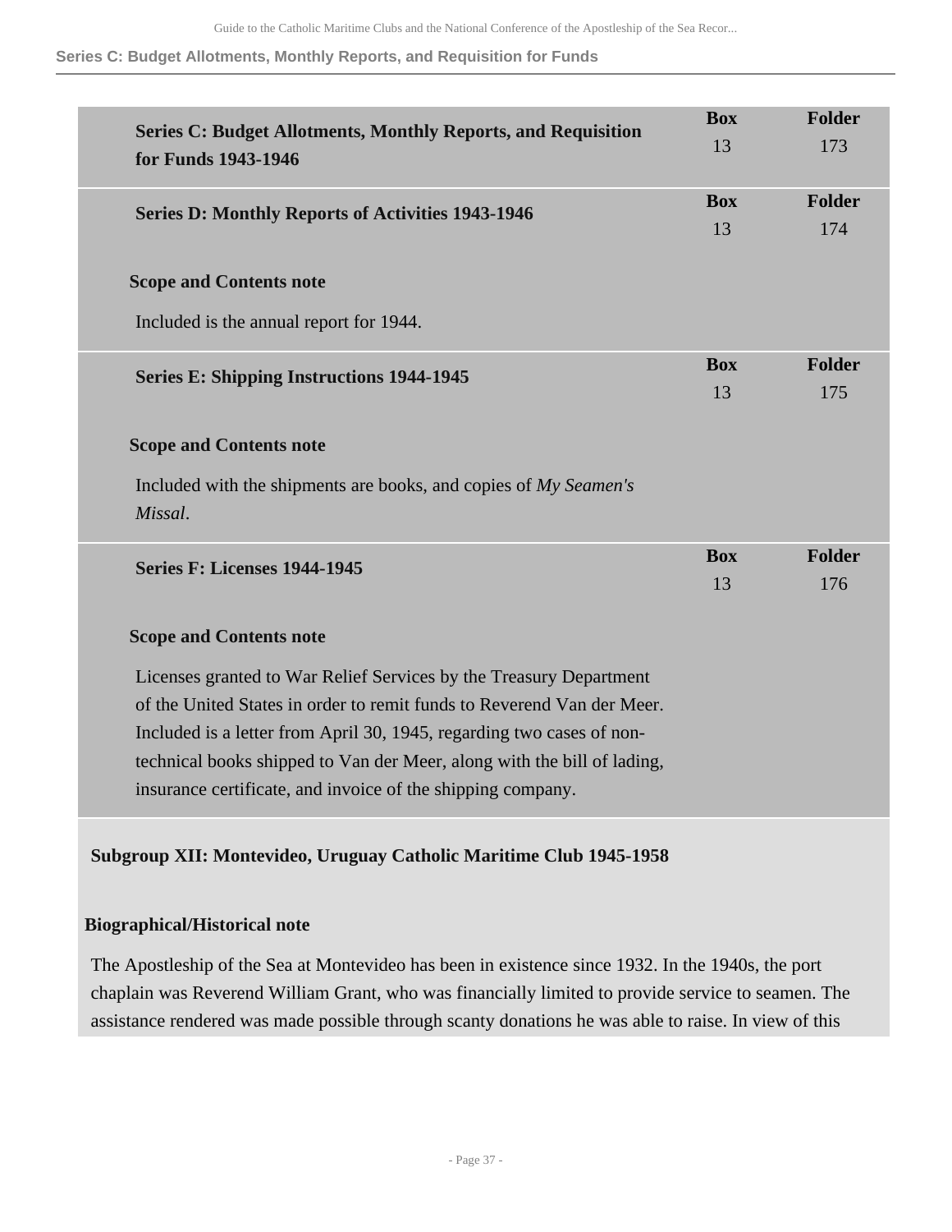| | Box | Folder |
|---|---|---|
| **Series C: Budget Allotments, Monthly Reports, and Requisition for Funds 1943-1946** | 13 | 173 |
| **Series D: Monthly Reports of Activities 1943-1946** | 13 | 174 |

**Scope and Contents note**

Included is the annual report for 1944.

| | Box | Folder |
|---|---|---|
| **Series E: Shipping Instructions 1944-1945** | 13 | 175 |

**Scope and Contents note**

Included with the shipments are books, and copies of *My Seamen's Missal*.

| | Box | Folder |
|---|---|---|
| **Series F: Licenses 1944-1945** | 13 | 176 |

**Scope and Contents note**

Licenses granted to War Relief Services by the Treasury Department of the United States in order to remit funds to Reverend Van der Meer. Included is a letter from April 30, 1945, regarding two cases of non-technical books shipped to Van der Meer, along with the bill of lading, insurance certificate, and invoice of the shipping company.

## Subgroup XII: Montevideo, Uruguay Catholic Maritime Club 1945-1958

### Biographical/Historical note

The Apostleship of the Sea at Montevideo has been in existence since 1932. In the 1940s, the port chaplain was Reverend William Grant, who was financially limited to provide service to seamen. The assistance rendered was made possible through scanty donations he was able to raise. In view of this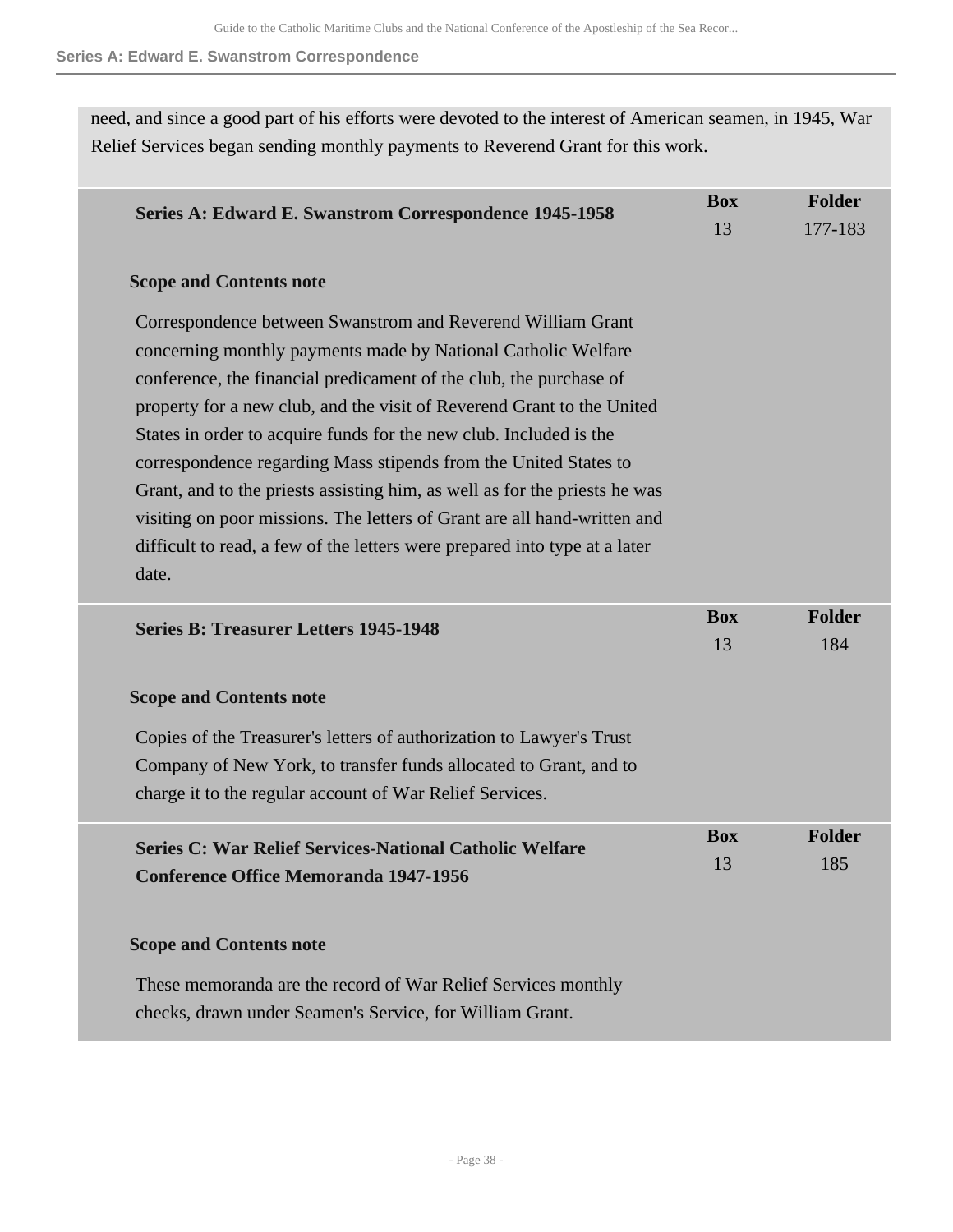need, and since a good part of his efforts were devoted to the interest of American seamen, in 1945, War Relief Services began sending monthly payments to Reverend Grant for this work.

| | Box | Folder |
|---|---|---|
| **Series A: Edward E. Swanstrom Correspondence 1945-1958** | 13 | 177-183 |

**Scope and Contents note**

Correspondence between Swanstrom and Reverend William Grant concerning monthly payments made by National Catholic Welfare conference, the financial predicament of the club, the purchase of property for a new club, and the visit of Reverend Grant to the United States in order to acquire funds for the new club. Included is the correspondence regarding Mass stipends from the United States to Grant, and to the priests assisting him, as well as for the priests he was visiting on poor missions. The letters of Grant are all hand-written and difficult to read, a few of the letters were prepared into type at a later date.

| | Box | Folder |
|---|---|---|
| **Series B: Treasurer Letters 1945-1948** | 13 | 184 |

**Scope and Contents note**

Copies of the Treasurer's letters of authorization to Lawyer's Trust Company of New York, to transfer funds allocated to Grant, and to charge it to the regular account of War Relief Services.

| | Box | Folder |
|---|---|---|
| **Series C: War Relief Services-National Catholic Welfare Conference Office Memoranda 1947-1956** | 13 | 185 |

**Scope and Contents note**

These memoranda are the record of War Relief Services monthly checks, drawn under Seamen's Service, for William Grant.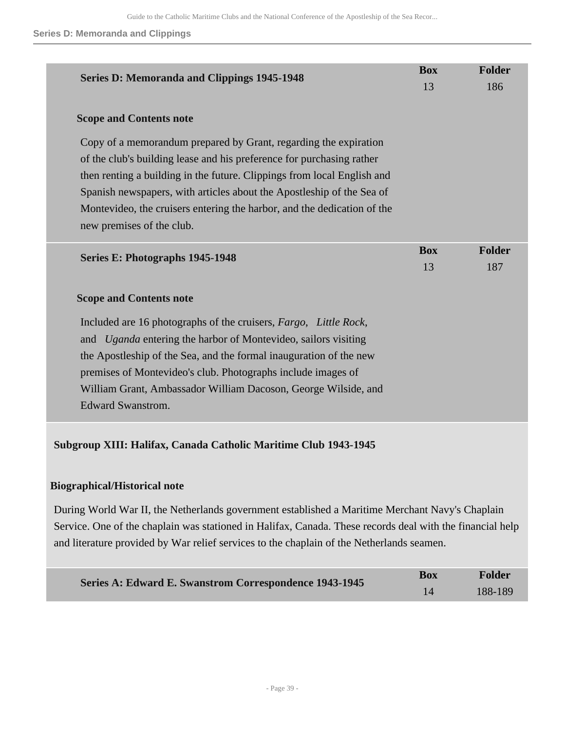### Series D: Memoranda and Clippings 1945-1948

| Box | Folder |
| --- | --- |
| 13 | 186 |

**Scope and Contents note**

Copy of a memorandum prepared by Grant, regarding the expiration of the club's building lease and his preference for purchasing rather then renting a building in the future. Clippings from local English and Spanish newspapers, with articles about the Apostleship of the Sea of Montevideo, the cruisers entering the harbor, and the dedication of the new premises of the club.

### Series E: Photographs 1945-1948

| Box | Folder |
| --- | --- |
| 13 | 187 |

**Scope and Contents note**

Included are 16 photographs of the cruisers, *Fargo*, *Little Rock*, and *Uganda* entering the harbor of Montevideo, sailors visiting the Apostleship of the Sea, and the formal inauguration of the new premises of Montevideo's club. Photographs include images of William Grant, Ambassador William Dacoson, George Wilside, and Edward Swanstrom.

## Subgroup XIII: Halifax, Canada Catholic Maritime Club 1943-1945

**Biographical/Historical note**

During World War II, the Netherlands government established a Maritime Merchant Navy's Chaplain Service. One of the chaplain was stationed in Halifax, Canada. These records deal with the financial help and literature provided by War relief services to the chaplain of the Netherlands seamen.

### Series A: Edward E. Swanstrom Correspondence 1943-1945

| Box | Folder |
| --- | --- |
| 14 | 188-189 |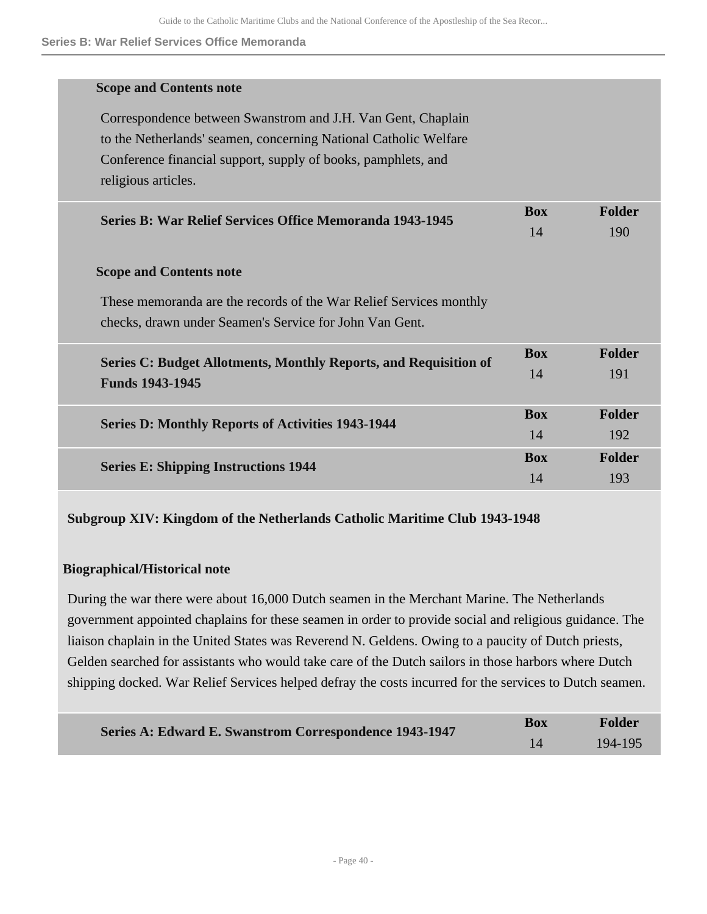**Scope and Contents note**

Correspondence between Swanstrom and J.H. Van Gent, Chaplain to the Netherlands' seamen, concerning National Catholic Welfare Conference financial support, supply of books, pamphlets, and religious articles.

| | Box | Folder |
|---|---|---|
| **Series B: War Relief Services Office Memoranda 1943-1945** | 14 | 190 |

**Scope and Contents note**

These memoranda are the records of the War Relief Services monthly checks, drawn under Seamen's Service for John Van Gent.

| | Box | Folder |
|---|---|---|
| **Series C: Budget Allotments, Monthly Reports, and Requisition of Funds 1943-1945** | 14 | 191 |
| **Series D: Monthly Reports of Activities 1943-1944** | 14 | 192 |
| **Series E: Shipping Instructions 1944** | 14 | 193 |

### Subgroup XIV: Kingdom of the Netherlands Catholic Maritime Club 1943-1948

**Biographical/Historical note**

During the war there were about 16,000 Dutch seamen in the Merchant Marine. The Netherlands government appointed chaplains for these seamen in order to provide social and religious guidance. The liaison chaplain in the United States was Reverend N. Geldens. Owing to a paucity of Dutch priests, Gelden searched for assistants who would take care of the Dutch sailors in those harbors where Dutch shipping docked. War Relief Services helped defray the costs incurred for the services to Dutch seamen.

| | Box | Folder |
|---|---|---|
| **Series A: Edward E. Swanstrom Correspondence 1943-1947** | 14 | 194-195 |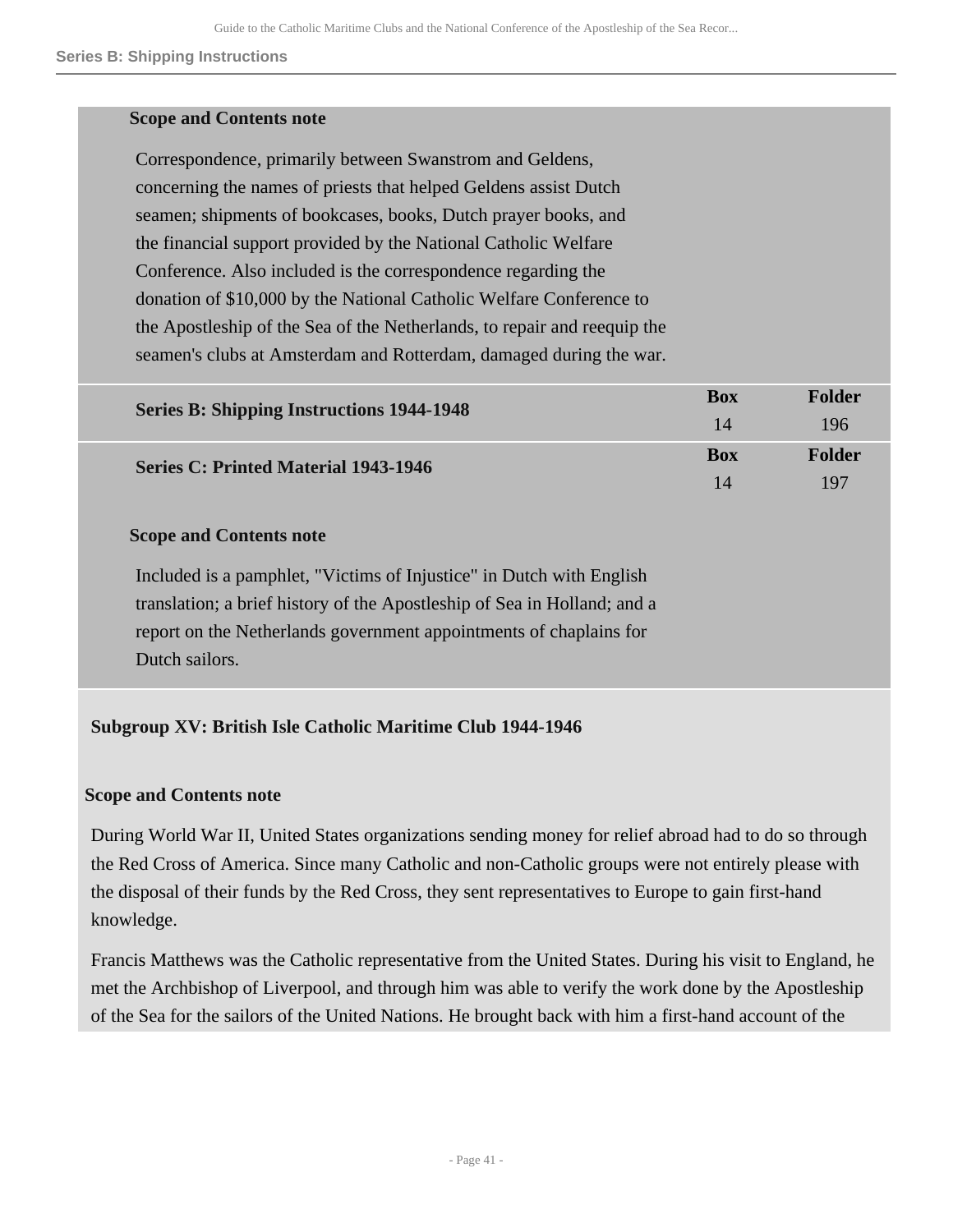**Scope and Contents note**

Correspondence, primarily between Swanstrom and Geldens, concerning the names of priests that helped Geldens assist Dutch seamen; shipments of bookcases, books, Dutch prayer books, and the financial support provided by the National Catholic Welfare Conference. Also included is the correspondence regarding the donation of $10,000 by the National Catholic Welfare Conference to the Apostleship of the Sea of the Netherlands, to repair and reequip the seamen's clubs at Amsterdam and Rotterdam, damaged during the war.

| | Box | Folder |
|---|---|---|
| **Series B: Shipping Instructions 1944-1948** | 14 | 196 |
| **Series C: Printed Material 1943-1946** | 14 | 197 |

**Scope and Contents note**

Included is a pamphlet, "Victims of Injustice" in Dutch with English translation; a brief history of the Apostleship of Sea in Holland; and a report on the Netherlands government appointments of chaplains for Dutch sailors.

### Subgroup XV: British Isle Catholic Maritime Club 1944-1946

**Scope and Contents note**

During World War II, United States organizations sending money for relief abroad had to do so through the Red Cross of America. Since many Catholic and non-Catholic groups were not entirely please with the disposal of their funds by the Red Cross, they sent representatives to Europe to gain first-hand knowledge.

Francis Matthews was the Catholic representative from the United States. During his visit to England, he met the Archbishop of Liverpool, and through him was able to verify the work done by the Apostleship of the Sea for the sailors of the United Nations. He brought back with him a first-hand account of the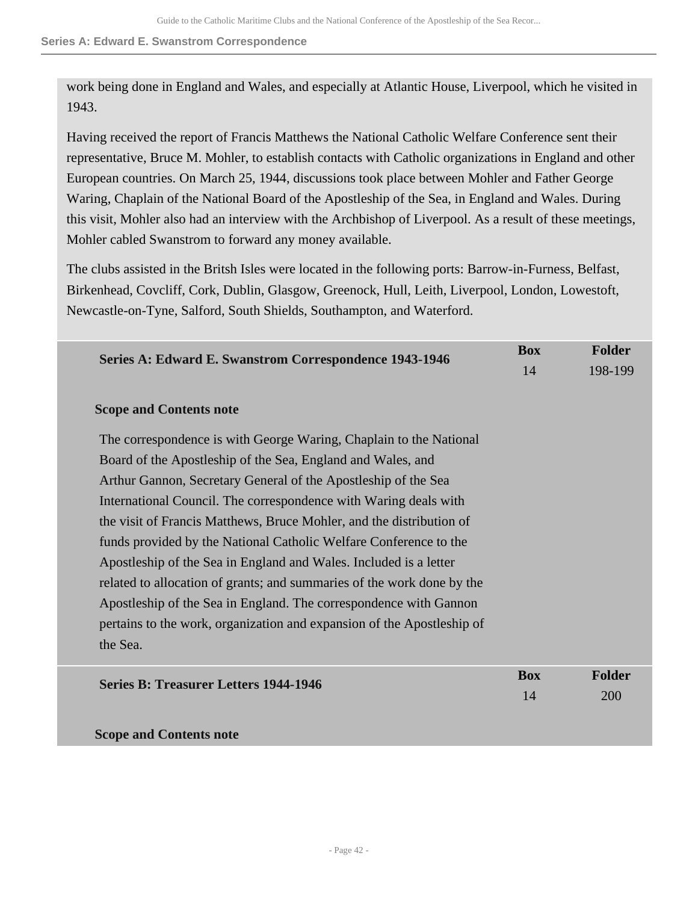work being done in England and Wales, and especially at Atlantic House, Liverpool, which he visited in 1943.

Having received the report of Francis Matthews the National Catholic Welfare Conference sent their representative, Bruce M. Mohler, to establish contacts with Catholic organizations in England and other European countries. On March 25, 1944, discussions took place between Mohler and Father George Waring, Chaplain of the National Board of the Apostleship of the Sea, in England and Wales. During this visit, Mohler also had an interview with the Archbishop of Liverpool. As a result of these meetings, Mohler cabled Swanstrom to forward any money available.

The clubs assisted in the Britsh Isles were located in the following ports: Barrow-in-Furness, Belfast, Birkenhead, Covcliff, Cork, Dublin, Glasgow, Greenock, Hull, Leith, Liverpool, London, Lowestoft, Newcastle-on-Tyne, Salford, South Shields, Southampton, and Waterford.

| | Box | Folder |
|---|---|---|
| **Series A: Edward E. Swanstrom Correspondence 1943-1946** | 14 | 198-199 |

**Scope and Contents note**

The correspondence is with George Waring, Chaplain to the National Board of the Apostleship of the Sea, England and Wales, and Arthur Gannon, Secretary General of the Apostleship of the Sea International Council. The correspondence with Waring deals with the visit of Francis Matthews, Bruce Mohler, and the distribution of funds provided by the National Catholic Welfare Conference to the Apostleship of the Sea in England and Wales. Included is a letter related to allocation of grants; and summaries of the work done by the Apostleship of the Sea in England. The correspondence with Gannon pertains to the work, organization and expansion of the Apostleship of the Sea.

| | Box | Folder |
|---|---|---|
| **Series B: Treasurer Letters 1944-1946** | 14 | 200 |

**Scope and Contents note**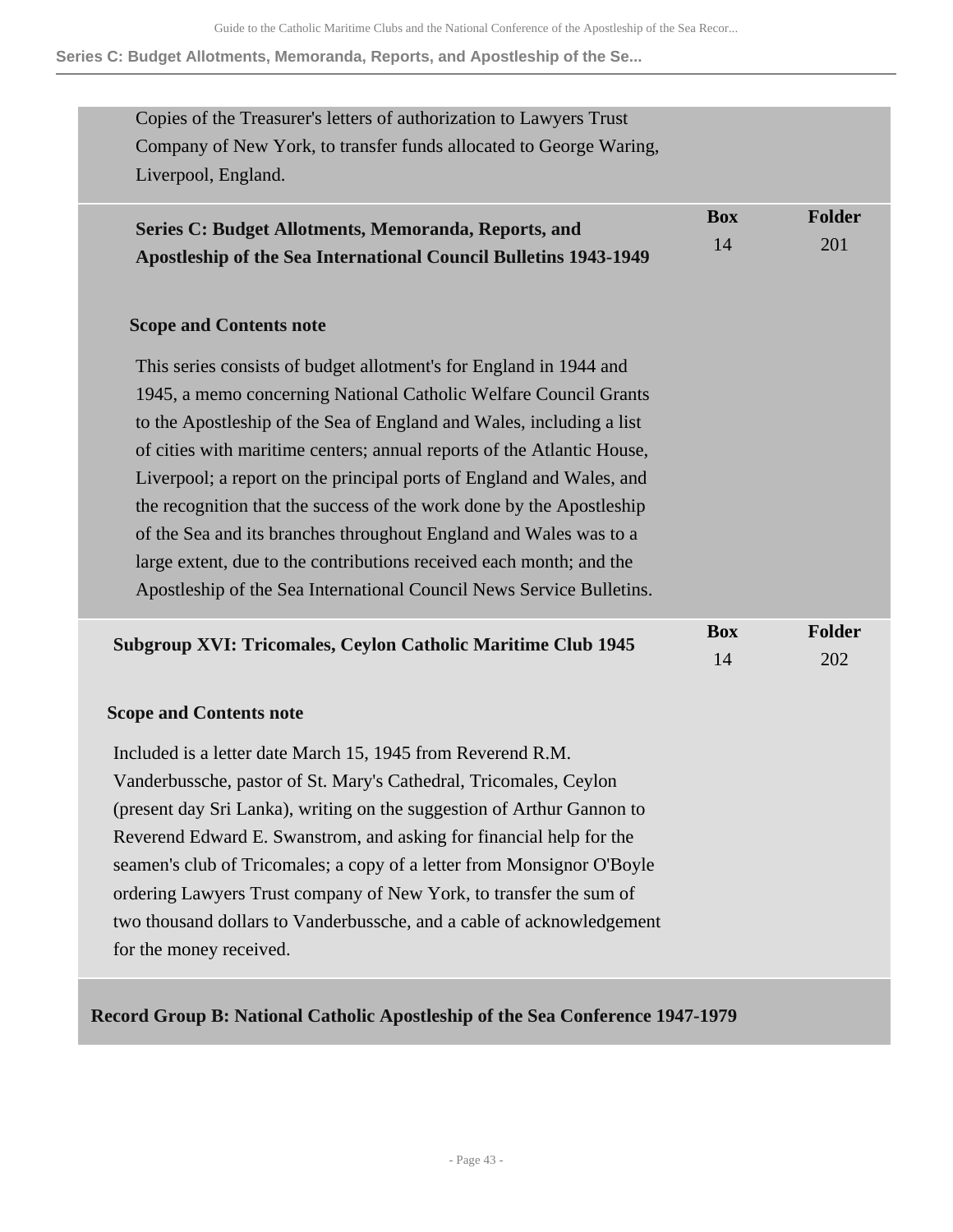Copies of the Treasurer's letters of authorization to Lawyers Trust Company of New York, to transfer funds allocated to George Waring, Liverpool, England.

| | Box | Folder |
|---|---|---|
| **Series C: Budget Allotments, Memoranda, Reports, and Apostleship of the Sea International Council Bulletins 1943-1949** | 14 | 201 |

**Scope and Contents note**

This series consists of budget allotment's for England in 1944 and 1945, a memo concerning National Catholic Welfare Council Grants to the Apostleship of the Sea of England and Wales, including a list of cities with maritime centers; annual reports of the Atlantic House, Liverpool; a report on the principal ports of England and Wales, and the recognition that the success of the work done by the Apostleship of the Sea and its branches throughout England and Wales was to a large extent, due to the contributions received each month; and the Apostleship of the Sea International Council News Service Bulletins.

| | Box | Folder |
|---|---|---|
| **Subgroup XVI: Tricomales, Ceylon Catholic Maritime Club 1945** | 14 | 202 |

**Scope and Contents note**

Included is a letter date March 15, 1945 from Reverend R.M. Vanderbussche, pastor of St. Mary's Cathedral, Tricomales, Ceylon (present day Sri Lanka), writing on the suggestion of Arthur Gannon to Reverend Edward E. Swanstrom, and asking for financial help for the seamen's club of Tricomales; a copy of a letter from Monsignor O'Boyle ordering Lawyers Trust company of New York, to transfer the sum of two thousand dollars to Vanderbussche, and a cable of acknowledgement for the money received.

**Record Group B: National Catholic Apostleship of the Sea Conference 1947-1979**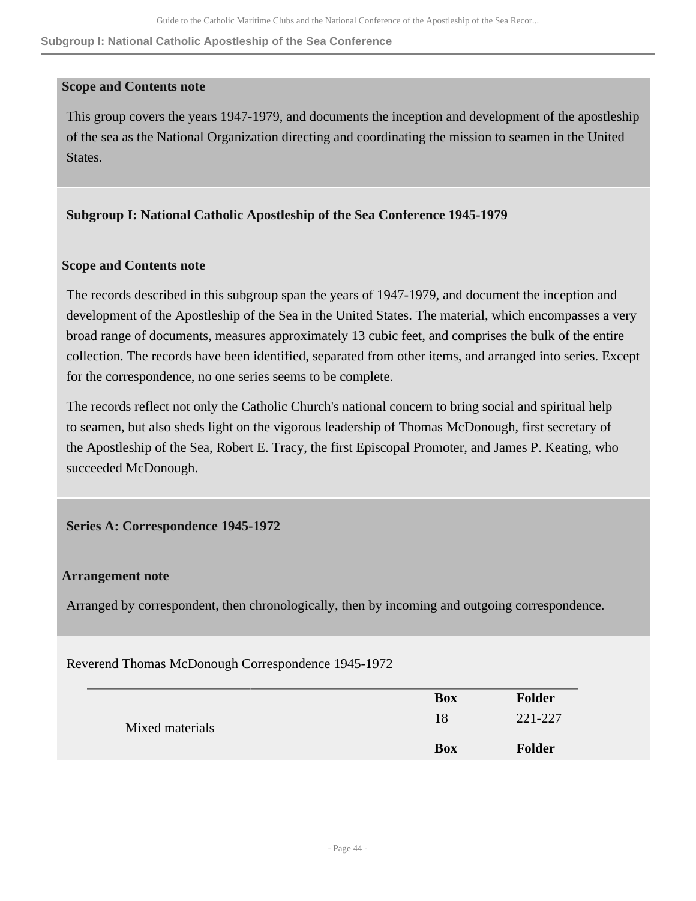**Scope and Contents note**

This group covers the years 1947-1979, and documents the inception and development of the apostleship of the sea as the National Organization directing and coordinating the mission to seamen in the United States.

## Subgroup I: National Catholic Apostleship of the Sea Conference 1945-1979

**Scope and Contents note**

The records described in this subgroup span the years of 1947-1979, and document the inception and development of the Apostleship of the Sea in the United States. The material, which encompasses a very broad range of documents, measures approximately 13 cubic feet, and comprises the bulk of the entire collection. The records have been identified, separated from other items, and arranged into series. Except for the correspondence, no one series seems to be complete.

The records reflect not only the Catholic Church's national concern to bring social and spiritual help to seamen, but also sheds light on the vigorous leadership of Thomas McDonough, first secretary of the Apostleship of the Sea, Robert E. Tracy, the first Episcopal Promoter, and James P. Keating, who succeeded McDonough.

### Series A: Correspondence 1945-1972

**Arrangement note**

Arranged by correspondent, then chronologically, then by incoming and outgoing correspondence.

Reverend Thomas McDonough Correspondence 1945-1972

| | Box | Folder |
|---|---|---|
| Mixed materials | 18 | 221-227 |
| | **Box** | **Folder** |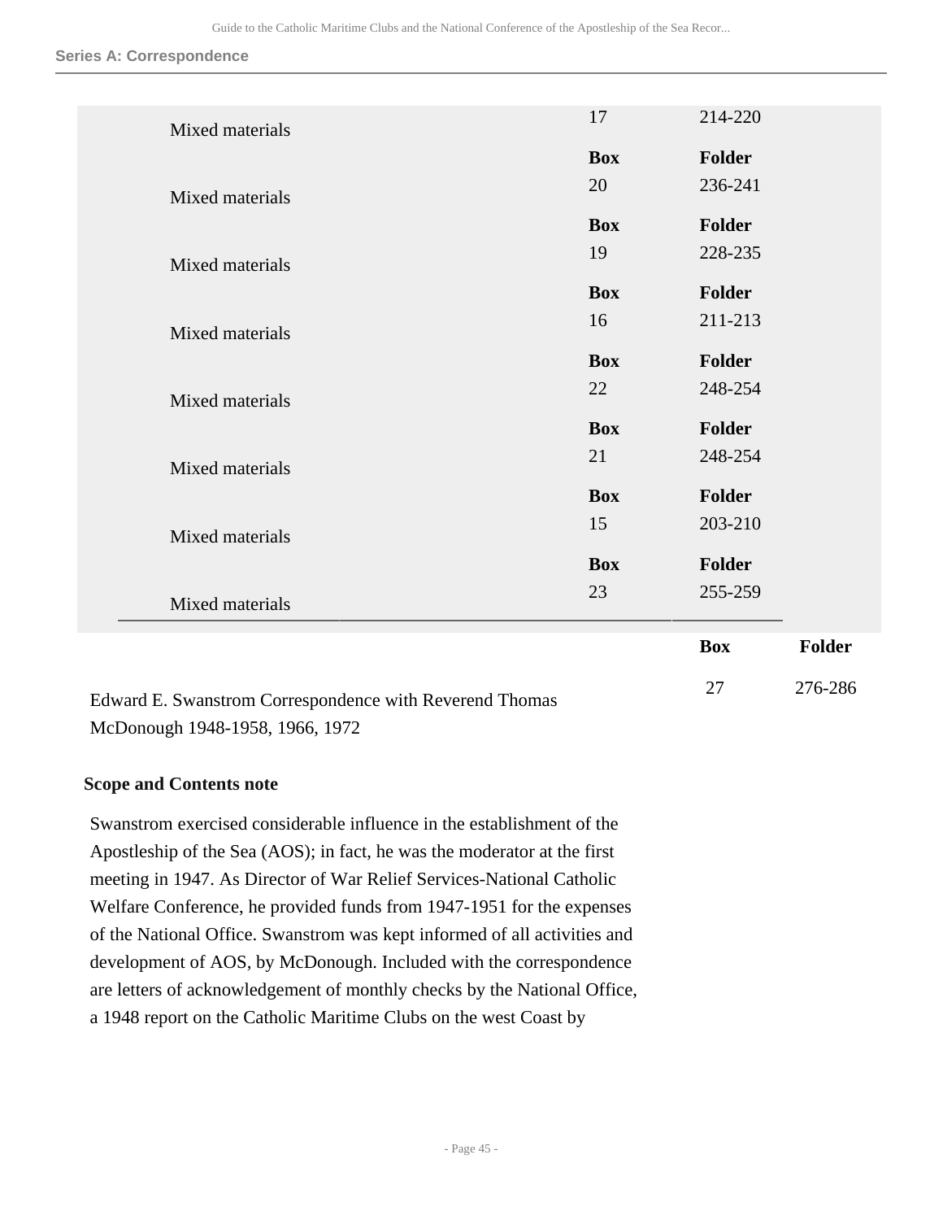| | Box | Folder |
|---|---|---|
| Mixed materials | 17 | 214-220 |
| Mixed materials | 20 | 236-241 |
| Mixed materials | 19 | 228-235 |
| Mixed materials | 16 | 211-213 |
| Mixed materials | 22 | 248-254 |
| Mixed materials | 21 | 248-254 |
| Mixed materials | 15 | 203-210 |
| Mixed materials | 23 | 255-259 |

| | Box | Folder |
|---|---|---|
| Edward E. Swanstrom Correspondence with Reverend Thomas McDonough 1948-1958, 1966, 1972 | 27 | 276-286 |

**Scope and Contents note**

Swanstrom exercised considerable influence in the establishment of the Apostleship of the Sea (AOS); in fact, he was the moderator at the first meeting in 1947. As Director of War Relief Services-National Catholic Welfare Conference, he provided funds from 1947-1951 for the expenses of the National Office. Swanstrom was kept informed of all activities and development of AOS, by McDonough. Included with the correspondence are letters of acknowledgement of monthly checks by the National Office, a 1948 report on the Catholic Maritime Clubs on the west Coast by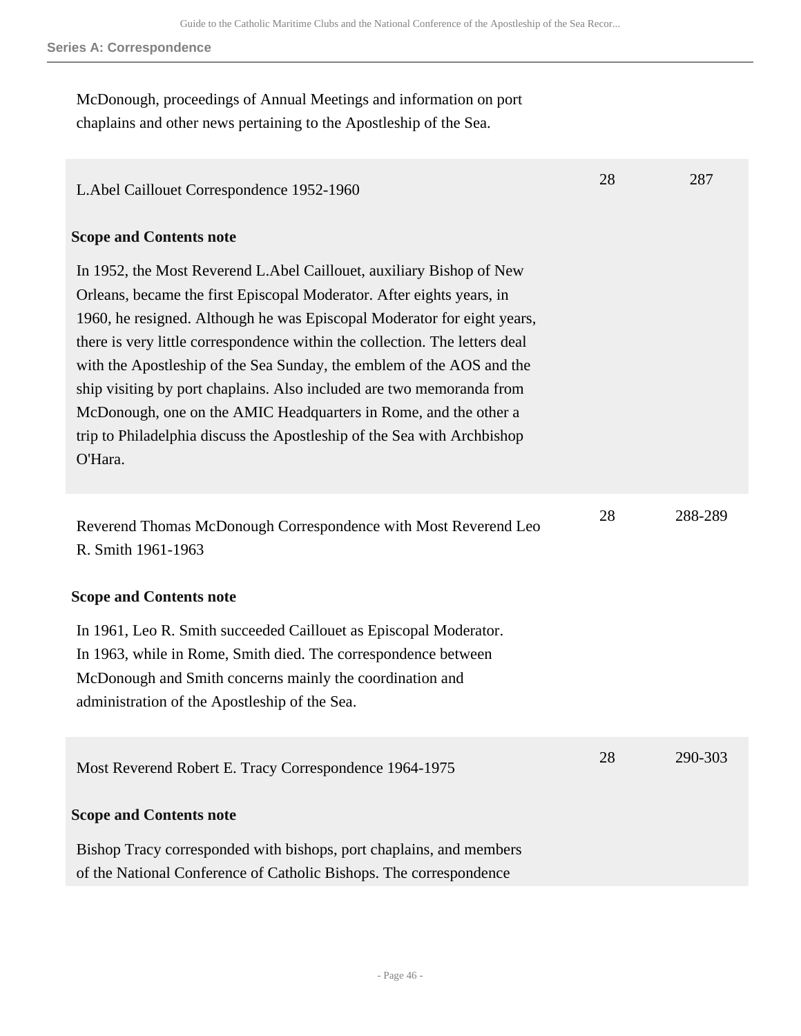McDonough, proceedings of Annual Meetings and information on port chaplains and other news pertaining to the Apostleship of the Sea.

| | | |
|---|---|---|
| L.Abel Caillouet Correspondence 1952-1960 | 28 | 287 |

**Scope and Contents note**

In 1952, the Most Reverend L.Abel Caillouet, auxiliary Bishop of New Orleans, became the first Episcopal Moderator. After eights years, in 1960, he resigned. Although he was Episcopal Moderator for eight years, there is very little correspondence within the collection. The letters deal with the Apostleship of the Sea Sunday, the emblem of the AOS and the ship visiting by port chaplains. Also included are two memoranda from McDonough, one on the AMIC Headquarters in Rome, and the other a trip to Philadelphia discuss the Apostleship of the Sea with Archbishop O'Hara.

| | | |
|---|---|---|
| Reverend Thomas McDonough Correspondence with Most Reverend Leo R. Smith 1961-1963 | 28 | 288-289 |

**Scope and Contents note**

In 1961, Leo R. Smith succeeded Caillouet as Episcopal Moderator. In 1963, while in Rome, Smith died. The correspondence between McDonough and Smith concerns mainly the coordination and administration of the Apostleship of the Sea.

| | | |
|---|---|---|
| Most Reverend Robert E. Tracy Correspondence 1964-1975 | 28 | 290-303 |

**Scope and Contents note**

Bishop Tracy corresponded with bishops, port chaplains, and members of the National Conference of Catholic Bishops. The correspondence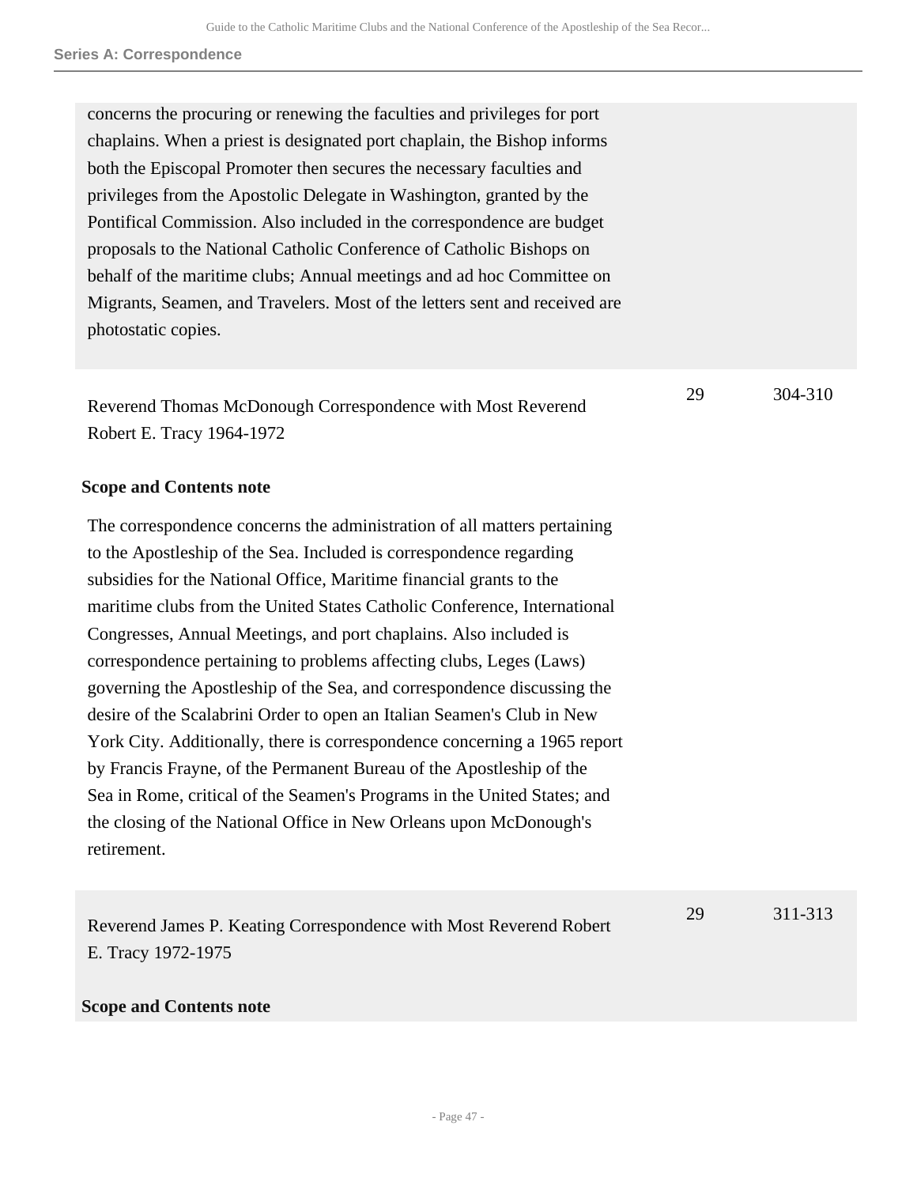concerns the procuring or renewing the faculties and privileges for port chaplains. When a priest is designated port chaplain, the Bishop informs both the Episcopal Promoter then secures the necessary faculties and privileges from the Apostolic Delegate in Washington, granted by the Pontifical Commission. Also included in the correspondence are budget proposals to the National Catholic Conference of Catholic Bishops on behalf of the maritime clubs; Annual meetings and ad hoc Committee on Migrants, Seamen, and Travelers. Most of the letters sent and received are photostatic copies.

| | | |
|---|---|---|
| Reverend Thomas McDonough Correspondence with Most Reverend Robert E. Tracy 1964-1972 | 29 | 304-310 |

**Scope and Contents note**

The correspondence concerns the administration of all matters pertaining to the Apostleship of the Sea. Included is correspondence regarding subsidies for the National Office, Maritime financial grants to the maritime clubs from the United States Catholic Conference, International Congresses, Annual Meetings, and port chaplains. Also included is correspondence pertaining to problems affecting clubs, Leges (Laws) governing the Apostleship of the Sea, and correspondence discussing the desire of the Scalabrini Order to open an Italian Seamen's Club in New York City. Additionally, there is correspondence concerning a 1965 report by Francis Frayne, of the Permanent Bureau of the Apostleship of the Sea in Rome, critical of the Seamen's Programs in the United States; and the closing of the National Office in New Orleans upon McDonough's retirement.

| | | |
|---|---|---|
| Reverend James P. Keating Correspondence with Most Reverend Robert E. Tracy 1972-1975 | 29 | 311-313 |

**Scope and Contents note**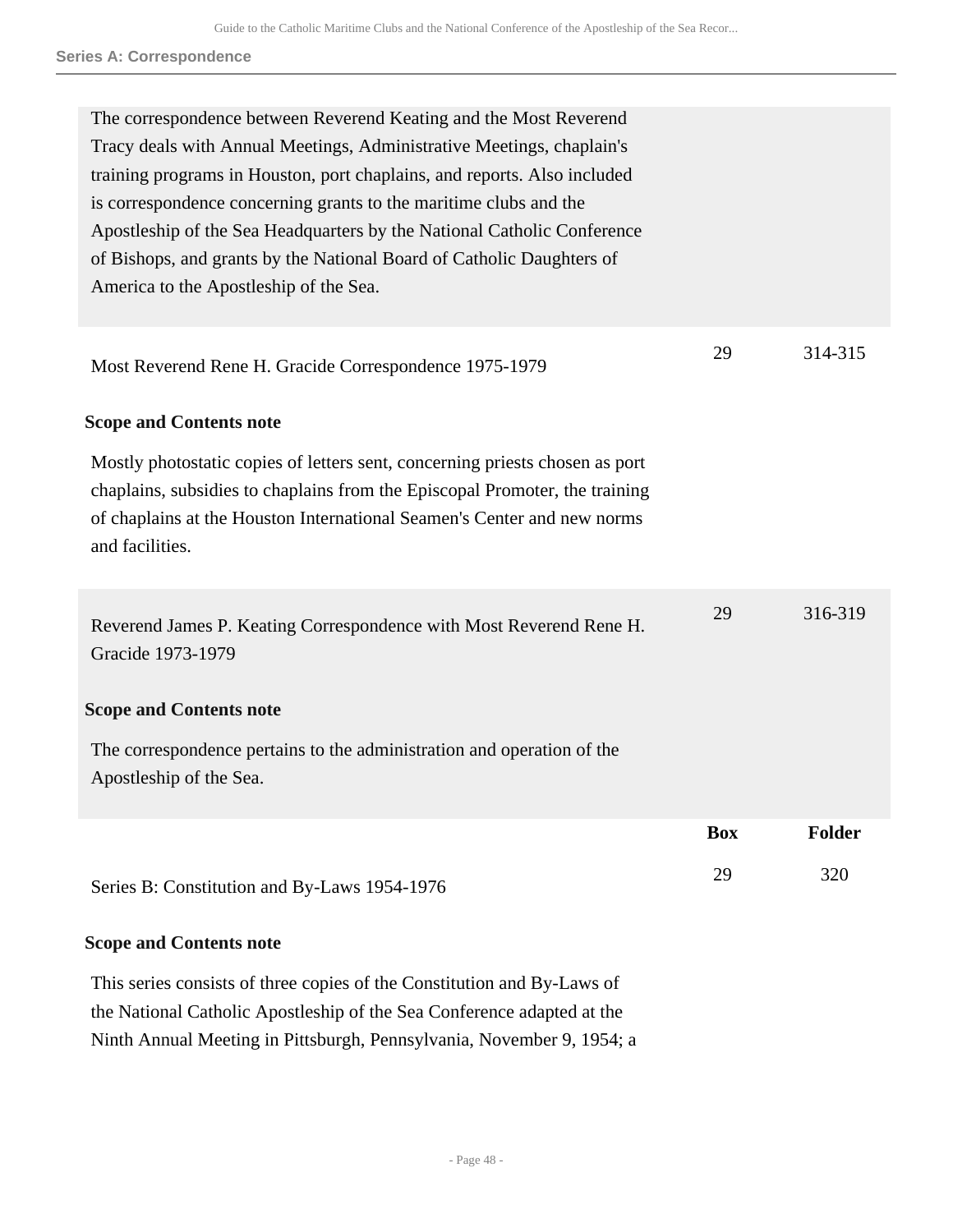## Series A: Correspondence

The correspondence between Reverend Keating and the Most Reverend Tracy deals with Annual Meetings, Administrative Meetings, chaplain's training programs in Houston, port chaplains, and reports. Also included is correspondence concerning grants to the maritime clubs and the Apostleship of the Sea Headquarters by the National Catholic Conference of Bishops, and grants by the National Board of Catholic Daughters of America to the Apostleship of the Sea.

| | Box | Folder |
|---|---|---|
| Most Reverend Rene H. Gracide Correspondence 1975-1979 | 29 | 314-315 |

**Scope and Contents note**

Mostly photostatic copies of letters sent, concerning priests chosen as port chaplains, subsidies to chaplains from the Episcopal Promoter, the training of chaplains at the Houston International Seamen's Center and new norms and facilities.

| | Box | Folder |
|---|---|---|
| Reverend James P. Keating Correspondence with Most Reverend Rene H. Gracide 1973-1979 | 29 | 316-319 |

**Scope and Contents note**

The correspondence pertains to the administration and operation of the Apostleship of the Sea.

| | Box | Folder |
|---|---|---|
| Series B: Constitution and By-Laws 1954-1976 | 29 | 320 |

**Scope and Contents note**

This series consists of three copies of the Constitution and By-Laws of the National Catholic Apostleship of the Sea Conference adapted at the Ninth Annual Meeting in Pittsburgh, Pennsylvania, November 9, 1954; a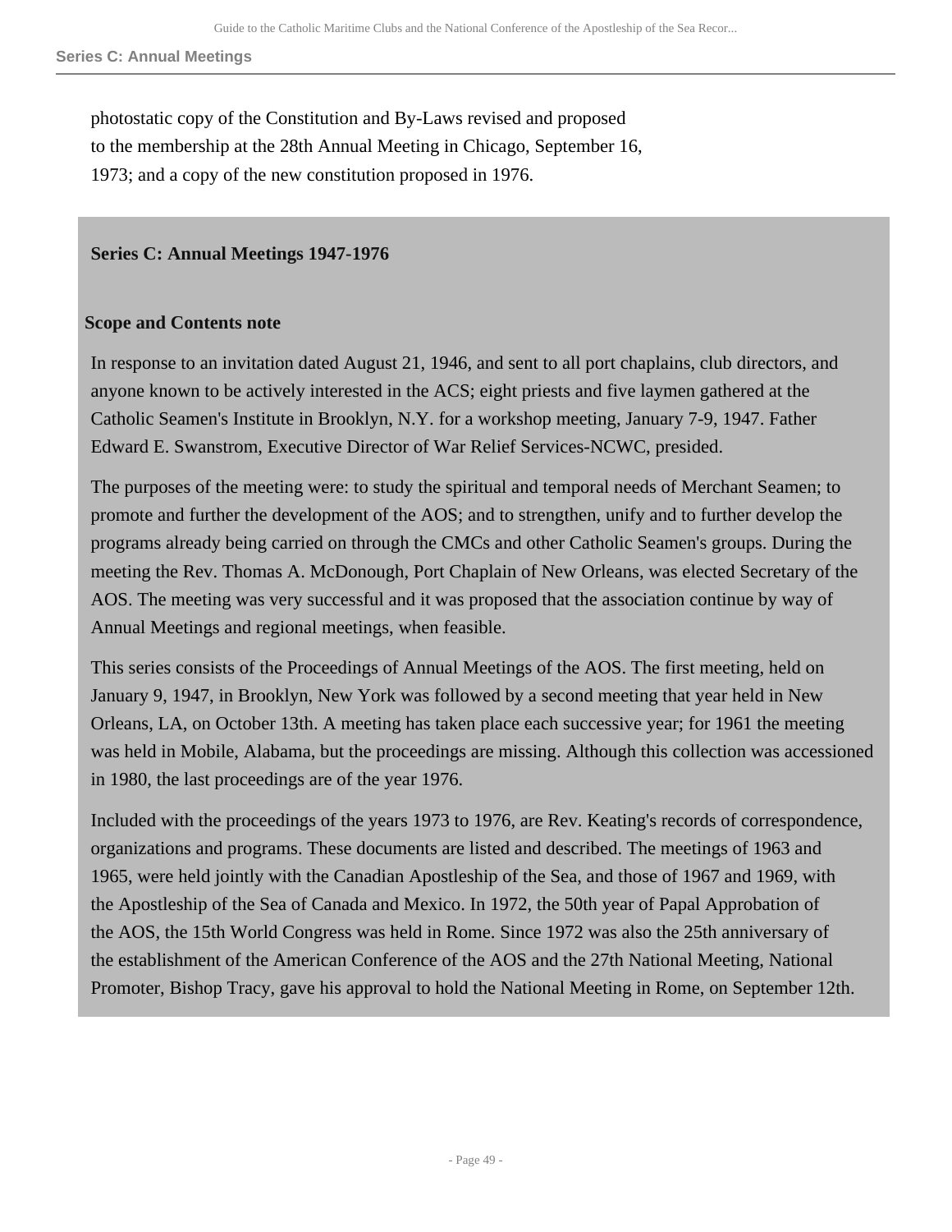photostatic copy of the Constitution and By-Laws revised and proposed to the membership at the 28th Annual Meeting in Chicago, September 16, 1973; and a copy of the new constitution proposed in 1976.

## Series C: Annual Meetings 1947-1976

### Scope and Contents note

In response to an invitation dated August 21, 1946, and sent to all port chaplains, club directors, and anyone known to be actively interested in the ACS; eight priests and five laymen gathered at the Catholic Seamen's Institute in Brooklyn, N.Y. for a workshop meeting, January 7-9, 1947. Father Edward E. Swanstrom, Executive Director of War Relief Services-NCWC, presided.

The purposes of the meeting were: to study the spiritual and temporal needs of Merchant Seamen; to promote and further the development of the AOS; and to strengthen, unify and to further develop the programs already being carried on through the CMCs and other Catholic Seamen's groups. During the meeting the Rev. Thomas A. McDonough, Port Chaplain of New Orleans, was elected Secretary of the AOS. The meeting was very successful and it was proposed that the association continue by way of Annual Meetings and regional meetings, when feasible.

This series consists of the Proceedings of Annual Meetings of the AOS. The first meeting, held on January 9, 1947, in Brooklyn, New York was followed by a second meeting that year held in New Orleans, LA, on October 13th. A meeting has taken place each successive year; for 1961 the meeting was held in Mobile, Alabama, but the proceedings are missing. Although this collection was accessioned in 1980, the last proceedings are of the year 1976.

Included with the proceedings of the years 1973 to 1976, are Rev. Keating's records of correspondence, organizations and programs. These documents are listed and described. The meetings of 1963 and 1965, were held jointly with the Canadian Apostleship of the Sea, and those of 1967 and 1969, with the Apostleship of the Sea of Canada and Mexico. In 1972, the 50th year of Papal Approbation of the AOS, the 15th World Congress was held in Rome. Since 1972 was also the 25th anniversary of the establishment of the American Conference of the AOS and the 27th National Meeting, National Promoter, Bishop Tracy, gave his approval to hold the National Meeting in Rome, on September 12th.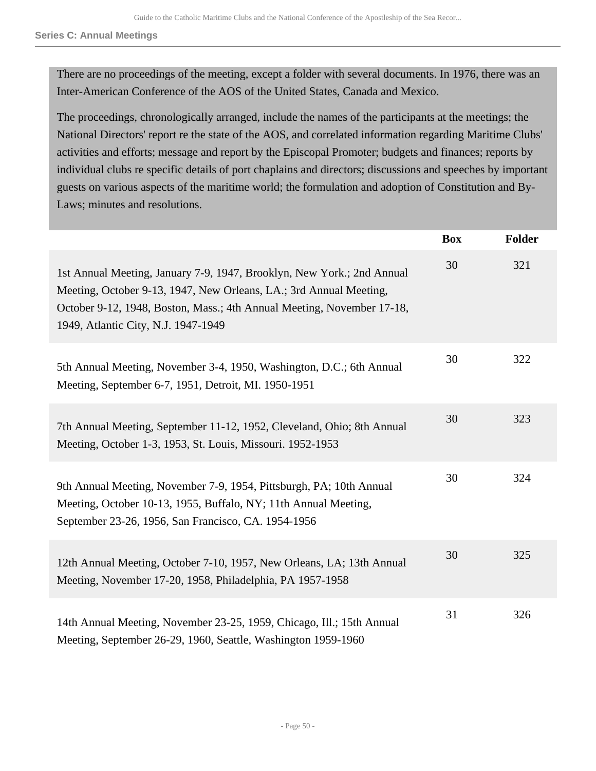There are no proceedings of the meeting, except a folder with several documents. In 1976, there was an Inter-American Conference of the AOS of the United States, Canada and Mexico.

The proceedings, chronologically arranged, include the names of the participants at the meetings; the National Directors' report re the state of the AOS, and correlated information regarding Maritime Clubs' activities and efforts; message and report by the Episcopal Promoter; budgets and finances; reports by individual clubs re specific details of port chaplains and directors; discussions and speeches by important guests on various aspects of the maritime world; the formulation and adoption of Constitution and By-Laws; minutes and resolutions.

| | Box | Folder |
|---|---|---|
| 1st Annual Meeting, January 7-9, 1947, Brooklyn, New York.; 2nd Annual Meeting, October 9-13, 1947, New Orleans, LA.; 3rd Annual Meeting, October 9-12, 1948, Boston, Mass.; 4th Annual Meeting, November 17-18, 1949, Atlantic City, N.J. 1947-1949 | 30 | 321 |
| 5th Annual Meeting, November 3-4, 1950, Washington, D.C.; 6th Annual Meeting, September 6-7, 1951, Detroit, MI. 1950-1951 | 30 | 322 |
| 7th Annual Meeting, September 11-12, 1952, Cleveland, Ohio; 8th Annual Meeting, October 1-3, 1953, St. Louis, Missouri. 1952-1953 | 30 | 323 |
| 9th Annual Meeting, November 7-9, 1954, Pittsburgh, PA; 10th Annual Meeting, October 10-13, 1955, Buffalo, NY; 11th Annual Meeting, September 23-26, 1956, San Francisco, CA. 1954-1956 | 30 | 324 |
| 12th Annual Meeting, October 7-10, 1957, New Orleans, LA; 13th Annual Meeting, November 17-20, 1958, Philadelphia, PA 1957-1958 | 30 | 325 |
| 14th Annual Meeting, November 23-25, 1959, Chicago, Ill.; 15th Annual Meeting, September 26-29, 1960, Seattle, Washington 1959-1960 | 31 | 326 |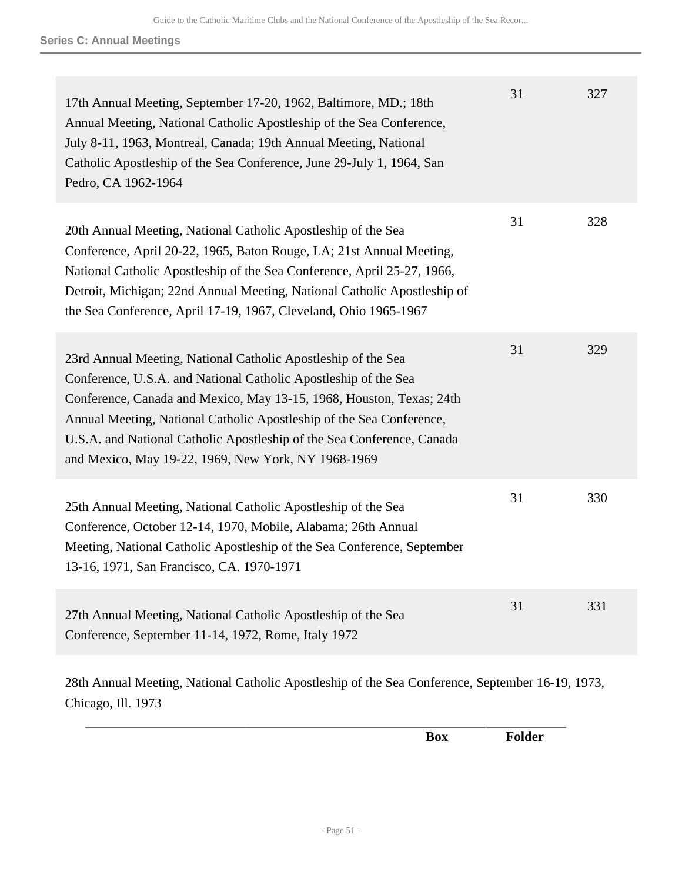**Series C: Annual Meetings**

| | Box | Folder |
|---|---|---|
| 17th Annual Meeting, September 17-20, 1962, Baltimore, MD.; 18th Annual Meeting, National Catholic Apostleship of the Sea Conference, July 8-11, 1963, Montreal, Canada; 19th Annual Meeting, National Catholic Apostleship of the Sea Conference, June 29-July 1, 1964, San Pedro, CA 1962-1964 | 31 | 327 |
| 20th Annual Meeting, National Catholic Apostleship of the Sea Conference, April 20-22, 1965, Baton Rouge, LA; 21st Annual Meeting, National Catholic Apostleship of the Sea Conference, April 25-27, 1966, Detroit, Michigan; 22nd Annual Meeting, National Catholic Apostleship of the Sea Conference, April 17-19, 1967, Cleveland, Ohio 1965-1967 | 31 | 328 |
| 23rd Annual Meeting, National Catholic Apostleship of the Sea Conference, U.S.A. and National Catholic Apostleship of the Sea Conference, Canada and Mexico, May 13-15, 1968, Houston, Texas; 24th Annual Meeting, National Catholic Apostleship of the Sea Conference, U.S.A. and National Catholic Apostleship of the Sea Conference, Canada and Mexico, May 19-22, 1969, New York, NY 1968-1969 | 31 | 329 |
| 25th Annual Meeting, National Catholic Apostleship of the Sea Conference, October 12-14, 1970, Mobile, Alabama; 26th Annual Meeting, National Catholic Apostleship of the Sea Conference, September 13-16, 1971, San Francisco, CA. 1970-1971 | 31 | 330 |
| 27th Annual Meeting, National Catholic Apostleship of the Sea Conference, September 11-14, 1972, Rome, Italy 1972 | 31 | 331 |

28th Annual Meeting, National Catholic Apostleship of the Sea Conference, September 16-19, 1973, Chicago, Ill. 1973

| | Box | Folder |
|---|---|---|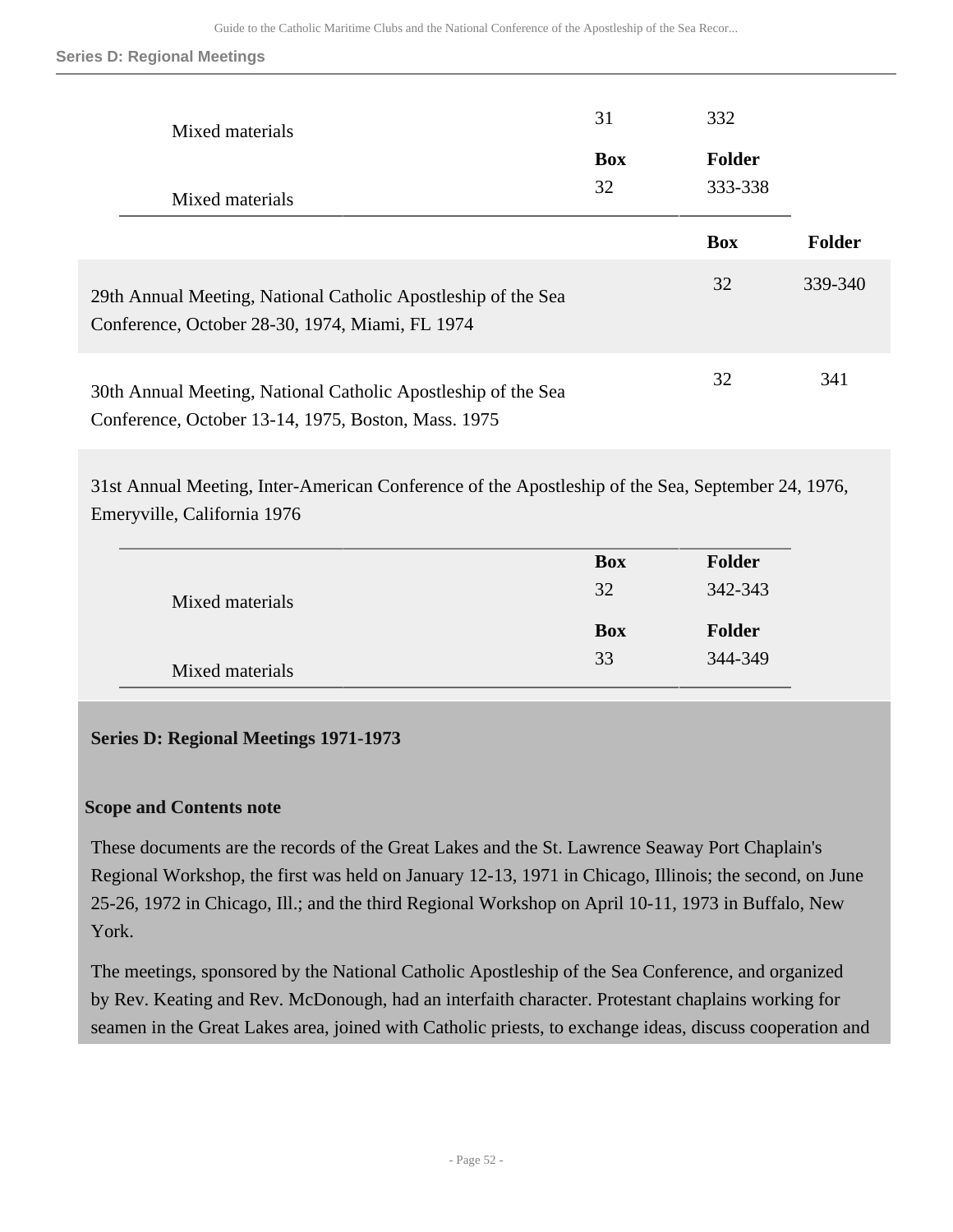| | Box | Folder |
|---|---|---|
| Mixed materials | 31 | 332 |
| Mixed materials | 32 | 333-338 |

| | Box | Folder |
|---|---|---|
| 29th Annual Meeting, National Catholic Apostleship of the Sea Conference, October 28-30, 1974, Miami, FL 1974 | 32 | 339-340 |
| 30th Annual Meeting, National Catholic Apostleship of the Sea Conference, October 13-14, 1975, Boston, Mass. 1975 | 32 | 341 |

31st Annual Meeting, Inter-American Conference of the Apostleship of the Sea, September 24, 1976, Emeryville, California 1976

| | Box | Folder |
|---|---|---|
| Mixed materials | 32 | 342-343 |
| Mixed materials | 33 | 344-349 |

## Series D: Regional Meetings 1971-1973

### Scope and Contents note

These documents are the records of the Great Lakes and the St. Lawrence Seaway Port Chaplain's Regional Workshop, the first was held on January 12-13, 1971 in Chicago, Illinois; the second, on June 25-26, 1972 in Chicago, Ill.; and the third Regional Workshop on April 10-11, 1973 in Buffalo, New York.

The meetings, sponsored by the National Catholic Apostleship of the Sea Conference, and organized by Rev. Keating and Rev. McDonough, had an interfaith character. Protestant chaplains working for seamen in the Great Lakes area, joined with Catholic priests, to exchange ideas, discuss cooperation and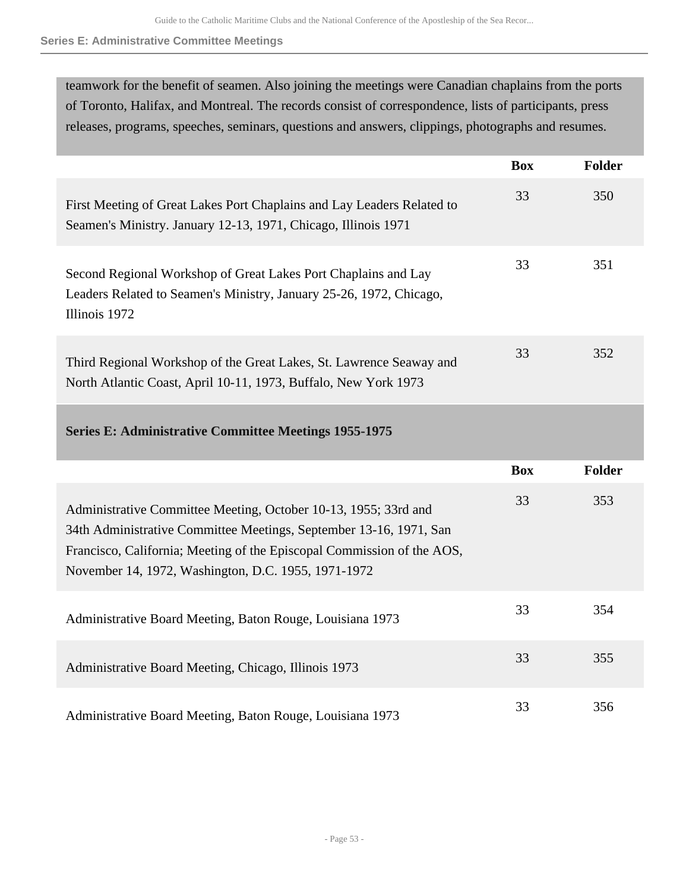teamwork for the benefit of seamen. Also joining the meetings were Canadian chaplains from the ports of Toronto, Halifax, and Montreal. The records consist of correspondence, lists of participants, press releases, programs, speeches, seminars, questions and answers, clippings, photographs and resumes.

| | Box | Folder |
|---|---|---|
| First Meeting of Great Lakes Port Chaplains and Lay Leaders Related to Seamen's Ministry. January 12-13, 1971, Chicago, Illinois 1971 | 33 | 350 |
| Second Regional Workshop of Great Lakes Port Chaplains and Lay Leaders Related to Seamen's Ministry, January 25-26, 1972, Chicago, Illinois 1972 | 33 | 351 |
| Third Regional Workshop of the Great Lakes, St. Lawrence Seaway and North Atlantic Coast, April 10-11, 1973, Buffalo, New York 1973 | 33 | 352 |

### Series E: Administrative Committee Meetings 1955-1975

| | Box | Folder |
|---|---|---|
| Administrative Committee Meeting, October 10-13, 1955; 33rd and 34th Administrative Committee Meetings, September 13-16, 1971, San Francisco, California; Meeting of the Episcopal Commission of the AOS, November 14, 1972, Washington, D.C. 1955, 1971-1972 | 33 | 353 |
| Administrative Board Meeting, Baton Rouge, Louisiana 1973 | 33 | 354 |
| Administrative Board Meeting, Chicago, Illinois 1973 | 33 | 355 |
| Administrative Board Meeting, Baton Rouge, Louisiana 1973 | 33 | 356 |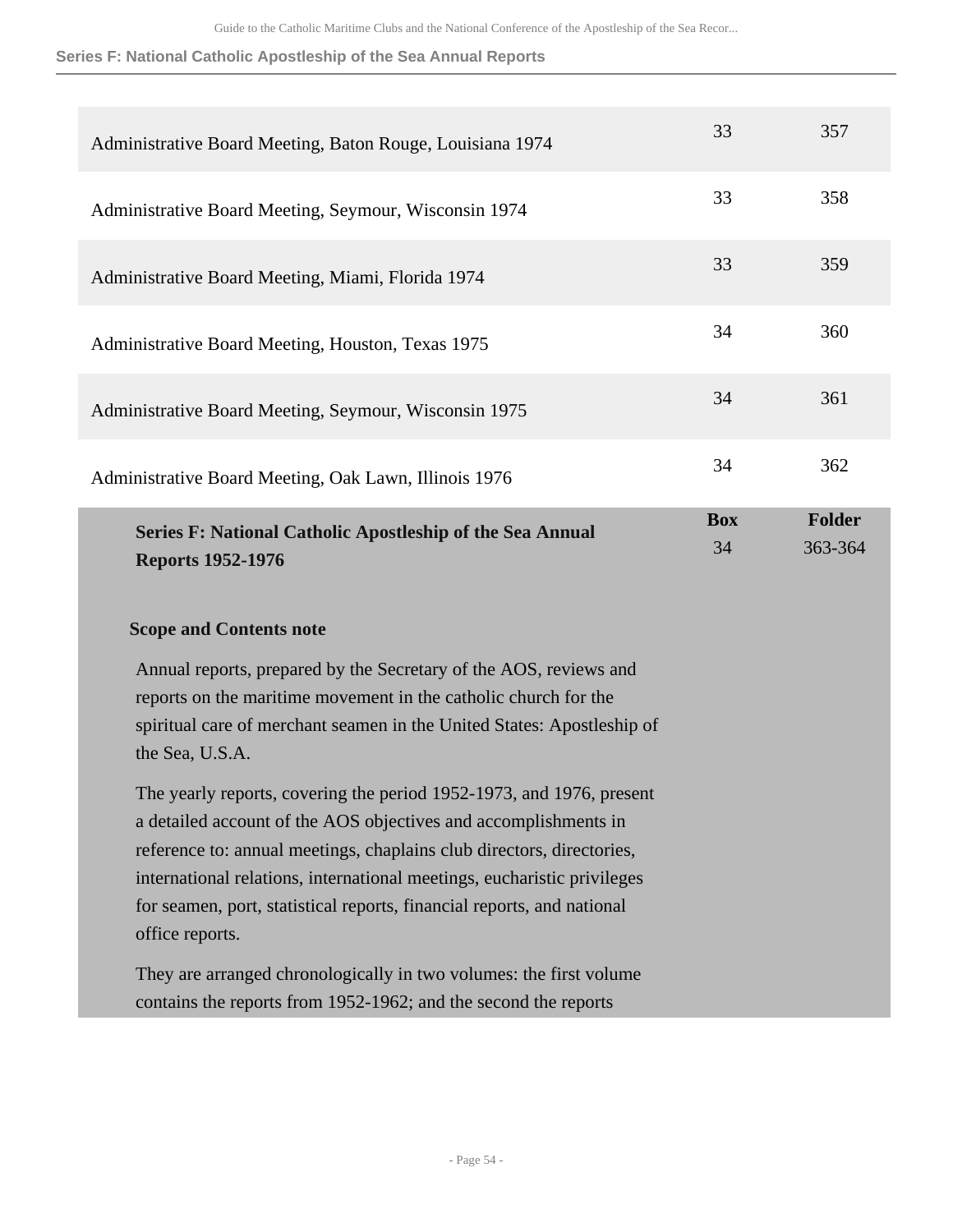| | Box | Folder |
|---|---|---|
| Administrative Board Meeting, Baton Rouge, Louisiana 1974 | 33 | 357 |
| Administrative Board Meeting, Seymour, Wisconsin 1974 | 33 | 358 |
| Administrative Board Meeting, Miami, Florida 1974 | 33 | 359 |
| Administrative Board Meeting, Houston, Texas 1975 | 34 | 360 |
| Administrative Board Meeting, Seymour, Wisconsin 1975 | 34 | 361 |
| Administrative Board Meeting, Oak Lawn, Illinois 1976 | 34 | 362 |

## Series F: National Catholic Apostleship of the Sea Annual Reports 1952-1976

| Box | Folder |
|---|---|
| 34 | 363-364 |

### Scope and Contents note

Annual reports, prepared by the Secretary of the AOS, reviews and reports on the maritime movement in the catholic church for the spiritual care of merchant seamen in the United States: Apostleship of the Sea, U.S.A.

The yearly reports, covering the period 1952-1973, and 1976, present a detailed account of the AOS objectives and accomplishments in reference to: annual meetings, chaplains club directors, directories, international relations, international meetings, eucharistic privileges for seamen, port, statistical reports, financial reports, and national office reports.

They are arranged chronologically in two volumes: the first volume contains the reports from 1952-1962; and the second the reports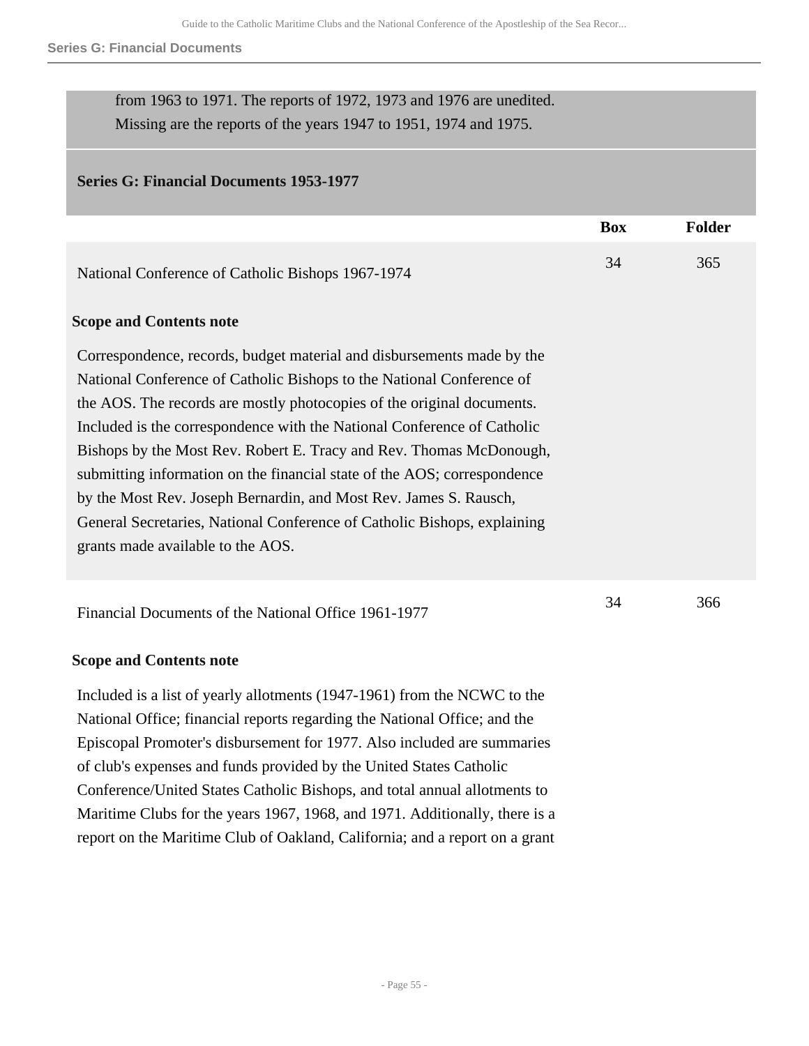from 1963 to 1971. The reports of 1972, 1973 and 1976 are unedited. Missing are the reports of the years 1947 to 1951, 1974 and 1975.

## Series G: Financial Documents 1953-1977

| | Box | Folder |
|---|---|---|
| National Conference of Catholic Bishops 1967-1974 | 34 | 365 |

**Scope and Contents note**

Correspondence, records, budget material and disbursements made by the National Conference of Catholic Bishops to the National Conference of the AOS. The records are mostly photocopies of the original documents. Included is the correspondence with the National Conference of Catholic Bishops by the Most Rev. Robert E. Tracy and Rev. Thomas McDonough, submitting information on the financial state of the AOS; correspondence by the Most Rev. Joseph Bernardin, and Most Rev. James S. Rausch, General Secretaries, National Conference of Catholic Bishops, explaining grants made available to the AOS.

| | Box | Folder |
|---|---|---|
| Financial Documents of the National Office 1961-1977 | 34 | 366 |

**Scope and Contents note**

Included is a list of yearly allotments (1947-1961) from the NCWC to the National Office; financial reports regarding the National Office; and the Episcopal Promoter's disbursement for 1977. Also included are summaries of club's expenses and funds provided by the United States Catholic Conference/United States Catholic Bishops, and total annual allotments to Maritime Clubs for the years 1967, 1968, and 1971. Additionally, there is a report on the Maritime Club of Oakland, California; and a report on a grant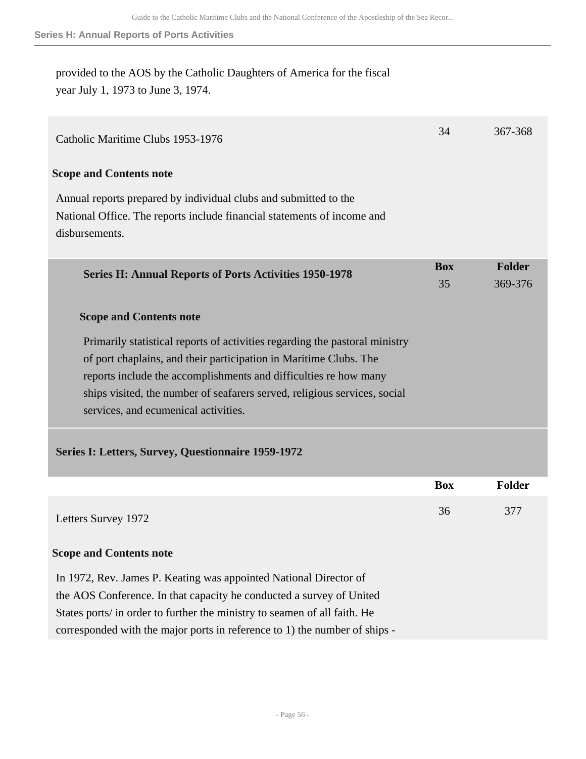provided to the AOS by the Catholic Daughters of America for the fiscal year July 1, 1973 to June 3, 1974.

| | Box | Folder |
|---|---|---|
| Catholic Maritime Clubs 1953-1976 | 34 | 367-368 |

**Scope and Contents note**

Annual reports prepared by individual clubs and submitted to the National Office. The reports include financial statements of income and disbursements.

| | Box | Folder |
|---|---|---|
| **Series H: Annual Reports of Ports Activities 1950-1978** | 35 | 369-376 |

**Scope and Contents note**

Primarily statistical reports of activities regarding the pastoral ministry of port chaplains, and their participation in Maritime Clubs. The reports include the accomplishments and difficulties re how many ships visited, the number of seafarers served, religious services, social services, and ecumenical activities.

## Series I: Letters, Survey, Questionnaire 1959-1972

| | Box | Folder |
|---|---|---|
| Letters Survey 1972 | 36 | 377 |

**Scope and Contents note**

In 1972, Rev. James P. Keating was appointed National Director of the AOS Conference. In that capacity he conducted a survey of United States ports/ in order to further the ministry to seamen of all faith. He corresponded with the major ports in reference to 1) the number of ships -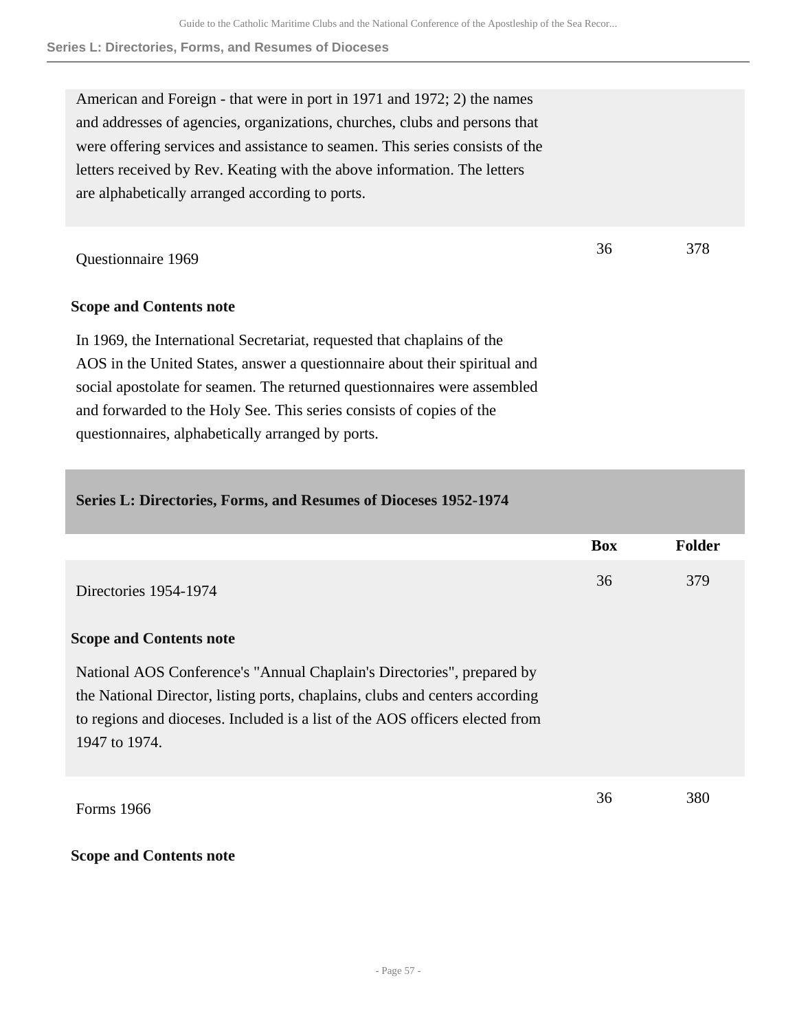American and Foreign - that were in port in 1971 and 1972; 2) the names and addresses of agencies, organizations, churches, clubs and persons that were offering services and assistance to seamen. This series consists of the letters received by Rev. Keating with the above information. The letters are alphabetically arranged according to ports.

| | Box | Folder |
|---|---|---|
| Questionnaire 1969 | 36 | 378 |

**Scope and Contents note**

In 1969, the International Secretariat, requested that chaplains of the AOS in the United States, answer a questionnaire about their spiritual and social apostolate for seamen. The returned questionnaires were assembled and forwarded to the Holy See. This series consists of copies of the questionnaires, alphabetically arranged by ports.

## Series L: Directories, Forms, and Resumes of Dioceses 1952-1974

| | Box | Folder |
|---|---|---|
| Directories 1954-1974 | 36 | 379 |

**Scope and Contents note**

National AOS Conference's "Annual Chaplain's Directories", prepared by the National Director, listing ports, chaplains, clubs and centers according to regions and dioceses. Included is a list of the AOS officers elected from 1947 to 1974.

| | Box | Folder |
|---|---|---|
| Forms 1966 | 36 | 380 |

**Scope and Contents note**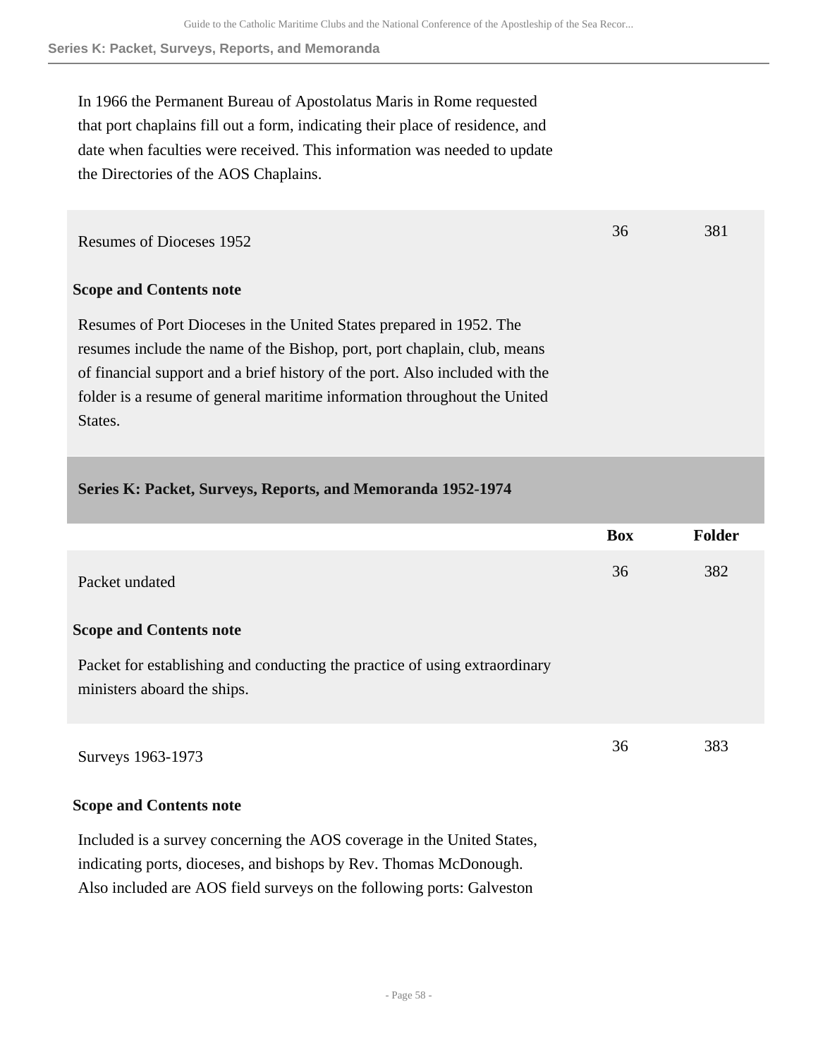In 1966 the Permanent Bureau of Apostolatus Maris in Rome requested that port chaplains fill out a form, indicating their place of residence, and date when faculties were received. This information was needed to update the Directories of the AOS Chaplains.

| | Box | Folder |
|---|---|---|
| Resumes of Dioceses 1952 | 36 | 381 |

**Scope and Contents note**

Resumes of Port Dioceses in the United States prepared in 1952. The resumes include the name of the Bishop, port, port chaplain, club, means of financial support and a brief history of the port. Also included with the folder is a resume of general maritime information throughout the United States.

### Series K: Packet, Surveys, Reports, and Memoranda 1952-1974

| | Box | Folder |
|---|---|---|
| Packet undated | 36 | 382 |

**Scope and Contents note**

Packet for establishing and conducting the practice of using extraordinary ministers aboard the ships.

| | Box | Folder |
|---|---|---|
| Surveys 1963-1973 | 36 | 383 |

**Scope and Contents note**

Included is a survey concerning the AOS coverage in the United States, indicating ports, dioceses, and bishops by Rev. Thomas McDonough. Also included are AOS field surveys on the following ports: Galveston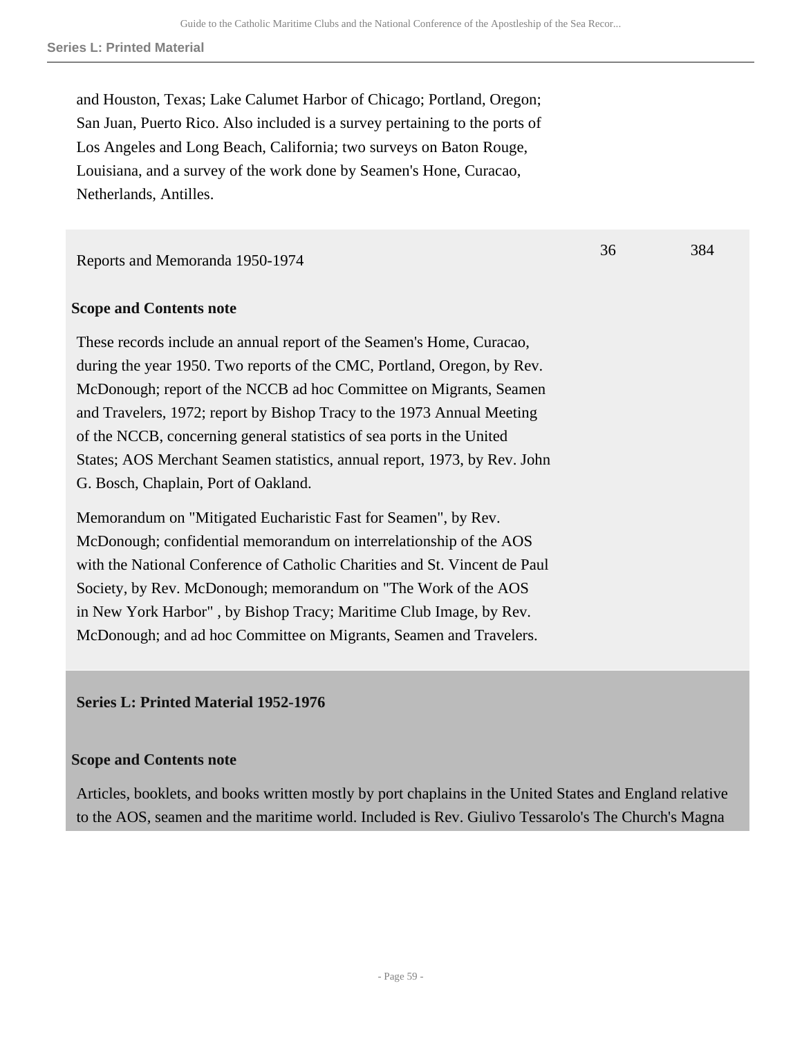and Houston, Texas; Lake Calumet Harbor of Chicago; Portland, Oregon; San Juan, Puerto Rico. Also included is a survey pertaining to the ports of Los Angeles and Long Beach, California; two surveys on Baton Rouge, Louisiana, and a survey of the work done by Seamen's Hone, Curacao, Netherlands, Antilles.

| | | |
|---|---|---|
| Reports and Memoranda 1950-1974 | 36 | 384 |

**Scope and Contents note**

These records include an annual report of the Seamen's Home, Curacao, during the year 1950. Two reports of the CMC, Portland, Oregon, by Rev. McDonough; report of the NCCB ad hoc Committee on Migrants, Seamen and Travelers, 1972; report by Bishop Tracy to the 1973 Annual Meeting of the NCCB, concerning general statistics of sea ports in the United States; AOS Merchant Seamen statistics, annual report, 1973, by Rev. John G. Bosch, Chaplain, Port of Oakland.

Memorandum on "Mitigated Eucharistic Fast for Seamen", by Rev. McDonough; confidential memorandum on interrelationship of the AOS with the National Conference of Catholic Charities and St. Vincent de Paul Society, by Rev. McDonough; memorandum on "The Work of the AOS in New York Harbor" , by Bishop Tracy; Maritime Club Image, by Rev. McDonough; and ad hoc Committee on Migrants, Seamen and Travelers.

## Series L: Printed Material 1952-1976

**Scope and Contents note**

Articles, booklets, and books written mostly by port chaplains in the United States and England relative to the AOS, seamen and the maritime world. Included is Rev. Giulivo Tessarolo's The Church's Magna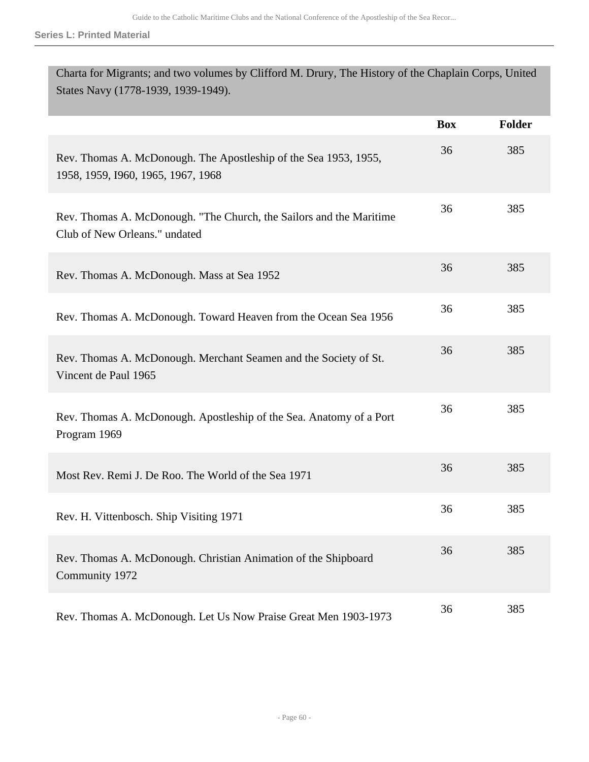Charta for Migrants; and two volumes by Clifford M. Drury, The History of the Chaplain Corps, United States Navy (1778-1939, 1939-1949).

| | Box | Folder |
|---|---|---|
| Rev. Thomas A. McDonough. The Apostleship of the Sea 1953, 1955, 1958, 1959, I960, 1965, 1967, 1968 | 36 | 385 |
| Rev. Thomas A. McDonough. "The Church, the Sailors and the Maritime Club of New Orleans." undated | 36 | 385 |
| Rev. Thomas A. McDonough. Mass at Sea 1952 | 36 | 385 |
| Rev. Thomas A. McDonough. Toward Heaven from the Ocean Sea 1956 | 36 | 385 |
| Rev. Thomas A. McDonough. Merchant Seamen and the Society of St. Vincent de Paul 1965 | 36 | 385 |
| Rev. Thomas A. McDonough. Apostleship of the Sea. Anatomy of a Port Program 1969 | 36 | 385 |
| Most Rev. Remi J. De Roo. The World of the Sea 1971 | 36 | 385 |
| Rev. H. Vittenbosch. Ship Visiting 1971 | 36 | 385 |
| Rev. Thomas A. McDonough. Christian Animation of the Shipboard Community 1972 | 36 | 385 |
| Rev. Thomas A. McDonough. Let Us Now Praise Great Men 1903-1973 | 36 | 385 |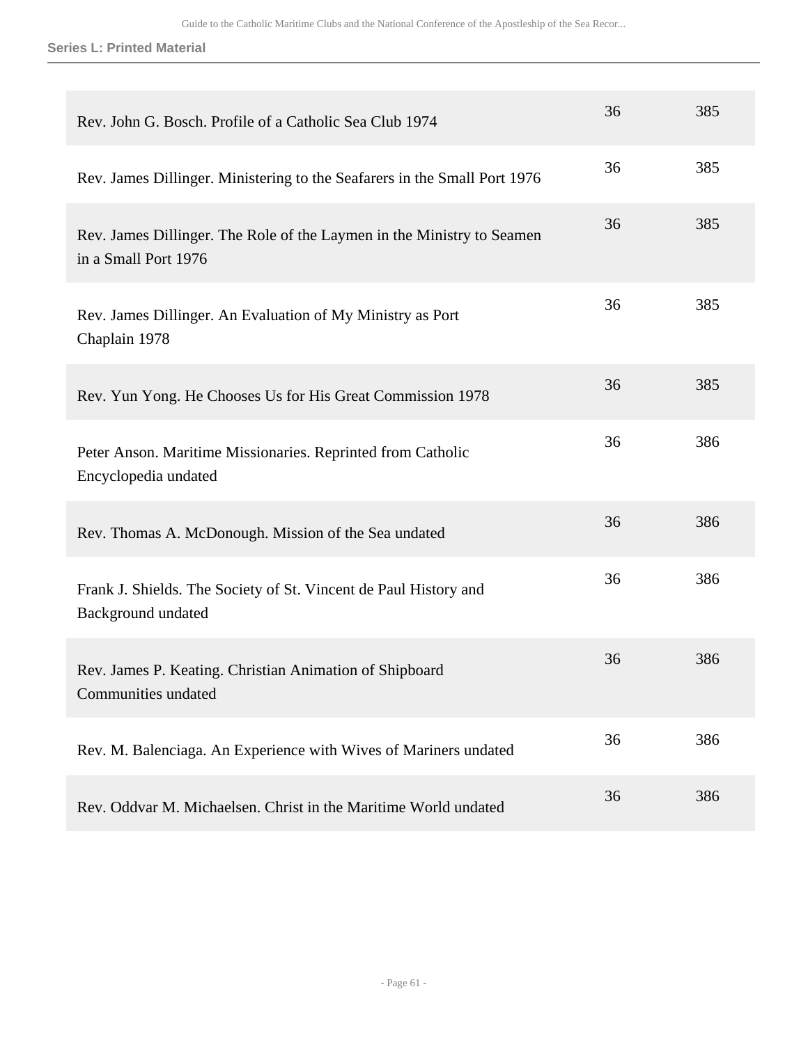| | | |
|---|---|---|
| Rev. John G. Bosch. Profile of a Catholic Sea Club 1974 | 36 | 385 |
| Rev. James Dillinger. Ministering to the Seafarers in the Small Port 1976 | 36 | 385 |
| Rev. James Dillinger. The Role of the Laymen in the Ministry to Seamen in a Small Port 1976 | 36 | 385 |
| Rev. James Dillinger. An Evaluation of My Ministry as Port Chaplain 1978 | 36 | 385 |
| Rev. Yun Yong. He Chooses Us for His Great Commission 1978 | 36 | 385 |
| Peter Anson. Maritime Missionaries. Reprinted from Catholic Encyclopedia undated | 36 | 386 |
| Rev. Thomas A. McDonough. Mission of the Sea undated | 36 | 386 |
| Frank J. Shields. The Society of St. Vincent de Paul History and Background undated | 36 | 386 |
| Rev. James P. Keating. Christian Animation of Shipboard Communities undated | 36 | 386 |
| Rev. M. Balenciaga. An Experience with Wives of Mariners undated | 36 | 386 |
| Rev. Oddvar M. Michaelsen. Christ in the Maritime World undated | 36 | 386 |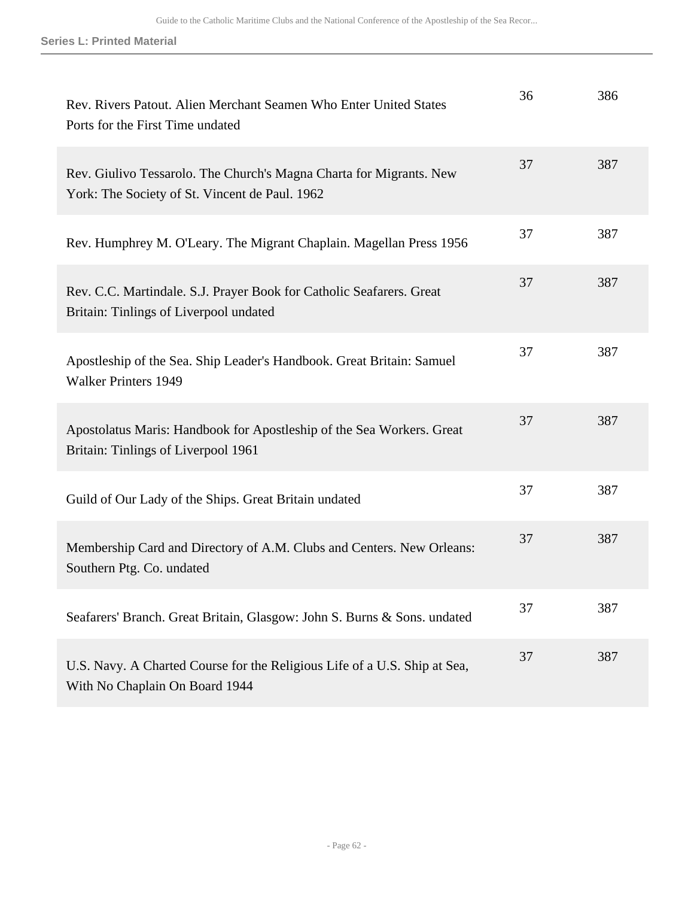| | | |
|---|---|---|
| Rev. Rivers Patout. Alien Merchant Seamen Who Enter United States Ports for the First Time undated | 36 | 386 |
| Rev. Giulivo Tessarolo. The Church's Magna Charta for Migrants. New York: The Society of St. Vincent de Paul. 1962 | 37 | 387 |
| Rev. Humphrey M. O'Leary. The Migrant Chaplain. Magellan Press 1956 | 37 | 387 |
| Rev. C.C. Martindale. S.J. Prayer Book for Catholic Seafarers. Great Britain: Tinlings of Liverpool undated | 37 | 387 |
| Apostleship of the Sea. Ship Leader's Handbook. Great Britain: Samuel Walker Printers 1949 | 37 | 387 |
| Apostolatus Maris: Handbook for Apostleship of the Sea Workers. Great Britain: Tinlings of Liverpool 1961 | 37 | 387 |
| Guild of Our Lady of the Ships. Great Britain undated | 37 | 387 |
| Membership Card and Directory of A.M. Clubs and Centers. New Orleans: Southern Ptg. Co. undated | 37 | 387 |
| Seafarers' Branch. Great Britain, Glasgow: John S. Burns & Sons. undated | 37 | 387 |
| U.S. Navy. A Charted Course for the Religious Life of a U.S. Ship at Sea, With No Chaplain On Board 1944 | 37 | 387 |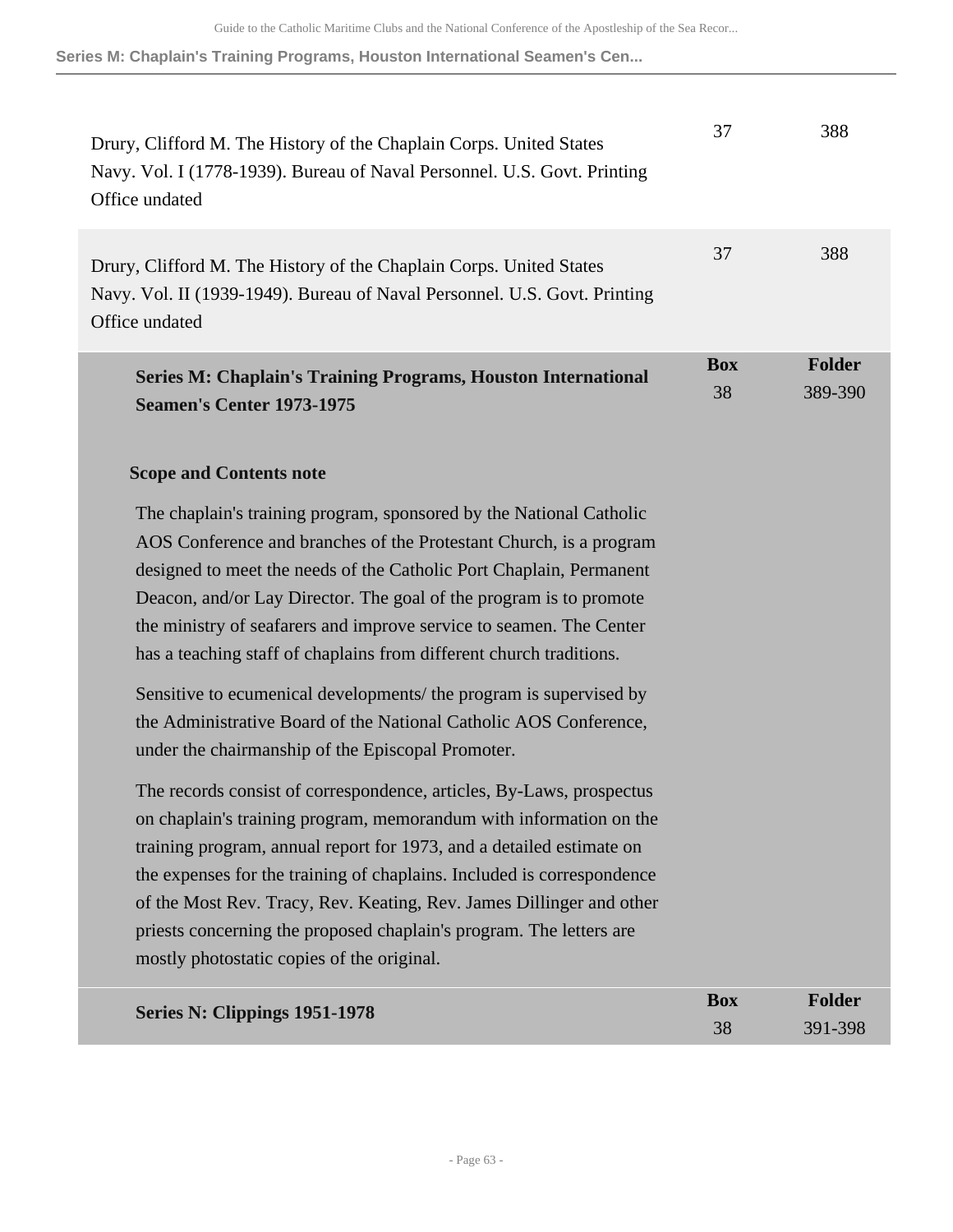| | | |
|---|---|---|
| Drury, Clifford M. The History of the Chaplain Corps. United States Navy. Vol. I (1778-1939). Bureau of Naval Personnel. U.S. Govt. Printing Office undated | 37 | 388 |
| Drury, Clifford M. The History of the Chaplain Corps. United States Navy. Vol. II (1939-1949). Bureau of Naval Personnel. U.S. Govt. Printing Office undated | 37 | 388 |

| | Box | Folder |
|---|---|---|
| **Series M: Chaplain's Training Programs, Houston International Seamen's Center 1973-1975** | 38 | 389-390 |

### Scope and Contents note

The chaplain's training program, sponsored by the National Catholic AOS Conference and branches of the Protestant Church, is a program designed to meet the needs of the Catholic Port Chaplain, Permanent Deacon, and/or Lay Director. The goal of the program is to promote the ministry of seafarers and improve service to seamen. The Center has a teaching staff of chaplains from different church traditions.

Sensitive to ecumenical developments/ the program is supervised by the Administrative Board of the National Catholic AOS Conference, under the chairmanship of the Episcopal Promoter.

The records consist of correspondence, articles, By-Laws, prospectus on chaplain's training program, memorandum with information on the training program, annual report for 1973, and a detailed estimate on the expenses for the training of chaplains. Included is correspondence of the Most Rev. Tracy, Rev. Keating, Rev. James Dillinger and other priests concerning the proposed chaplain's program. The letters are mostly photostatic copies of the original.

| | Box | Folder |
|---|---|---|
| **Series N: Clippings 1951-1978** | 38 | 391-398 |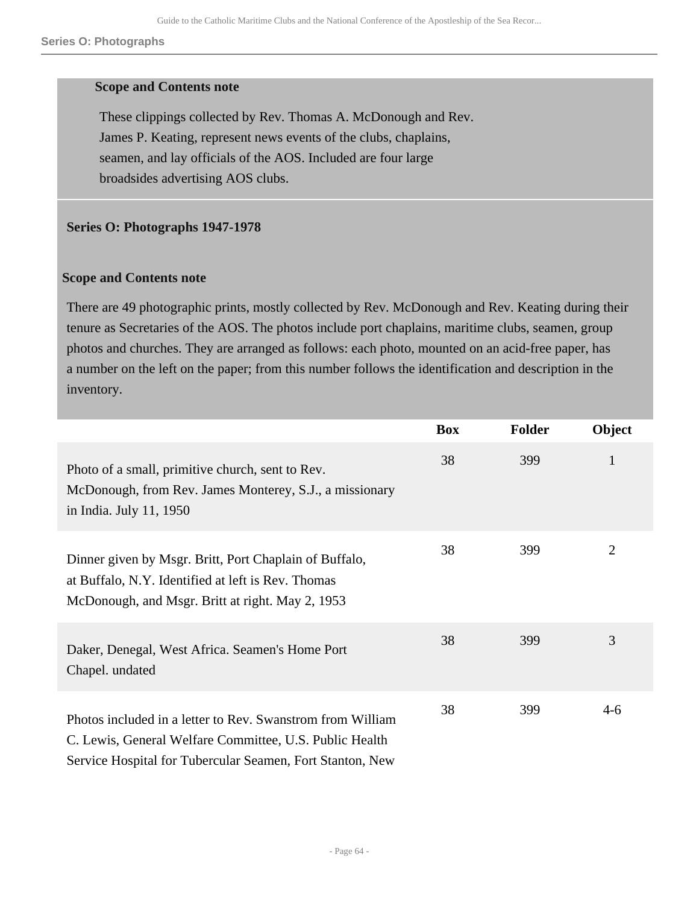**Scope and Contents note**

These clippings collected by Rev. Thomas A. McDonough and Rev. James P. Keating, represent news events of the clubs, chaplains, seamen, and lay officials of the AOS. Included are four large broadsides advertising AOS clubs.

### Series O: Photographs 1947-1978

**Scope and Contents note**

There are 49 photographic prints, mostly collected by Rev. McDonough and Rev. Keating during their tenure as Secretaries of the AOS. The photos include port chaplains, maritime clubs, seamen, group photos and churches. They are arranged as follows: each photo, mounted on an acid-free paper, has a number on the left on the paper; from this number follows the identification and description in the inventory.

| | Box | Folder | Object |
|---|---|---|---|
| Photo of a small, primitive church, sent to Rev. McDonough, from Rev. James Monterey, S.J., a missionary in India. July 11, 1950 | 38 | 399 | 1 |
| Dinner given by Msgr. Britt, Port Chaplain of Buffalo, at Buffalo, N.Y. Identified at left is Rev. Thomas McDonough, and Msgr. Britt at right. May 2, 1953 | 38 | 399 | 2 |
| Daker, Denegal, West Africa. Seamen's Home Port Chapel. undated | 38 | 399 | 3 |
| Photos included in a letter to Rev. Swanstrom from William C. Lewis, General Welfare Committee, U.S. Public Health Service Hospital for Tubercular Seamen, Fort Stanton, New | 38 | 399 | 4-6 |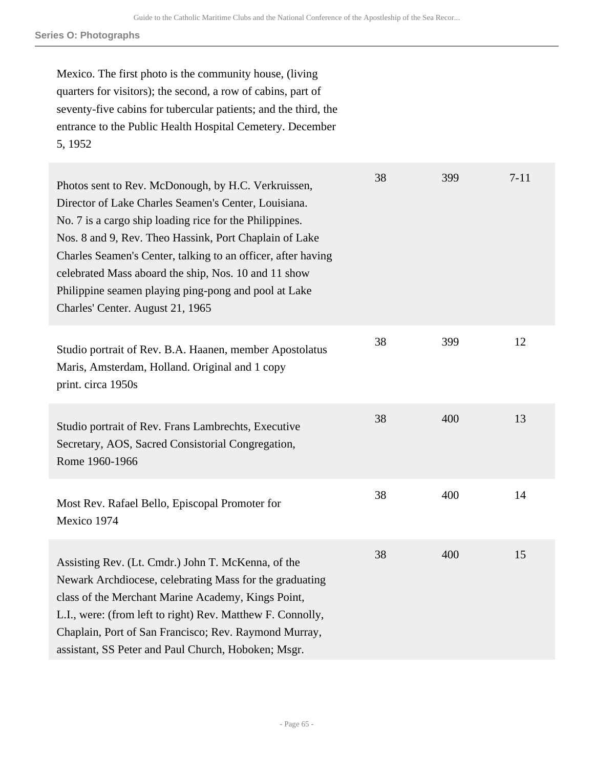## Series O: Photographs

| | | | |
|---|---|---|---|
| Mexico. The first photo is the community house, (living quarters for visitors); the second, a row of cabins, part of seventy-five cabins for tubercular patients; and the third, the entrance to the Public Health Hospital Cemetery. December 5, 1952 | | | |
| Photos sent to Rev. McDonough, by H.C. Verkruissen, Director of Lake Charles Seamen's Center, Louisiana. No. 7 is a cargo ship loading rice for the Philippines. Nos. 8 and 9, Rev. Theo Hassink, Port Chaplain of Lake Charles Seamen's Center, talking to an officer, after having celebrated Mass aboard the ship, Nos. 10 and 11 show Philippine seamen playing ping-pong and pool at Lake Charles' Center. August 21, 1965 | 38 | 399 | 7-11 |
| Studio portrait of Rev. B.A. Haanen, member Apostolatus Maris, Amsterdam, Holland. Original and 1 copy print. circa 1950s | 38 | 399 | 12 |
| Studio portrait of Rev. Frans Lambrechts, Executive Secretary, AOS, Sacred Consistorial Congregation, Rome 1960-1966 | 38 | 400 | 13 |
| Most Rev. Rafael Bello, Episcopal Promoter for Mexico 1974 | 38 | 400 | 14 |
| Assisting Rev. (Lt. Cmdr.) John T. McKenna, of the Newark Archdiocese, celebrating Mass for the graduating class of the Merchant Marine Academy, Kings Point, L.I., were: (from left to right) Rev. Matthew F. Connolly, Chaplain, Port of San Francisco; Rev. Raymond Murray, assistant, SS Peter and Paul Church, Hoboken; Msgr. | 38 | 400 | 15 |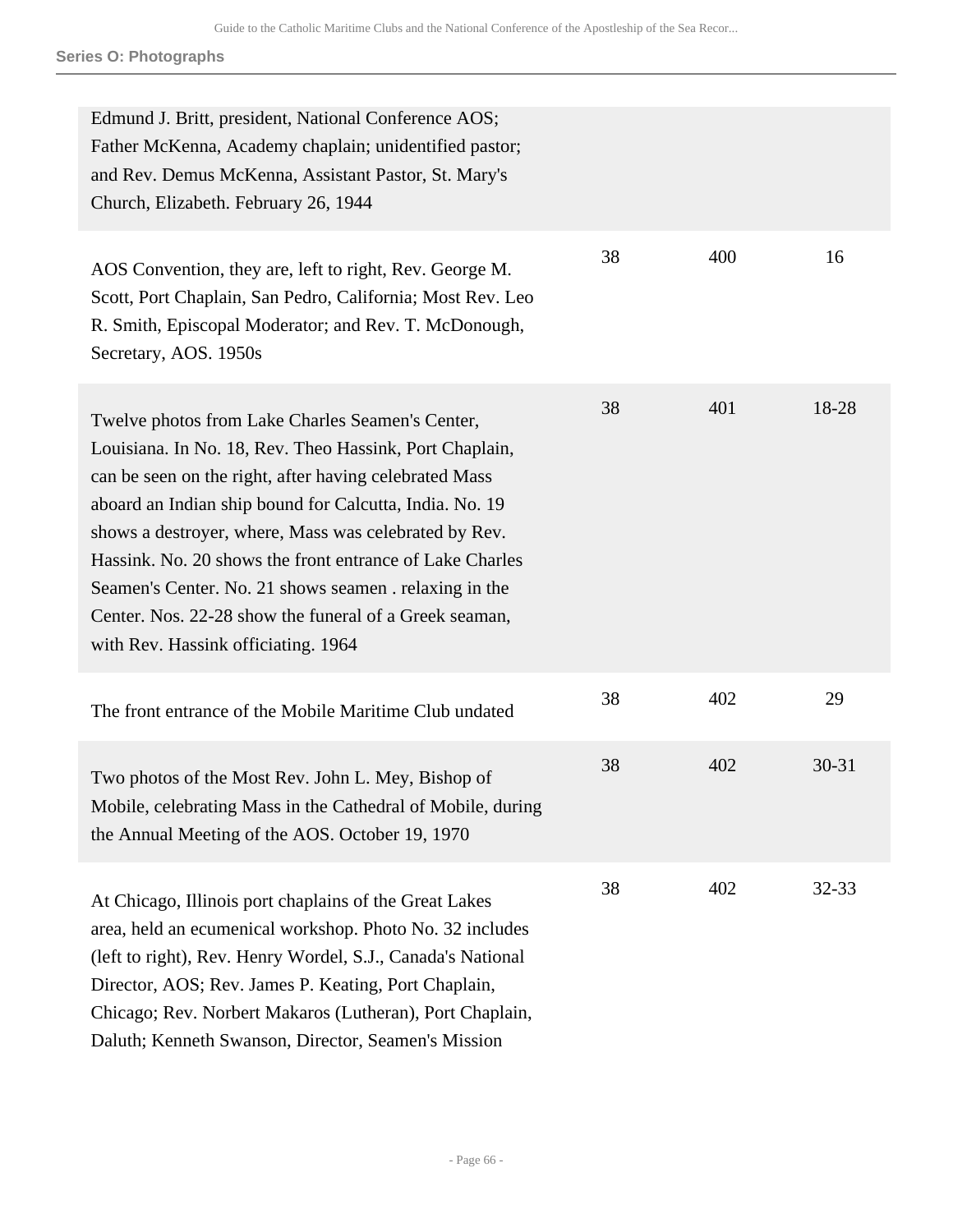**Series O: Photographs**

| | | | |
|---|---|---|---|
| Edmund J. Britt, president, National Conference AOS; Father McKenna, Academy chaplain; unidentified pastor; and Rev. Demus McKenna, Assistant Pastor, St. Mary's Church, Elizabeth. February 26, 1944 | | | |
| AOS Convention, they are, left to right, Rev. George M. Scott, Port Chaplain, San Pedro, California; Most Rev. Leo R. Smith, Episcopal Moderator; and Rev. T. McDonough, Secretary, AOS. 1950s | 38 | 400 | 16 |
| Twelve photos from Lake Charles Seamen's Center, Louisiana. In No. 18, Rev. Theo Hassink, Port Chaplain, can be seen on the right, after having celebrated Mass aboard an Indian ship bound for Calcutta, India. No. 19 shows a destroyer, where, Mass was celebrated by Rev. Hassink. No. 20 shows the front entrance of Lake Charles Seamen's Center. No. 21 shows seamen . relaxing in the Center. Nos. 22-28 show the funeral of a Greek seaman, with Rev. Hassink officiating. 1964 | 38 | 401 | 18-28 |
| The front entrance of the Mobile Maritime Club undated | 38 | 402 | 29 |
| Two photos of the Most Rev. John L. Mey, Bishop of Mobile, celebrating Mass in the Cathedral of Mobile, during the Annual Meeting of the AOS. October 19, 1970 | 38 | 402 | 30-31 |
| At Chicago, Illinois port chaplains of the Great Lakes area, held an ecumenical workshop. Photo No. 32 includes (left to right), Rev. Henry Wordel, S.J., Canada's National Director, AOS; Rev. James P. Keating, Port Chaplain, Chicago; Rev. Norbert Makaros (Lutheran), Port Chaplain, Daluth; Kenneth Swanson, Director, Seamen's Mission | 38 | 402 | 32-33 |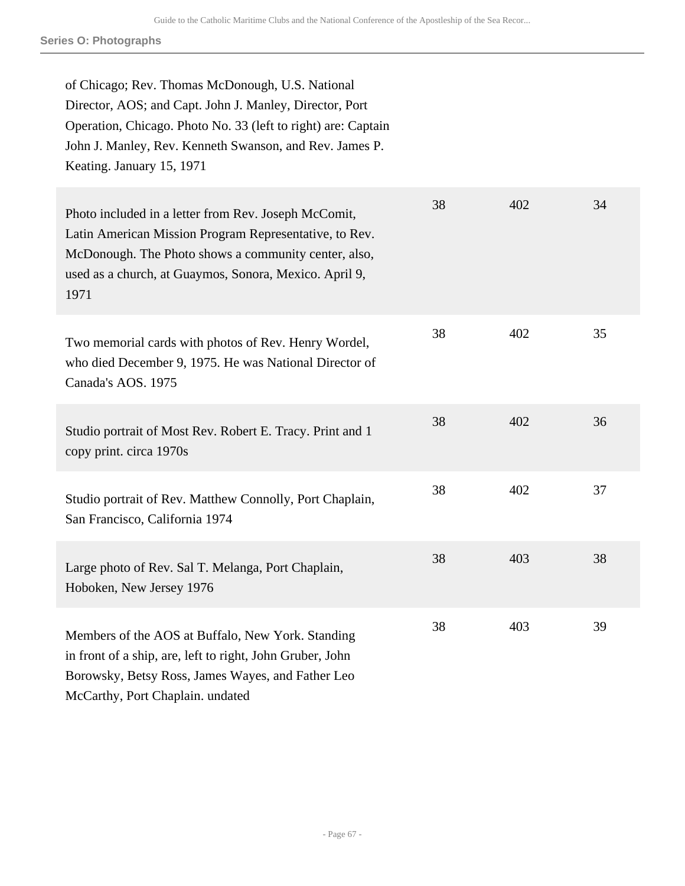of Chicago; Rev. Thomas McDonough, U.S. National Director, AOS; and Capt. John J. Manley, Director, Port Operation, Chicago. Photo No. 33 (left to right) are: Captain John J. Manley, Rev. Kenneth Swanson, and Rev. James P. Keating. January 15, 1971

| | | | |
|---|---|---|---|
| Photo included in a letter from Rev. Joseph McComit, Latin American Mission Program Representative, to Rev. McDonough. The Photo shows a community center, also, used as a church, at Guaymos, Sonora, Mexico. April 9, 1971 | 38 | 402 | 34 |
| Two memorial cards with photos of Rev. Henry Wordel, who died December 9, 1975. He was National Director of Canada's AOS. 1975 | 38 | 402 | 35 |
| Studio portrait of Most Rev. Robert E. Tracy. Print and 1 copy print. circa 1970s | 38 | 402 | 36 |
| Studio portrait of Rev. Matthew Connolly, Port Chaplain, San Francisco, California 1974 | 38 | 402 | 37 |
| Large photo of Rev. Sal T. Melanga, Port Chaplain, Hoboken, New Jersey 1976 | 38 | 403 | 38 |
| Members of the AOS at Buffalo, New York. Standing in front of a ship, are, left to right, John Gruber, John Borowsky, Betsy Ross, James Wayes, and Father Leo McCarthy, Port Chaplain. undated | 38 | 403 | 39 |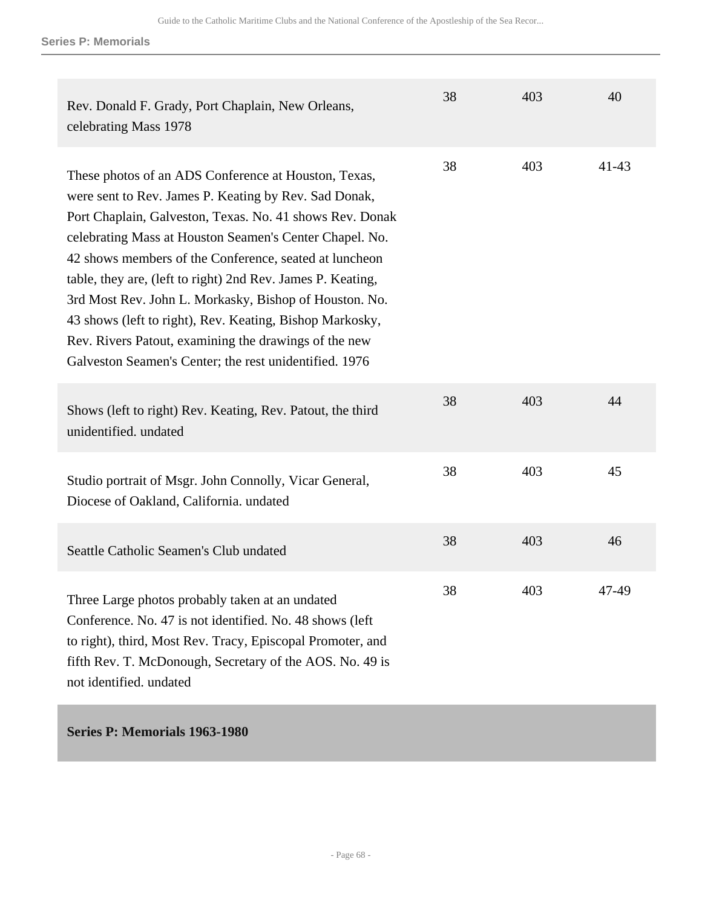| | | | |
|---|---|---|---|
| Rev. Donald F. Grady, Port Chaplain, New Orleans, celebrating Mass 1978 | 38 | 403 | 40 |
| These photos of an ADS Conference at Houston, Texas, were sent to Rev. James P. Keating by Rev. Sad Donak, Port Chaplain, Galveston, Texas. No. 41 shows Rev. Donak celebrating Mass at Houston Seamen's Center Chapel. No. 42 shows members of the Conference, seated at luncheon table, they are, (left to right) 2nd Rev. James P. Keating, 3rd Most Rev. John L. Morkasky, Bishop of Houston. No. 43 shows (left to right), Rev. Keating, Bishop Markosky, Rev. Rivers Patout, examining the drawings of the new Galveston Seamen's Center; the rest unidentified. 1976 | 38 | 403 | 41-43 |
| Shows (left to right) Rev. Keating, Rev. Patout, the third unidentified. undated | 38 | 403 | 44 |
| Studio portrait of Msgr. John Connolly, Vicar General, Diocese of Oakland, California. undated | 38 | 403 | 45 |
| Seattle Catholic Seamen's Club undated | 38 | 403 | 46 |
| Three Large photos probably taken at an undated Conference. No. 47 is not identified. No. 48 shows (left to right), third, Most Rev. Tracy, Episcopal Promoter, and fifth Rev. T. McDonough, Secretary of the AOS. No. 49 is not identified. undated | 38 | 403 | 47-49 |

**Series P: Memorials 1963-1980**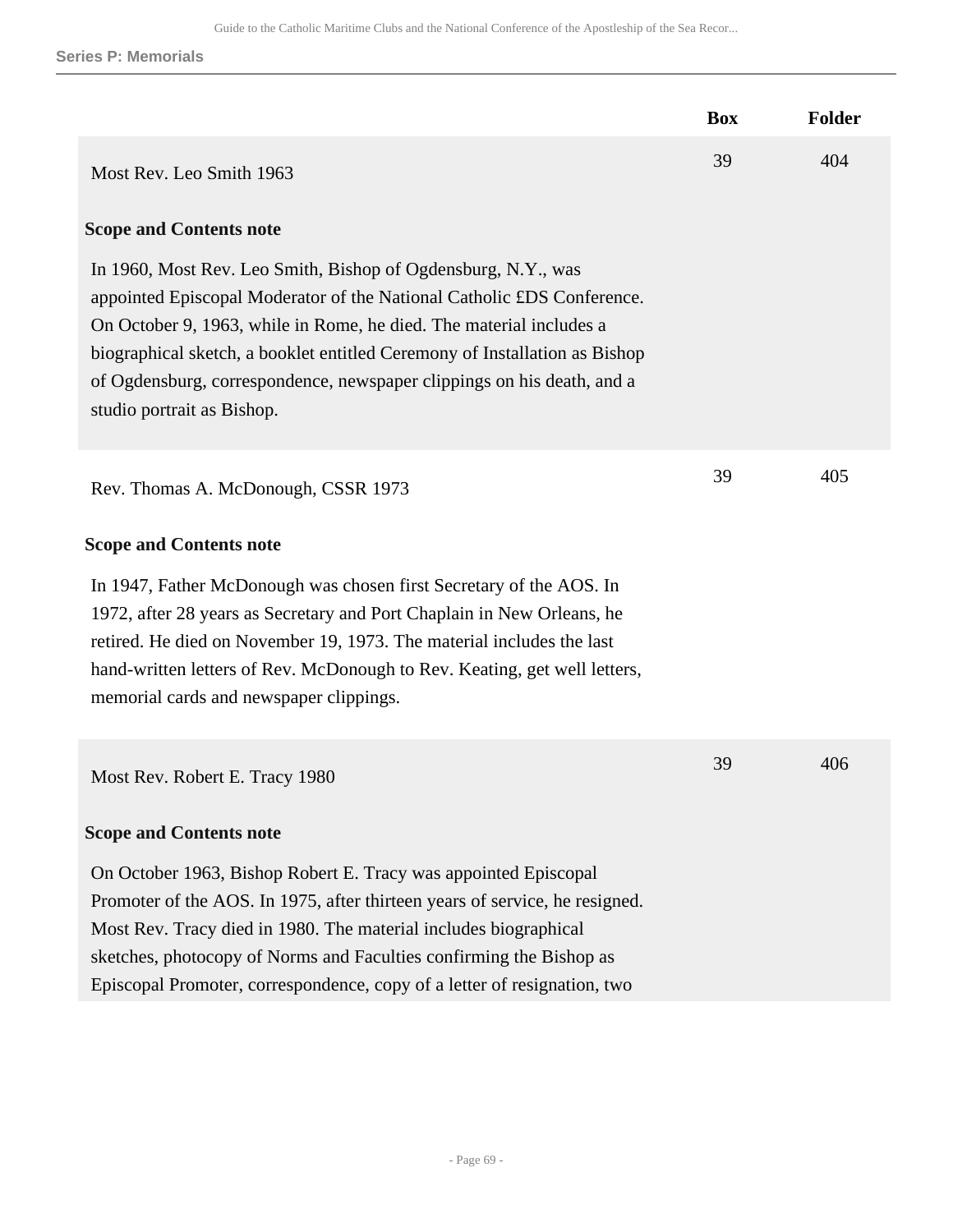**Series P: Memorials**

| | Box | Folder |
|---|---|---|
| Most Rev. Leo Smith 1963 | 39 | 404 |

**Scope and Contents note**

In 1960, Most Rev. Leo Smith, Bishop of Ogdensburg, N.Y., was appointed Episcopal Moderator of the National Catholic £DS Conference. On October 9, 1963, while in Rome, he died. The material includes a biographical sketch, a booklet entitled Ceremony of Installation as Bishop of Ogdensburg, correspondence, newspaper clippings on his death, and a studio portrait as Bishop.

| | Box | Folder |
|---|---|---|
| Rev. Thomas A. McDonough, CSSR 1973 | 39 | 405 |

**Scope and Contents note**

In 1947, Father McDonough was chosen first Secretary of the AOS. In 1972, after 28 years as Secretary and Port Chaplain in New Orleans, he retired. He died on November 19, 1973. The material includes the last hand-written letters of Rev. McDonough to Rev. Keating, get well letters, memorial cards and newspaper clippings.

| | Box | Folder |
|---|---|---|
| Most Rev. Robert E. Tracy 1980 | 39 | 406 |

**Scope and Contents note**

On October 1963, Bishop Robert E. Tracy was appointed Episcopal Promoter of the AOS. In 1975, after thirteen years of service, he resigned. Most Rev. Tracy died in 1980. The material includes biographical sketches, photocopy of Norms and Faculties confirming the Bishop as Episcopal Promoter, correspondence, copy of a letter of resignation, two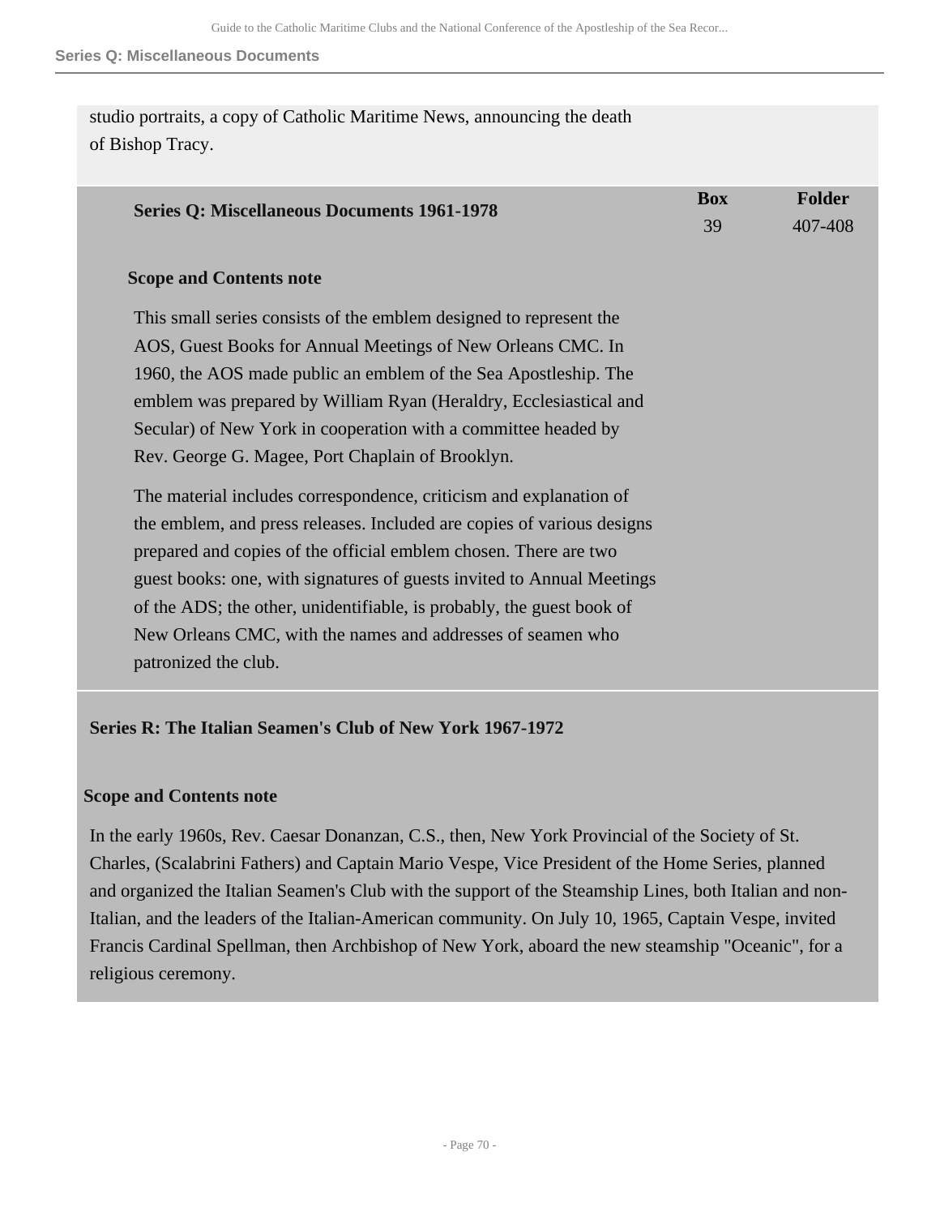studio portraits, a copy of Catholic Maritime News, announcing the death of Bishop Tracy.

| **Series Q: Miscellaneous Documents 1961-1978** | **Box** | **Folder** |
| --- | --- | --- |
| | 39 | 407-408 |

**Scope and Contents note**

This small series consists of the emblem designed to represent the AOS, Guest Books for Annual Meetings of New Orleans CMC. In 1960, the AOS made public an emblem of the Sea Apostleship. The emblem was prepared by William Ryan (Heraldry, Ecclesiastical and Secular) of New York in cooperation with a committee headed by Rev. George G. Magee, Port Chaplain of Brooklyn.

The material includes correspondence, criticism and explanation of the emblem, and press releases. Included are copies of various designs prepared and copies of the official emblem chosen. There are two guest books: one, with signatures of guests invited to Annual Meetings of the ADS; the other, unidentifiable, is probably, the guest book of New Orleans CMC, with the names and addresses of seamen who patronized the club.

## Series R: The Italian Seamen's Club of New York 1967-1972

**Scope and Contents note**

In the early 1960s, Rev. Caesar Donanzan, C.S., then, New York Provincial of the Society of St. Charles, (Scalabrini Fathers) and Captain Mario Vespe, Vice President of the Home Series, planned and organized the Italian Seamen's Club with the support of the Steamship Lines, both Italian and non-Italian, and the leaders of the Italian-American community. On July 10, 1965, Captain Vespe, invited Francis Cardinal Spellman, then Archbishop of New York, aboard the new steamship "Oceanic", for a religious ceremony.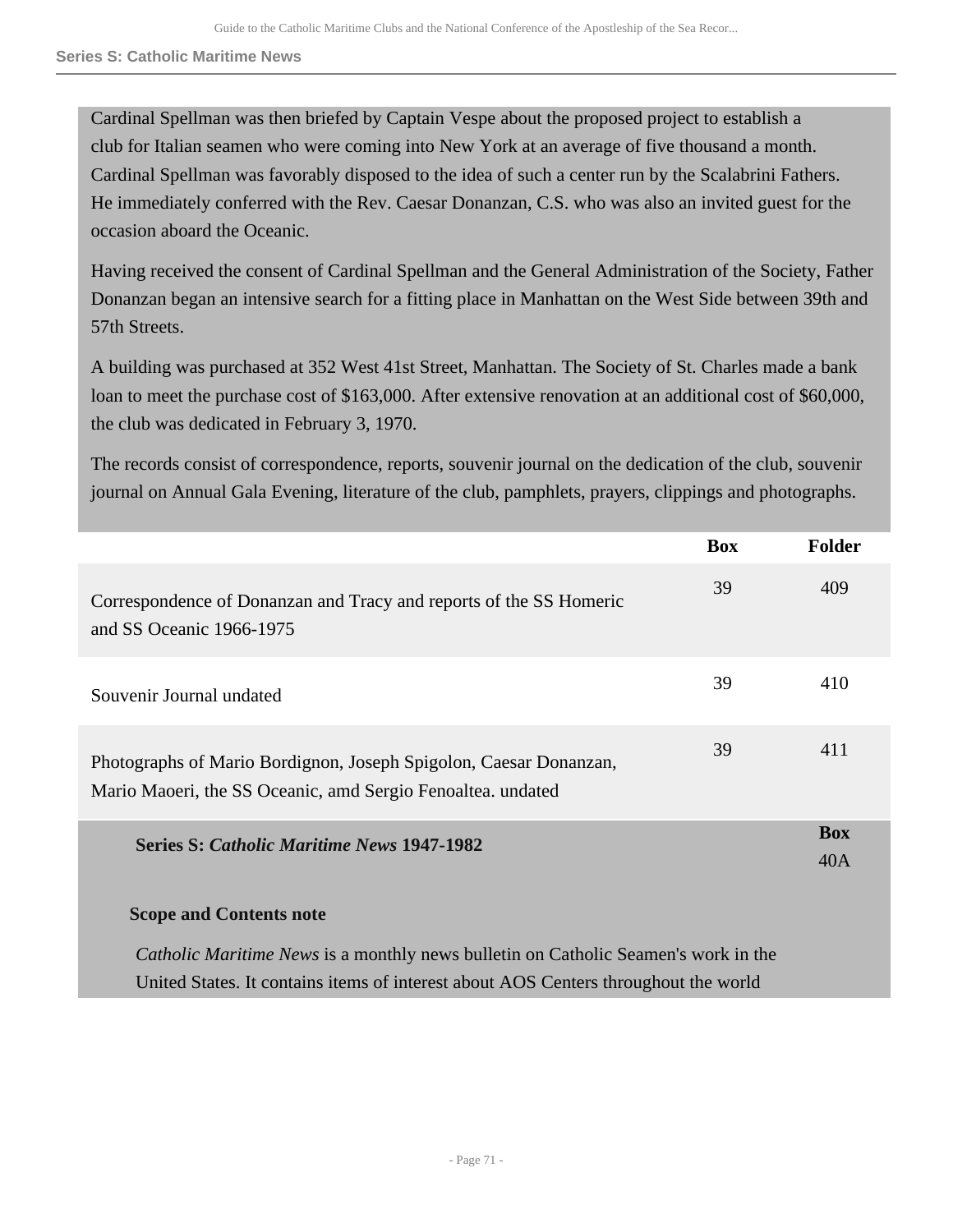Cardinal Spellman was then briefed by Captain Vespe about the proposed project to establish a club for Italian seamen who were coming into New York at an average of five thousand a month. Cardinal Spellman was favorably disposed to the idea of such a center run by the Scalabrini Fathers. He immediately conferred with the Rev. Caesar Donanzan, C.S. who was also an invited guest for the occasion aboard the Oceanic.

Having received the consent of Cardinal Spellman and the General Administration of the Society, Father Donanzan began an intensive search for a fitting place in Manhattan on the West Side between 39th and 57th Streets.

A building was purchased at 352 West 41st Street, Manhattan. The Society of St. Charles made a bank loan to meet the purchase cost of $163,000. After extensive renovation at an additional cost of $60,000, the club was dedicated in February 3, 1970.

The records consist of correspondence, reports, souvenir journal on the dedication of the club, souvenir journal on Annual Gala Evening, literature of the club, pamphlets, prayers, clippings and photographs.

| | Box | Folder |
| --- | --- | --- |
| Correspondence of Donanzan and Tracy and reports of the SS Homeric and SS Oceanic 1966-1975 | 39 | 409 |
| Souvenir Journal undated | 39 | 410 |
| Photographs of Mario Bordignon, Joseph Spigolon, Caesar Donanzan, Mario Maoeri, the SS Oceanic, amd Sergio Fenoaltea. undated | 39 | 411 |

## Series S: *Catholic Maritime News* 1947-1982

**Box** 40A

### Scope and Contents note

*Catholic Maritime News* is a monthly news bulletin on Catholic Seamen's work in the United States. It contains items of interest about AOS Centers throughout the world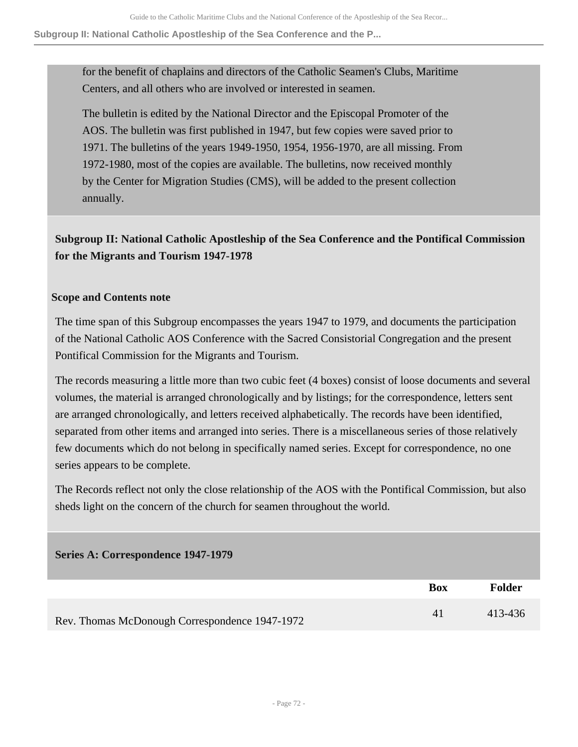for the benefit of chaplains and directors of the Catholic Seamen's Clubs, Maritime Centers, and all others who are involved or interested in seamen.

The bulletin is edited by the National Director and the Episcopal Promoter of the AOS. The bulletin was first published in 1947, but few copies were saved prior to 1971. The bulletins of the years 1949-1950, 1954, 1956-1970, are all missing. From 1972-1980, most of the copies are available. The bulletins, now received monthly by the Center for Migration Studies (CMS), will be added to the present collection annually.

## Subgroup II: National Catholic Apostleship of the Sea Conference and the Pontifical Commission for the Migrants and Tourism 1947-1978

### Scope and Contents note

The time span of this Subgroup encompasses the years 1947 to 1979, and documents the participation of the National Catholic AOS Conference with the Sacred Consistorial Congregation and the present Pontifical Commission for the Migrants and Tourism.

The records measuring a little more than two cubic feet (4 boxes) consist of loose documents and several volumes, the material is arranged chronologically and by listings; for the correspondence, letters sent are arranged chronologically, and letters received alphabetically. The records have been identified, separated from other items and arranged into series. There is a miscellaneous series of those relatively few documents which do not belong in specifically named series. Except for correspondence, no one series appears to be complete.

The Records reflect not only the close relationship of the AOS with the Pontifical Commission, but also sheds light on the concern of the church for seamen throughout the world.

### Series A: Correspondence 1947-1979

| | Box | Folder |
|---|---|---|
| Rev. Thomas McDonough Correspondence 1947-1972 | 41 | 413-436 |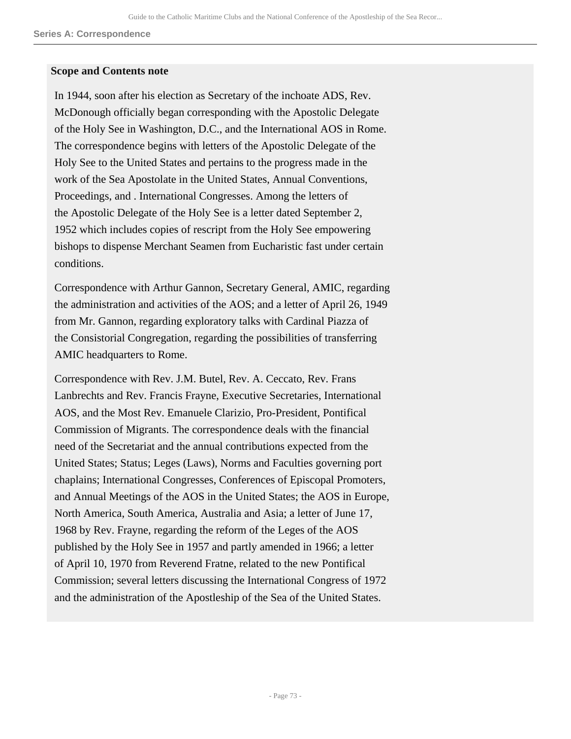**Series A: Correspondence**

**Scope and Contents note**

In 1944, soon after his election as Secretary of the inchoate ADS, Rev. McDonough officially began corresponding with the Apostolic Delegate of the Holy See in Washington, D.C., and the International AOS in Rome. The correspondence begins with letters of the Apostolic Delegate of the Holy See to the United States and pertains to the progress made in the work of the Sea Apostolate in the United States, Annual Conventions, Proceedings, and . International Congresses. Among the letters of the Apostolic Delegate of the Holy See is a letter dated September 2, 1952 which includes copies of rescript from the Holy See empowering bishops to dispense Merchant Seamen from Eucharistic fast under certain conditions.

Correspondence with Arthur Gannon, Secretary General, AMIC, regarding the administration and activities of the AOS; and a letter of April 26, 1949 from Mr. Gannon, regarding exploratory talks with Cardinal Piazza of the Consistorial Congregation, regarding the possibilities of transferring AMIC headquarters to Rome.

Correspondence with Rev. J.M. Butel, Rev. A. Ceccato, Rev. Frans Lanbrechts and Rev. Francis Frayne, Executive Secretaries, International AOS, and the Most Rev. Emanuele Clarizio, Pro-President, Pontifical Commission of Migrants. The correspondence deals with the financial need of the Secretariat and the annual contributions expected from the United States; Status; Leges (Laws), Norms and Faculties governing port chaplains; International Congresses, Conferences of Episcopal Promoters, and Annual Meetings of the AOS in the United States; the AOS in Europe, North America, South America, Australia and Asia; a letter of June 17, 1968 by Rev. Frayne, regarding the reform of the Leges of the AOS published by the Holy See in 1957 and partly amended in 1966; a letter of April 10, 1970 from Reverend Fratne, related to the new Pontifical Commission; several letters discussing the International Congress of 1972 and the administration of the Apostleship of the Sea of the United States.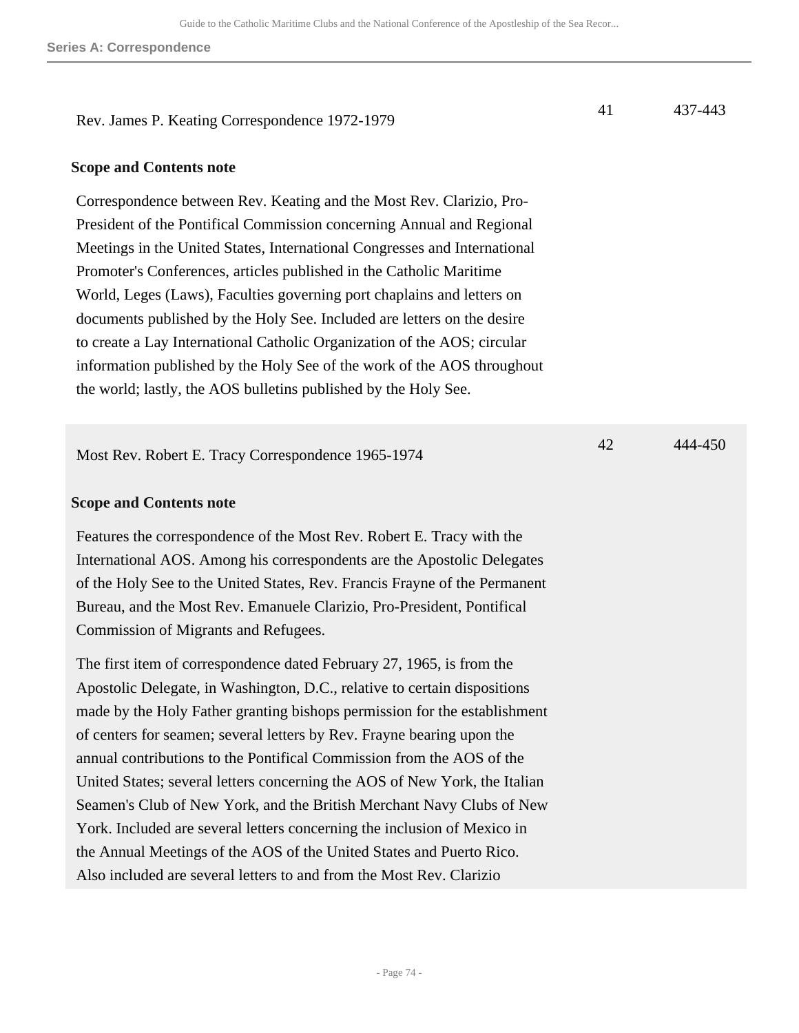Rev. James P. Keating Correspondence 1972-1979 | 41 | 437-443

**Scope and Contents note**

Correspondence between Rev. Keating and the Most Rev. Clarizio, Pro-President of the Pontifical Commission concerning Annual and Regional Meetings in the United States, International Congresses and International Promoter's Conferences, articles published in the Catholic Maritime World, Leges (Laws), Faculties governing port chaplains and letters on documents published by the Holy See. Included are letters on the desire to create a Lay International Catholic Organization of the AOS; circular information published by the Holy See of the work of the AOS throughout the world; lastly, the AOS bulletins published by the Holy See.

Most Rev. Robert E. Tracy Correspondence 1965-1974 | 42 | 444-450

**Scope and Contents note**

Features the correspondence of the Most Rev. Robert E. Tracy with the International AOS. Among his correspondents are the Apostolic Delegates of the Holy See to the United States, Rev. Francis Frayne of the Permanent Bureau, and the Most Rev. Emanuele Clarizio, Pro-President, Pontifical Commission of Migrants and Refugees.

The first item of correspondence dated February 27, 1965, is from the Apostolic Delegate, in Washington, D.C., relative to certain dispositions made by the Holy Father granting bishops permission for the establishment of centers for seamen; several letters by Rev. Frayne bearing upon the annual contributions to the Pontifical Commission from the AOS of the United States; several letters concerning the AOS of New York, the Italian Seamen's Club of New York, and the British Merchant Navy Clubs of New York. Included are several letters concerning the inclusion of Mexico in the Annual Meetings of the AOS of the United States and Puerto Rico. Also included are several letters to and from the Most Rev. Clarizio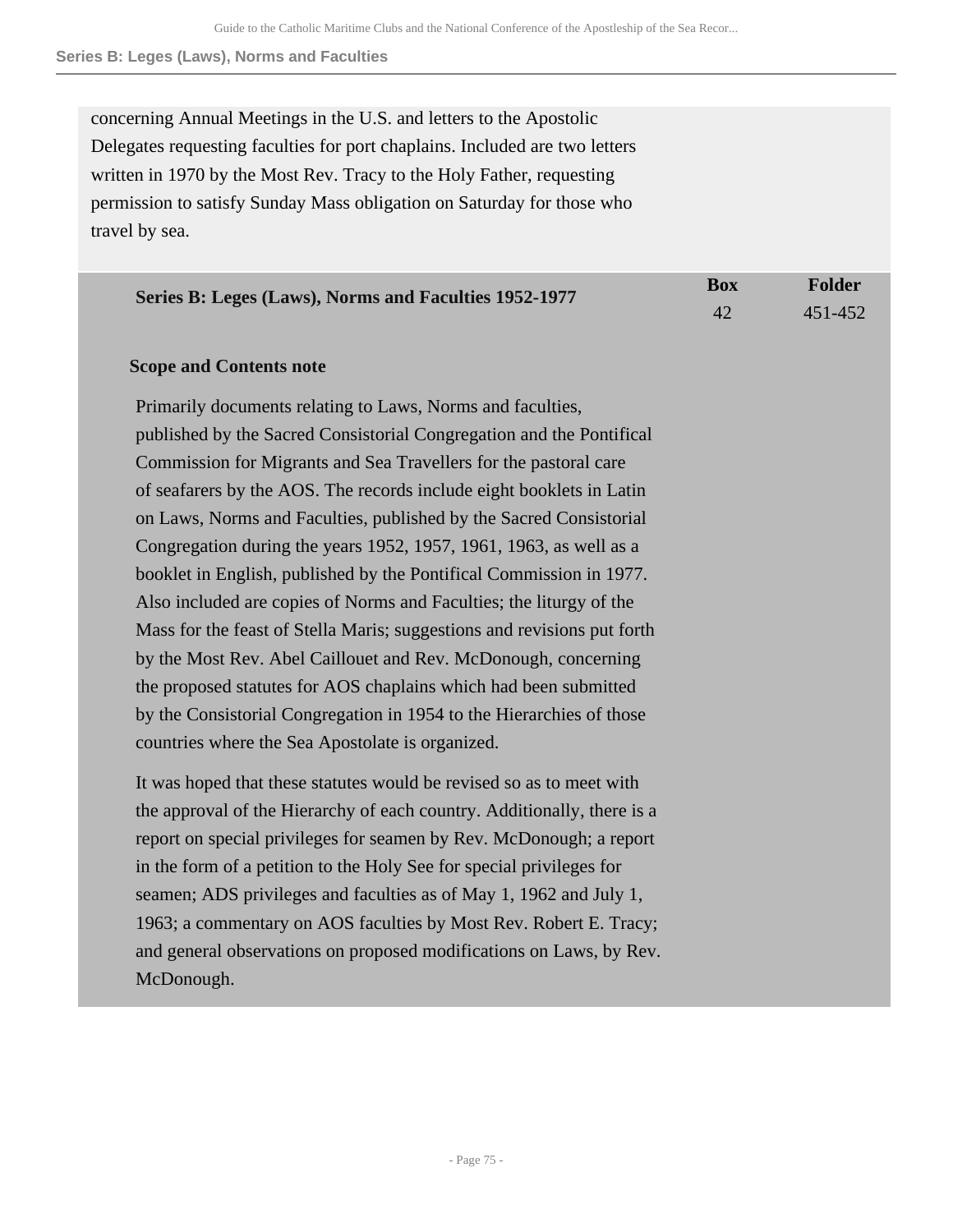concerning Annual Meetings in the U.S. and letters to the Apostolic Delegates requesting faculties for port chaplains. Included are two letters written in 1970 by the Most Rev. Tracy to the Holy Father, requesting permission to satisfy Sunday Mass obligation on Saturday for those who travel by sea.

| Series B: Leges (Laws), Norms and Faculties 1952-1977 | Box | Folder |
|---|---|---|
| | 42 | 451-452 |

**Scope and Contents note**

Primarily documents relating to Laws, Norms and faculties, published by the Sacred Consistorial Congregation and the Pontifical Commission for Migrants and Sea Travellers for the pastoral care of seafarers by the AOS. The records include eight booklets in Latin on Laws, Norms and Faculties, published by the Sacred Consistorial Congregation during the years 1952, 1957, 1961, 1963, as well as a booklet in English, published by the Pontifical Commission in 1977. Also included are copies of Norms and Faculties; the liturgy of the Mass for the feast of Stella Maris; suggestions and revisions put forth by the Most Rev. Abel Caillouet and Rev. McDonough, concerning the proposed statutes for AOS chaplains which had been submitted by the Consistorial Congregation in 1954 to the Hierarchies of those countries where the Sea Apostolate is organized.

It was hoped that these statutes would be revised so as to meet with the approval of the Hierarchy of each country. Additionally, there is a report on special privileges for seamen by Rev. McDonough; a report in the form of a petition to the Holy See for special privileges for seamen; ADS privileges and faculties as of May 1, 1962 and July 1, 1963; a commentary on AOS faculties by Most Rev. Robert E. Tracy; and general observations on proposed modifications on Laws, by Rev. McDonough.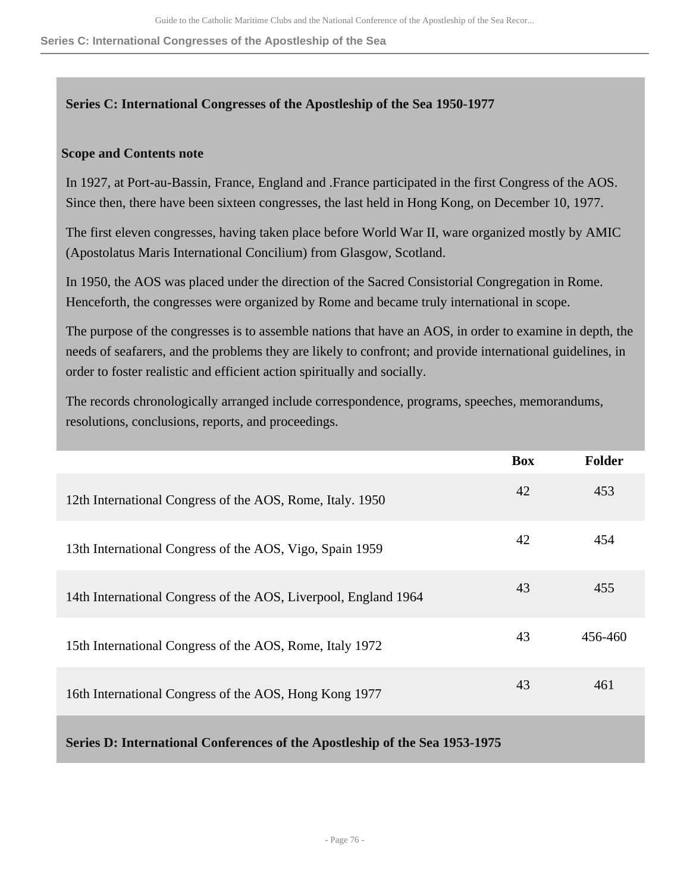## Series C: International Congresses of the Apostleship of the Sea 1950-1977

### Scope and Contents note

In 1927, at Port-au-Bassin, France, England and .France participated in the first Congress of the AOS. Since then, there have been sixteen congresses, the last held in Hong Kong, on December 10, 1977.

The first eleven congresses, having taken place before World War II, ware organized mostly by AMIC (Apostolatus Maris International Concilium) from Glasgow, Scotland.

In 1950, the AOS was placed under the direction of the Sacred Consistorial Congregation in Rome. Henceforth, the congresses were organized by Rome and became truly international in scope.

The purpose of the congresses is to assemble nations that have an AOS, in order to examine in depth, the needs of seafarers, and the problems they are likely to confront; and provide international guidelines, in order to foster realistic and efficient action spiritually and socially.

The records chronologically arranged include correspondence, programs, speeches, memorandums, resolutions, conclusions, reports, and proceedings.

| | Box | Folder |
|---|---|---|
| 12th International Congress of the AOS, Rome, Italy. 1950 | 42 | 453 |
| 13th International Congress of the AOS, Vigo, Spain 1959 | 42 | 454 |
| 14th International Congress of the AOS, Liverpool, England 1964 | 43 | 455 |
| 15th International Congress of the AOS, Rome, Italy 1972 | 43 | 456-460 |
| 16th International Congress of the AOS, Hong Kong 1977 | 43 | 461 |

## Series D: International Conferences of the Apostleship of the Sea 1953-1975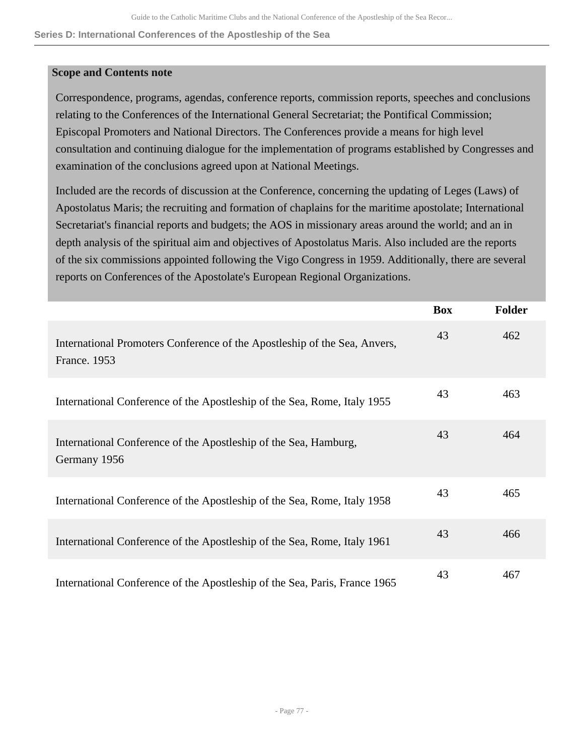## Series D: International Conferences of the Apostleship of the Sea

**Scope and Contents note**

Correspondence, programs, agendas, conference reports, commission reports, speeches and conclusions relating to the Conferences of the International General Secretariat; the Pontifical Commission; Episcopal Promoters and National Directors. The Conferences provide a means for high level consultation and continuing dialogue for the implementation of programs established by Congresses and examination of the conclusions agreed upon at National Meetings.

Included are the records of discussion at the Conference, concerning the updating of Leges (Laws) of Apostolatus Maris; the recruiting and formation of chaplains for the maritime apostolate; International Secretariat's financial reports and budgets; the AOS in missionary areas around the world; and an in depth analysis of the spiritual aim and objectives of Apostolatus Maris. Also included are the reports of the six commissions appointed following the Vigo Congress in 1959. Additionally, there are several reports on Conferences of the Apostolate's European Regional Organizations.

| | Box | Folder |
|---|---|---|
| International Promoters Conference of the Apostleship of the Sea, Anvers, France. 1953 | 43 | 462 |
| International Conference of the Apostleship of the Sea, Rome, Italy 1955 | 43 | 463 |
| International Conference of the Apostleship of the Sea, Hamburg, Germany 1956 | 43 | 464 |
| International Conference of the Apostleship of the Sea, Rome, Italy 1958 | 43 | 465 |
| International Conference of the Apostleship of the Sea, Rome, Italy 1961 | 43 | 466 |
| International Conference of the Apostleship of the Sea, Paris, France 1965 | 43 | 467 |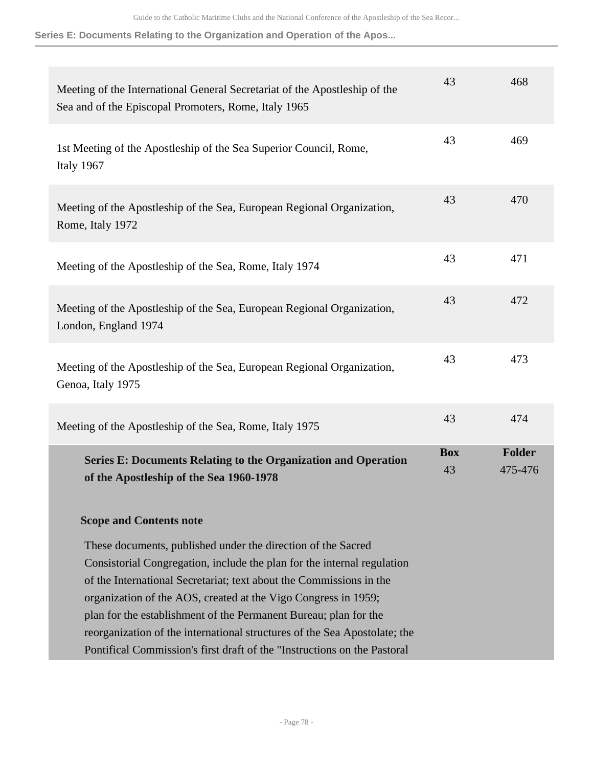| | | |
|---|---|---|
| Meeting of the International General Secretariat of the Apostleship of the Sea and of the Episcopal Promoters, Rome, Italy 1965 | 43 | 468 |
| 1st Meeting of the Apostleship of the Sea Superior Council, Rome, Italy 1967 | 43 | 469 |
| Meeting of the Apostleship of the Sea, European Regional Organization, Rome, Italy 1972 | 43 | 470 |
| Meeting of the Apostleship of the Sea, Rome, Italy 1974 | 43 | 471 |
| Meeting of the Apostleship of the Sea, European Regional Organization, London, England 1974 | 43 | 472 |
| Meeting of the Apostleship of the Sea, European Regional Organization, Genoa, Italy 1975 | 43 | 473 |
| Meeting of the Apostleship of the Sea, Rome, Italy 1975 | 43 | 474 |

| | Box | Folder |
|---|---|---|
| **Series E: Documents Relating to the Organization and Operation of the Apostleship of the Sea 1960-1978** | 43 | 475-476 |

**Scope and Contents note**

These documents, published under the direction of the Sacred Consistorial Congregation, include the plan for the internal regulation of the International Secretariat; text about the Commissions in the organization of the AOS, created at the Vigo Congress in 1959; plan for the establishment of the Permanent Bureau; plan for the reorganization of the international structures of the Sea Apostolate; the Pontifical Commission's first draft of the "Instructions on the Pastoral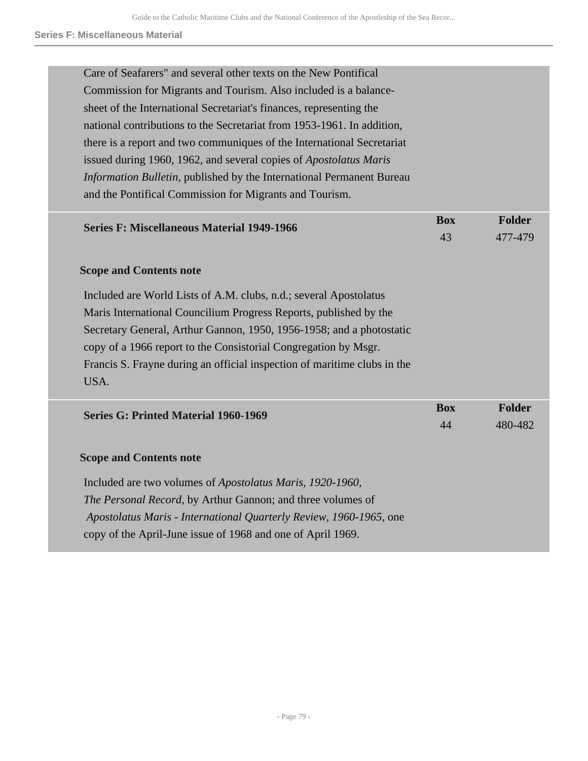Care of Seafarers" and several other texts on the New Pontifical Commission for Migrants and Tourism. Also included is a balance-sheet of the International Secretariat's finances, representing the national contributions to the Secretariat from 1953-1961. In addition, there is a report and two communiques of the International Secretariat issued during 1960, 1962, and several copies of *Apostolatus Maris Information Bulletin*, published by the International Permanent Bureau and the Pontifical Commission for Migrants and Tourism.

## Series F: Miscellaneous Material 1949-1966

| Box | Folder |
| --- | --- |
| 43 | 477-479 |

**Scope and Contents note**

Included are World Lists of A.M. clubs, n.d.; several Apostolatus Maris International Councilium Progress Reports, published by the Secretary General, Arthur Gannon, 1950, 1956-1958; and a photostatic copy of a 1966 report to the Consistorial Congregation by Msgr. Francis S. Frayne during an official inspection of maritime clubs in the USA.

## Series G: Printed Material 1960-1969

| Box | Folder |
| --- | --- |
| 44 | 480-482 |

**Scope and Contents note**

Included are two volumes of *Apostolatus Maris, 1920-1960, The Personal Record*, by Arthur Gannon; and three volumes of *Apostolatus Maris - International Quarterly Review, 1960-1965*, one copy of the April-June issue of 1968 and one of April 1969.